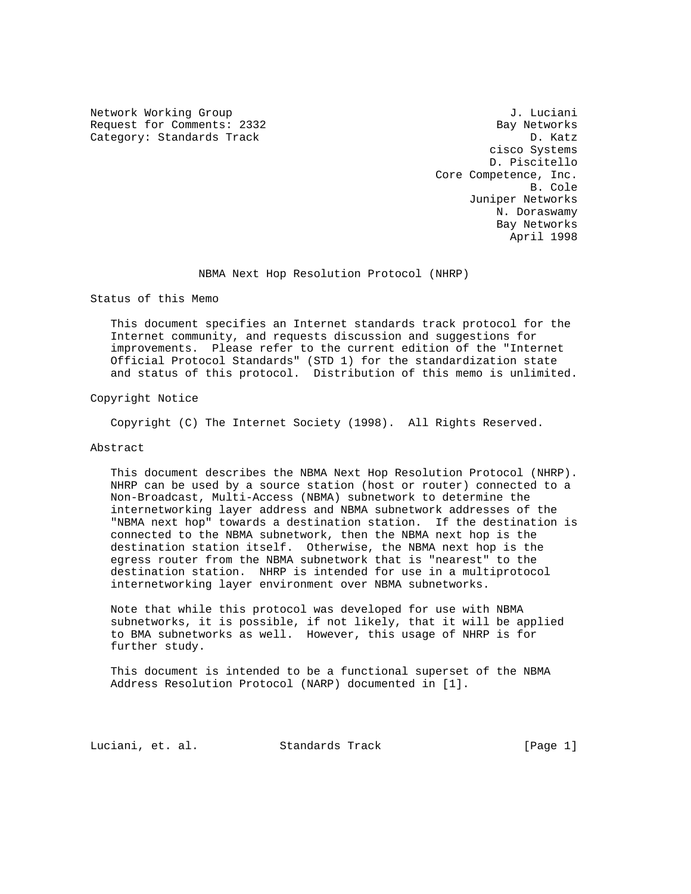Network Working Group J. Luciani
Request for Comments: 2332 Bay Networks
Category: Standards Track D. Katz
cisco Systems
D. Piscitello
Core Competence, Inc.
B. Cole
Juniper Networks
N. Doraswamy
Bay Networks
April 1998

# NBMA Next Hop Resolution Protocol (NHRP)

## Status of this Memo

This document specifies an Internet standards track protocol for the Internet community, and requests discussion and suggestions for improvements. Please refer to the current edition of the "Internet Official Protocol Standards" (STD 1) for the standardization state and status of this protocol. Distribution of this memo is unlimited.

## Copyright Notice

Copyright (C) The Internet Society (1998). All Rights Reserved.

## Abstract

This document describes the NBMA Next Hop Resolution Protocol (NHRP). NHRP can be used by a source station (host or router) connected to a Non-Broadcast, Multi-Access (NBMA) subnetwork to determine the internetworking layer address and NBMA subnetwork addresses of the "NBMA next hop" towards a destination station. If the destination is connected to the NBMA subnetwork, then the NBMA next hop is the destination station itself. Otherwise, the NBMA next hop is the egress router from the NBMA subnetwork that is "nearest" to the destination station. NHRP is intended for use in a multiprotocol internetworking layer environment over NBMA subnetworks.

Note that while this protocol was developed for use with NBMA subnetworks, it is possible, if not likely, that it will be applied to BMA subnetworks as well. However, this usage of NHRP is for further study.

This document is intended to be a functional superset of the NBMA Address Resolution Protocol (NARP) documented in [1].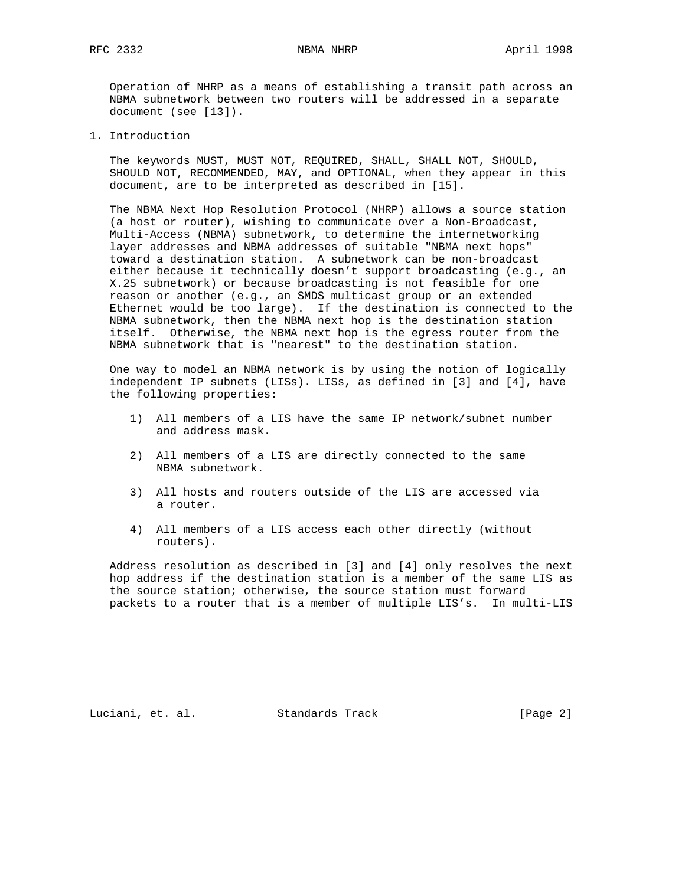Operation of NHRP as a means of establishing a transit path across an NBMA subnetwork between two routers will be addressed in a separate document (see [13]).

# 1. Introduction

The keywords MUST, MUST NOT, REQUIRED, SHALL, SHALL NOT, SHOULD, SHOULD NOT, RECOMMENDED, MAY, and OPTIONAL, when they appear in this document, are to be interpreted as described in [15].

The NBMA Next Hop Resolution Protocol (NHRP) allows a source station (a host or router), wishing to communicate over a Non-Broadcast, Multi-Access (NBMA) subnetwork, to determine the internetworking layer addresses and NBMA addresses of suitable "NBMA next hops" toward a destination station. A subnetwork can be non-broadcast either because it technically doesn't support broadcasting (e.g., an X.25 subnetwork) or because broadcasting is not feasible for one reason or another (e.g., an SMDS multicast group or an extended Ethernet would be too large). If the destination is connected to the NBMA subnetwork, then the NBMA next hop is the destination station itself. Otherwise, the NBMA next hop is the egress router from the NBMA subnetwork that is "nearest" to the destination station.

One way to model an NBMA network is by using the notion of logically independent IP subnets (LISs). LISs, as defined in [3] and [4], have the following properties:

1) All members of a LIS have the same IP network/subnet number and address mask.

2) All members of a LIS are directly connected to the same NBMA subnetwork.

3) All hosts and routers outside of the LIS are accessed via a router.

4) All members of a LIS access each other directly (without routers).

Address resolution as described in [3] and [4] only resolves the next hop address if the destination station is a member of the same LIS as the source station; otherwise, the source station must forward packets to a router that is a member of multiple LIS's. In multi-LIS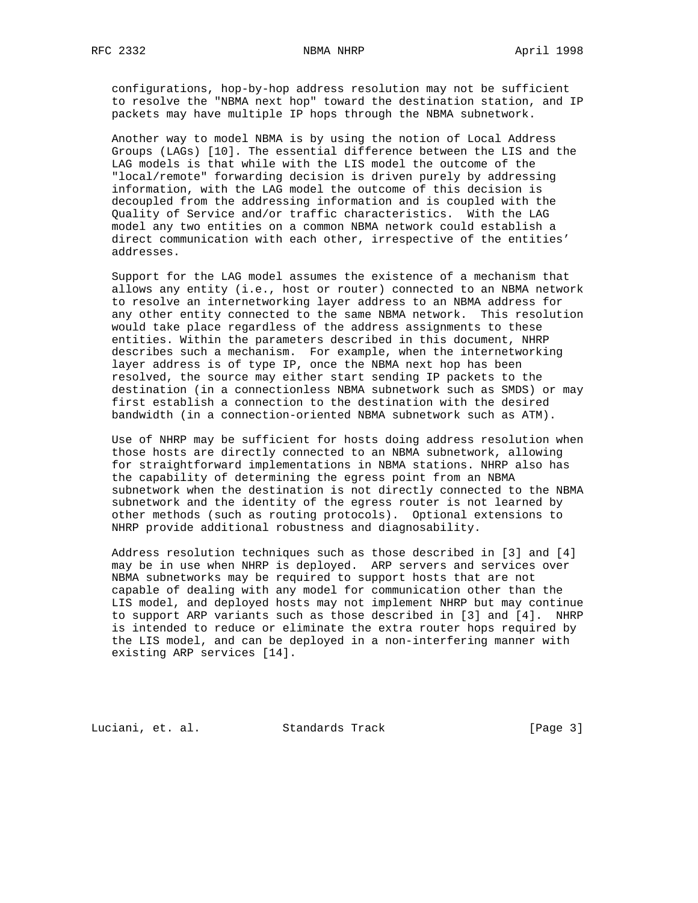configurations, hop-by-hop address resolution may not be sufficient to resolve the "NBMA next hop" toward the destination station, and IP packets may have multiple IP hops through the NBMA subnetwork.

Another way to model NBMA is by using the notion of Local Address Groups (LAGs) [10]. The essential difference between the LIS and the LAG models is that while with the LIS model the outcome of the "local/remote" forwarding decision is driven purely by addressing information, with the LAG model the outcome of this decision is decoupled from the addressing information and is coupled with the Quality of Service and/or traffic characteristics. With the LAG model any two entities on a common NBMA network could establish a direct communication with each other, irrespective of the entities' addresses.

Support for the LAG model assumes the existence of a mechanism that allows any entity (i.e., host or router) connected to an NBMA network to resolve an internetworking layer address to an NBMA address for any other entity connected to the same NBMA network. This resolution would take place regardless of the address assignments to these entities. Within the parameters described in this document, NHRP describes such a mechanism. For example, when the internetworking layer address is of type IP, once the NBMA next hop has been resolved, the source may either start sending IP packets to the destination (in a connectionless NBMA subnetwork such as SMDS) or may first establish a connection to the destination with the desired bandwidth (in a connection-oriented NBMA subnetwork such as ATM).

Use of NHRP may be sufficient for hosts doing address resolution when those hosts are directly connected to an NBMA subnetwork, allowing for straightforward implementations in NBMA stations. NHRP also has the capability of determining the egress point from an NBMA subnetwork when the destination is not directly connected to the NBMA subnetwork and the identity of the egress router is not learned by other methods (such as routing protocols). Optional extensions to NHRP provide additional robustness and diagnosability.

Address resolution techniques such as those described in [3] and [4] may be in use when NHRP is deployed. ARP servers and services over NBMA subnetworks may be required to support hosts that are not capable of dealing with any model for communication other than the LIS model, and deployed hosts may not implement NHRP but may continue to support ARP variants such as those described in [3] and [4]. NHRP is intended to reduce or eliminate the extra router hops required by the LIS model, and can be deployed in a non-interfering manner with existing ARP services [14].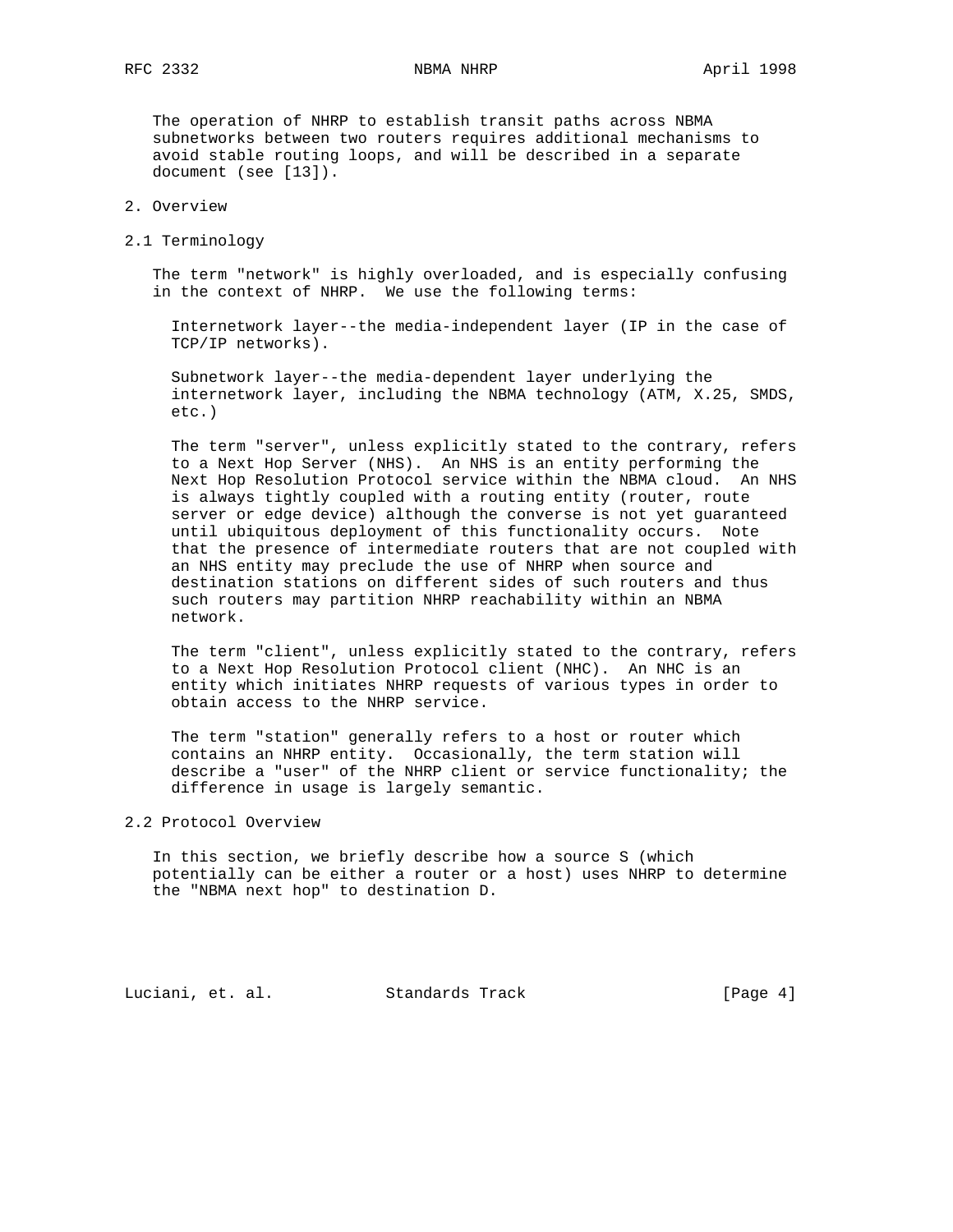The operation of NHRP to establish transit paths across NBMA subnetworks between two routers requires additional mechanisms to avoid stable routing loops, and will be described in a separate document (see [13]).

## 2. Overview

### 2.1 Terminology

The term "network" is highly overloaded, and is especially confusing in the context of NHRP. We use the following terms:

Internetwork layer--the media-independent layer (IP in the case of TCP/IP networks).

Subnetwork layer--the media-dependent layer underlying the internetwork layer, including the NBMA technology (ATM, X.25, SMDS, etc.)

The term "server", unless explicitly stated to the contrary, refers to a Next Hop Server (NHS). An NHS is an entity performing the Next Hop Resolution Protocol service within the NBMA cloud. An NHS is always tightly coupled with a routing entity (router, route server or edge device) although the converse is not yet guaranteed until ubiquitous deployment of this functionality occurs. Note that the presence of intermediate routers that are not coupled with an NHS entity may preclude the use of NHRP when source and destination stations on different sides of such routers and thus such routers may partition NHRP reachability within an NBMA network.

The term "client", unless explicitly stated to the contrary, refers to a Next Hop Resolution Protocol client (NHC). An NHC is an entity which initiates NHRP requests of various types in order to obtain access to the NHRP service.

The term "station" generally refers to a host or router which contains an NHRP entity. Occasionally, the term station will describe a "user" of the NHRP client or service functionality; the difference in usage is largely semantic.

### 2.2 Protocol Overview

In this section, we briefly describe how a source S (which potentially can be either a router or a host) uses NHRP to determine the "NBMA next hop" to destination D.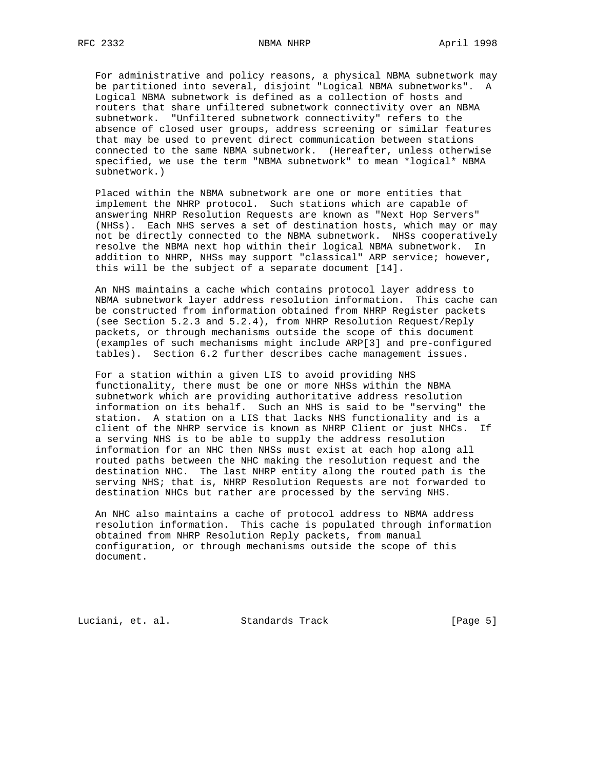For administrative and policy reasons, a physical NBMA subnetwork may be partitioned into several, disjoint "Logical NBMA subnetworks". A Logical NBMA subnetwork is defined as a collection of hosts and routers that share unfiltered subnetwork connectivity over an NBMA subnetwork. "Unfiltered subnetwork connectivity" refers to the absence of closed user groups, address screening or similar features that may be used to prevent direct communication between stations connected to the same NBMA subnetwork. (Hereafter, unless otherwise specified, we use the term "NBMA subnetwork" to mean *logical* NBMA subnetwork.)

Placed within the NBMA subnetwork are one or more entities that implement the NHRP protocol. Such stations which are capable of answering NHRP Resolution Requests are known as "Next Hop Servers" (NHSs). Each NHS serves a set of destination hosts, which may or may not be directly connected to the NBMA subnetwork. NHSs cooperatively resolve the NBMA next hop within their logical NBMA subnetwork. In addition to NHRP, NHSs may support "classical" ARP service; however, this will be the subject of a separate document [14].

An NHS maintains a cache which contains protocol layer address to NBMA subnetwork layer address resolution information. This cache can be constructed from information obtained from NHRP Register packets (see Section 5.2.3 and 5.2.4), from NHRP Resolution Request/Reply packets, or through mechanisms outside the scope of this document (examples of such mechanisms might include ARP[3] and pre-configured tables). Section 6.2 further describes cache management issues.

For a station within a given LIS to avoid providing NHS functionality, there must be one or more NHSs within the NBMA subnetwork which are providing authoritative address resolution information on its behalf. Such an NHS is said to be "serving" the station. A station on a LIS that lacks NHS functionality and is a client of the NHRP service is known as NHRP Client or just NHCs. If a serving NHS is to be able to supply the address resolution information for an NHC then NHSs must exist at each hop along all routed paths between the NHC making the resolution request and the destination NHC. The last NHRP entity along the routed path is the serving NHS; that is, NHRP Resolution Requests are not forwarded to destination NHCs but rather are processed by the serving NHS.

An NHC also maintains a cache of protocol address to NBMA address resolution information. This cache is populated through information obtained from NHRP Resolution Reply packets, from manual configuration, or through mechanisms outside the scope of this document.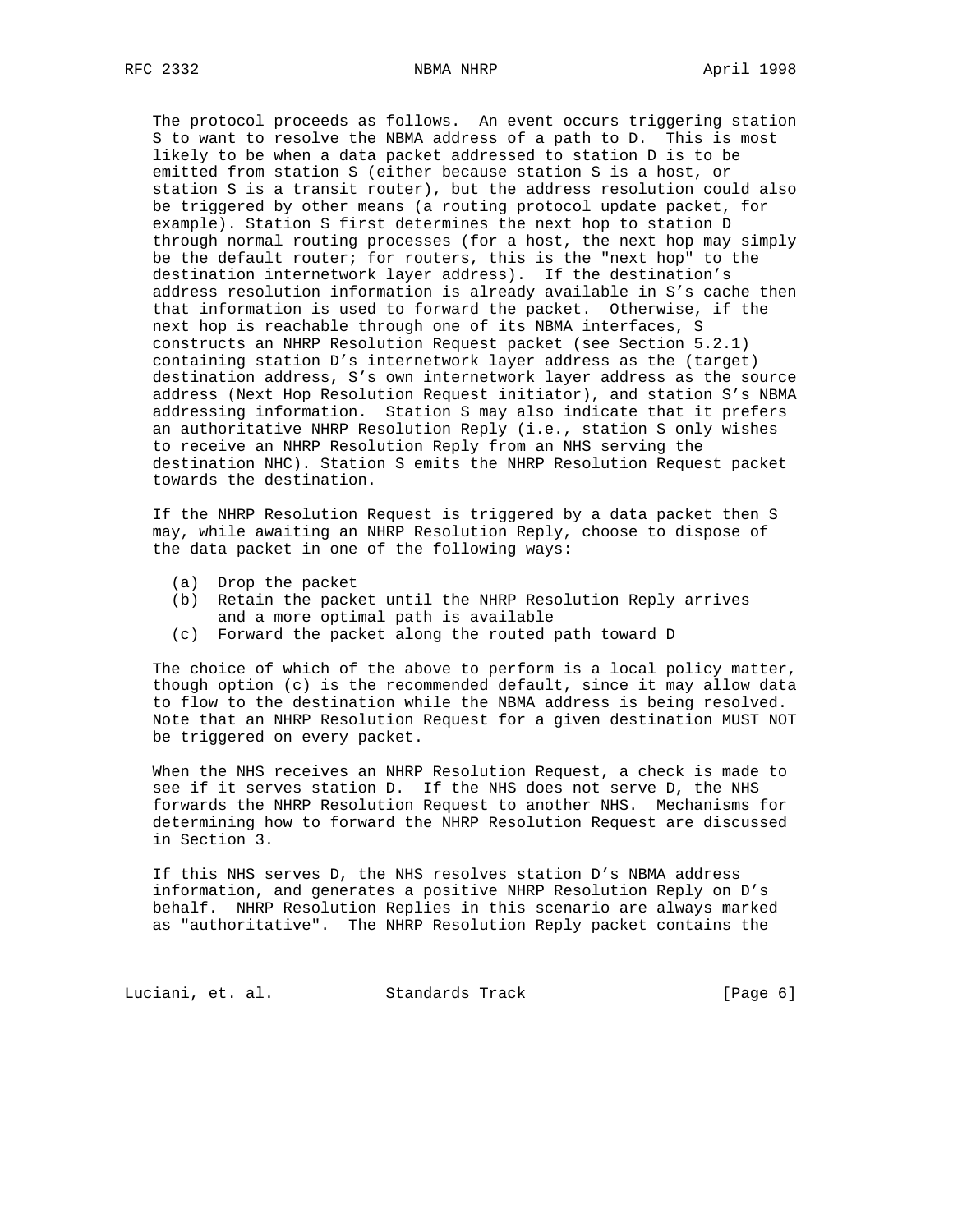The protocol proceeds as follows. An event occurs triggering station S to want to resolve the NBMA address of a path to D. This is most likely to be when a data packet addressed to station D is to be emitted from station S (either because station S is a host, or station S is a transit router), but the address resolution could also be triggered by other means (a routing protocol update packet, for example). Station S first determines the next hop to station D through normal routing processes (for a host, the next hop may simply be the default router; for routers, this is the "next hop" to the destination internetwork layer address). If the destination's address resolution information is already available in S's cache then that information is used to forward the packet. Otherwise, if the next hop is reachable through one of its NBMA interfaces, S constructs an NHRP Resolution Request packet (see Section 5.2.1) containing station D's internetwork layer address as the (target) destination address, S's own internetwork layer address as the source address (Next Hop Resolution Request initiator), and station S's NBMA addressing information. Station S may also indicate that it prefers an authoritative NHRP Resolution Reply (i.e., station S only wishes to receive an NHRP Resolution Reply from an NHS serving the destination NHC). Station S emits the NHRP Resolution Request packet towards the destination.

If the NHRP Resolution Request is triggered by a data packet then S may, while awaiting an NHRP Resolution Reply, choose to dispose of the data packet in one of the following ways:

(a) Drop the packet
(b) Retain the packet until the NHRP Resolution Reply arrives and a more optimal path is available
(c) Forward the packet along the routed path toward D

The choice of which of the above to perform is a local policy matter, though option (c) is the recommended default, since it may allow data to flow to the destination while the NBMA address is being resolved. Note that an NHRP Resolution Request for a given destination MUST NOT be triggered on every packet.

When the NHS receives an NHRP Resolution Request, a check is made to see if it serves station D. If the NHS does not serve D, the NHS forwards the NHRP Resolution Request to another NHS. Mechanisms for determining how to forward the NHRP Resolution Request are discussed in Section 3.

If this NHS serves D, the NHS resolves station D's NBMA address information, and generates a positive NHRP Resolution Reply on D's behalf. NHRP Resolution Replies in this scenario are always marked as "authoritative". The NHRP Resolution Reply packet contains the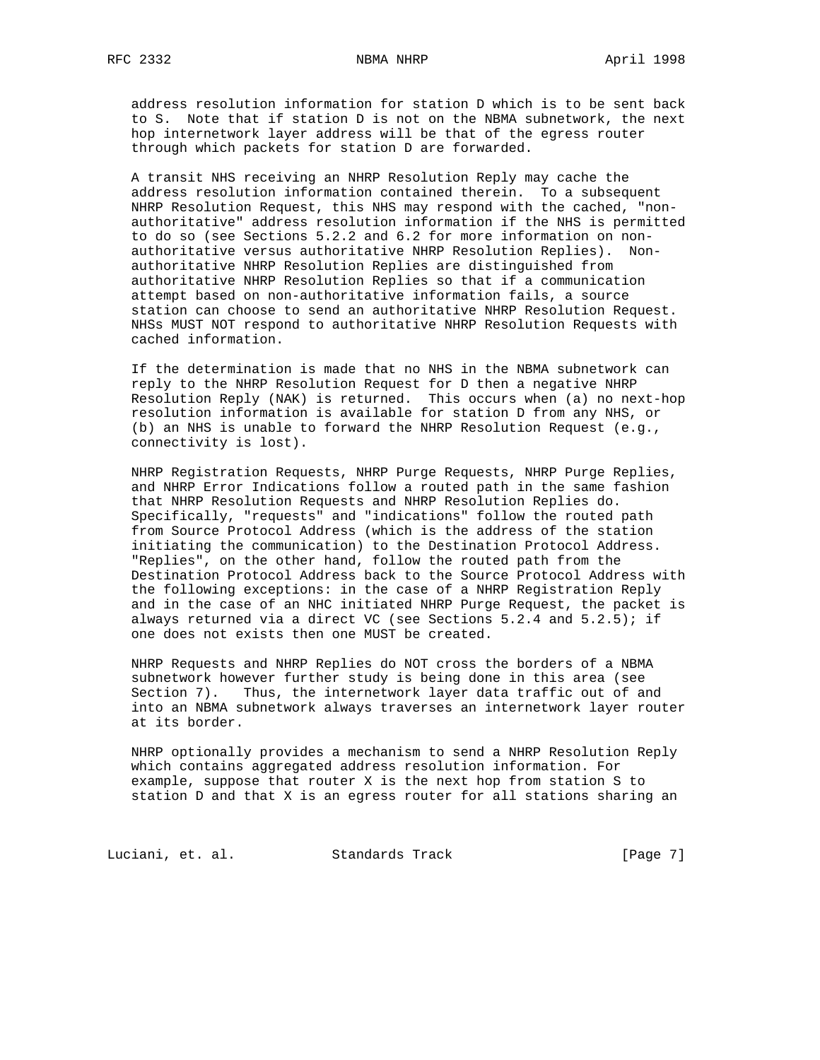address resolution information for station D which is to be sent back to S. Note that if station D is not on the NBMA subnetwork, the next hop internetwork layer address will be that of the egress router through which packets for station D are forwarded.

A transit NHS receiving an NHRP Resolution Reply may cache the address resolution information contained therein. To a subsequent NHRP Resolution Request, this NHS may respond with the cached, "non-authoritative" address resolution information if the NHS is permitted to do so (see Sections 5.2.2 and 6.2 for more information on non-authoritative versus authoritative NHRP Resolution Replies). Non-authoritative NHRP Resolution Replies are distinguished from authoritative NHRP Resolution Replies so that if a communication attempt based on non-authoritative information fails, a source station can choose to send an authoritative NHRP Resolution Request. NHSs MUST NOT respond to authoritative NHRP Resolution Requests with cached information.

If the determination is made that no NHS in the NBMA subnetwork can reply to the NHRP Resolution Request for D then a negative NHRP Resolution Reply (NAK) is returned. This occurs when (a) no next-hop resolution information is available for station D from any NHS, or (b) an NHS is unable to forward the NHRP Resolution Request (e.g., connectivity is lost).

NHRP Registration Requests, NHRP Purge Requests, NHRP Purge Replies, and NHRP Error Indications follow a routed path in the same fashion that NHRP Resolution Requests and NHRP Resolution Replies do. Specifically, "requests" and "indications" follow the routed path from Source Protocol Address (which is the address of the station initiating the communication) to the Destination Protocol Address. "Replies", on the other hand, follow the routed path from the Destination Protocol Address back to the Source Protocol Address with the following exceptions: in the case of a NHRP Registration Reply and in the case of an NHC initiated NHRP Purge Request, the packet is always returned via a direct VC (see Sections 5.2.4 and 5.2.5); if one does not exists then one MUST be created.

NHRP Requests and NHRP Replies do NOT cross the borders of a NBMA subnetwork however further study is being done in this area (see Section 7). Thus, the internetwork layer data traffic out of and into an NBMA subnetwork always traverses an internetwork layer router at its border.

NHRP optionally provides a mechanism to send a NHRP Resolution Reply which contains aggregated address resolution information. For example, suppose that router X is the next hop from station S to station D and that X is an egress router for all stations sharing an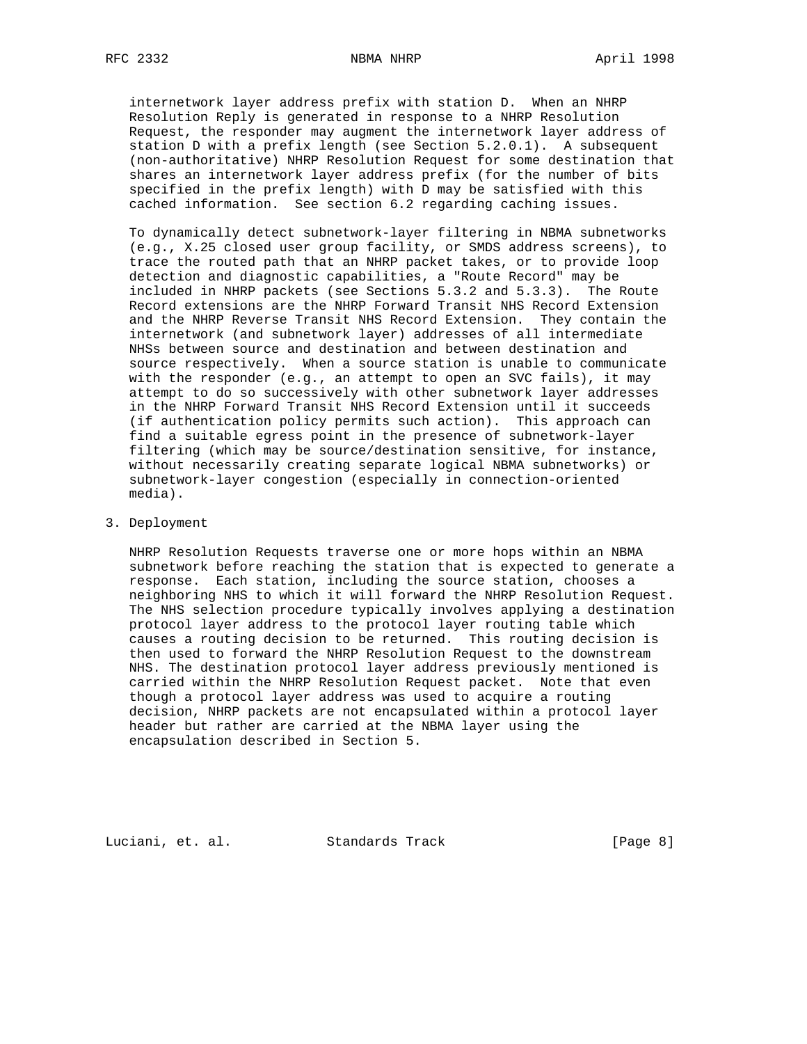internetwork layer address prefix with station D. When an NHRP Resolution Reply is generated in response to a NHRP Resolution Request, the responder may augment the internetwork layer address of station D with a prefix length (see Section 5.2.0.1). A subsequent (non-authoritative) NHRP Resolution Request for some destination that shares an internetwork layer address prefix (for the number of bits specified in the prefix length) with D may be satisfied with this cached information. See section 6.2 regarding caching issues.

To dynamically detect subnetwork-layer filtering in NBMA subnetworks (e.g., X.25 closed user group facility, or SMDS address screens), to trace the routed path that an NHRP packet takes, or to provide loop detection and diagnostic capabilities, a "Route Record" may be included in NHRP packets (see Sections 5.3.2 and 5.3.3). The Route Record extensions are the NHRP Forward Transit NHS Record Extension and the NHRP Reverse Transit NHS Record Extension. They contain the internetwork (and subnetwork layer) addresses of all intermediate NHSs between source and destination and between destination and source respectively. When a source station is unable to communicate with the responder (e.g., an attempt to open an SVC fails), it may attempt to do so successively with other subnetwork layer addresses in the NHRP Forward Transit NHS Record Extension until it succeeds (if authentication policy permits such action). This approach can find a suitable egress point in the presence of subnetwork-layer filtering (which may be source/destination sensitive, for instance, without necessarily creating separate logical NBMA subnetworks) or subnetwork-layer congestion (especially in connection-oriented media).

## 3. Deployment

NHRP Resolution Requests traverse one or more hops within an NBMA subnetwork before reaching the station that is expected to generate a response. Each station, including the source station, chooses a neighboring NHS to which it will forward the NHRP Resolution Request. The NHS selection procedure typically involves applying a destination protocol layer address to the protocol layer routing table which causes a routing decision to be returned. This routing decision is then used to forward the NHRP Resolution Request to the downstream NHS. The destination protocol layer address previously mentioned is carried within the NHRP Resolution Request packet. Note that even though a protocol layer address was used to acquire a routing decision, NHRP packets are not encapsulated within a protocol layer header but rather are carried at the NBMA layer using the encapsulation described in Section 5.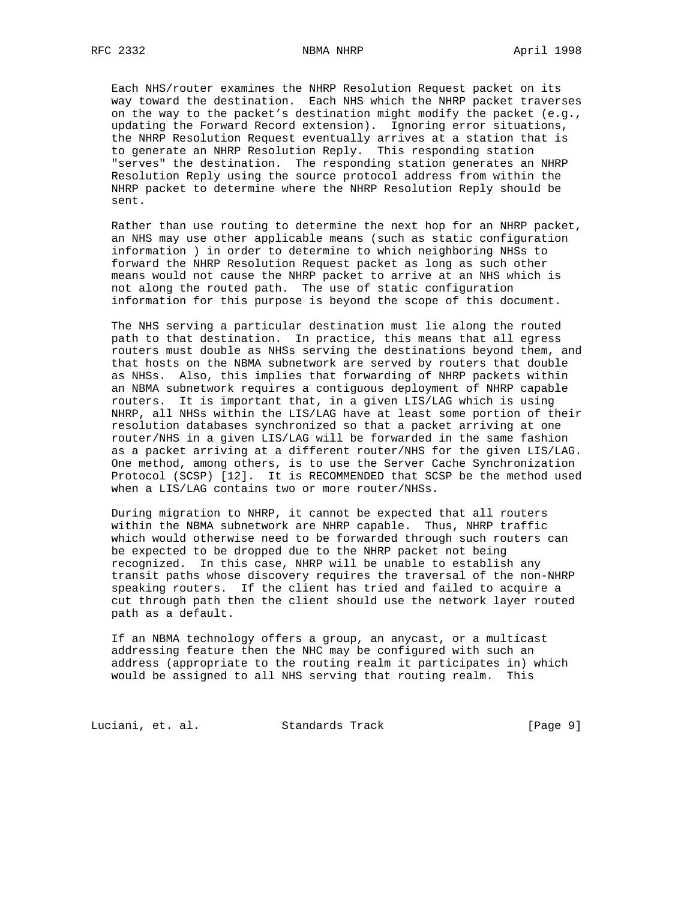Each NHS/router examines the NHRP Resolution Request packet on its way toward the destination. Each NHS which the NHRP packet traverses on the way to the packet's destination might modify the packet (e.g., updating the Forward Record extension). Ignoring error situations, the NHRP Resolution Request eventually arrives at a station that is to generate an NHRP Resolution Reply. This responding station "serves" the destination. The responding station generates an NHRP Resolution Reply using the source protocol address from within the NHRP packet to determine where the NHRP Resolution Reply should be sent.

Rather than use routing to determine the next hop for an NHRP packet, an NHS may use other applicable means (such as static configuration information ) in order to determine to which neighboring NHSs to forward the NHRP Resolution Request packet as long as such other means would not cause the NHRP packet to arrive at an NHS which is not along the routed path. The use of static configuration information for this purpose is beyond the scope of this document.

The NHS serving a particular destination must lie along the routed path to that destination. In practice, this means that all egress routers must double as NHSs serving the destinations beyond them, and that hosts on the NBMA subnetwork are served by routers that double as NHSs. Also, this implies that forwarding of NHRP packets within an NBMA subnetwork requires a contiguous deployment of NHRP capable routers. It is important that, in a given LIS/LAG which is using NHRP, all NHSs within the LIS/LAG have at least some portion of their resolution databases synchronized so that a packet arriving at one router/NHS in a given LIS/LAG will be forwarded in the same fashion as a packet arriving at a different router/NHS for the given LIS/LAG. One method, among others, is to use the Server Cache Synchronization Protocol (SCSP) [12]. It is RECOMMENDED that SCSP be the method used when a LIS/LAG contains two or more router/NHSs.

During migration to NHRP, it cannot be expected that all routers within the NBMA subnetwork are NHRP capable. Thus, NHRP traffic which would otherwise need to be forwarded through such routers can be expected to be dropped due to the NHRP packet not being recognized. In this case, NHRP will be unable to establish any transit paths whose discovery requires the traversal of the non-NHRP speaking routers. If the client has tried and failed to acquire a cut through path then the client should use the network layer routed path as a default.

If an NBMA technology offers a group, an anycast, or a multicast addressing feature then the NHC may be configured with such an address (appropriate to the routing realm it participates in) which would be assigned to all NHS serving that routing realm. This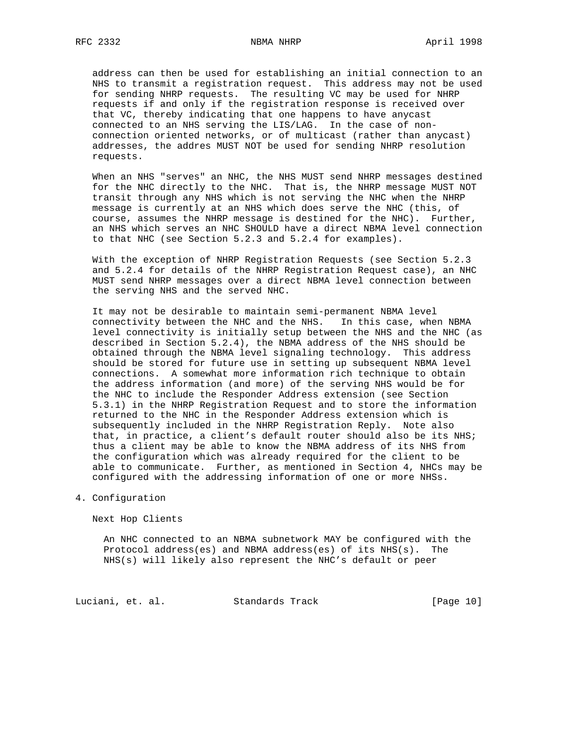address can then be used for establishing an initial connection to an NHS to transmit a registration request. This address may not be used for sending NHRP requests. The resulting VC may be used for NHRP requests if and only if the registration response is received over that VC, thereby indicating that one happens to have anycast connected to an NHS serving the LIS/LAG. In the case of non-connection oriented networks, or of multicast (rather than anycast) addresses, the addres MUST NOT be used for sending NHRP resolution requests.

When an NHS "serves" an NHC, the NHS MUST send NHRP messages destined for the NHC directly to the NHC. That is, the NHRP message MUST NOT transit through any NHS which is not serving the NHC when the NHRP message is currently at an NHS which does serve the NHC (this, of course, assumes the NHRP message is destined for the NHC). Further, an NHS which serves an NHC SHOULD have a direct NBMA level connection to that NHC (see Section 5.2.3 and 5.2.4 for examples).

With the exception of NHRP Registration Requests (see Section 5.2.3 and 5.2.4 for details of the NHRP Registration Request case), an NHC MUST send NHRP messages over a direct NBMA level connection between the serving NHS and the served NHC.

It may not be desirable to maintain semi-permanent NBMA level connectivity between the NHC and the NHS. In this case, when NBMA level connectivity is initially setup between the NHS and the NHC (as described in Section 5.2.4), the NBMA address of the NHS should be obtained through the NBMA level signaling technology. This address should be stored for future use in setting up subsequent NBMA level connections. A somewhat more information rich technique to obtain the address information (and more) of the serving NHS would be for the NHC to include the Responder Address extension (see Section 5.3.1) in the NHRP Registration Request and to store the information returned to the NHC in the Responder Address extension which is subsequently included in the NHRP Registration Reply. Note also that, in practice, a client's default router should also be its NHS; thus a client may be able to know the NBMA address of its NHS from the configuration which was already required for the client to be able to communicate. Further, as mentioned in Section 4, NHCs may be configured with the addressing information of one or more NHSs.

## 4. Configuration

### Next Hop Clients

An NHC connected to an NBMA subnetwork MAY be configured with the Protocol address(es) and NBMA address(es) of its NHS(s). The NHS(s) will likely also represent the NHC's default or peer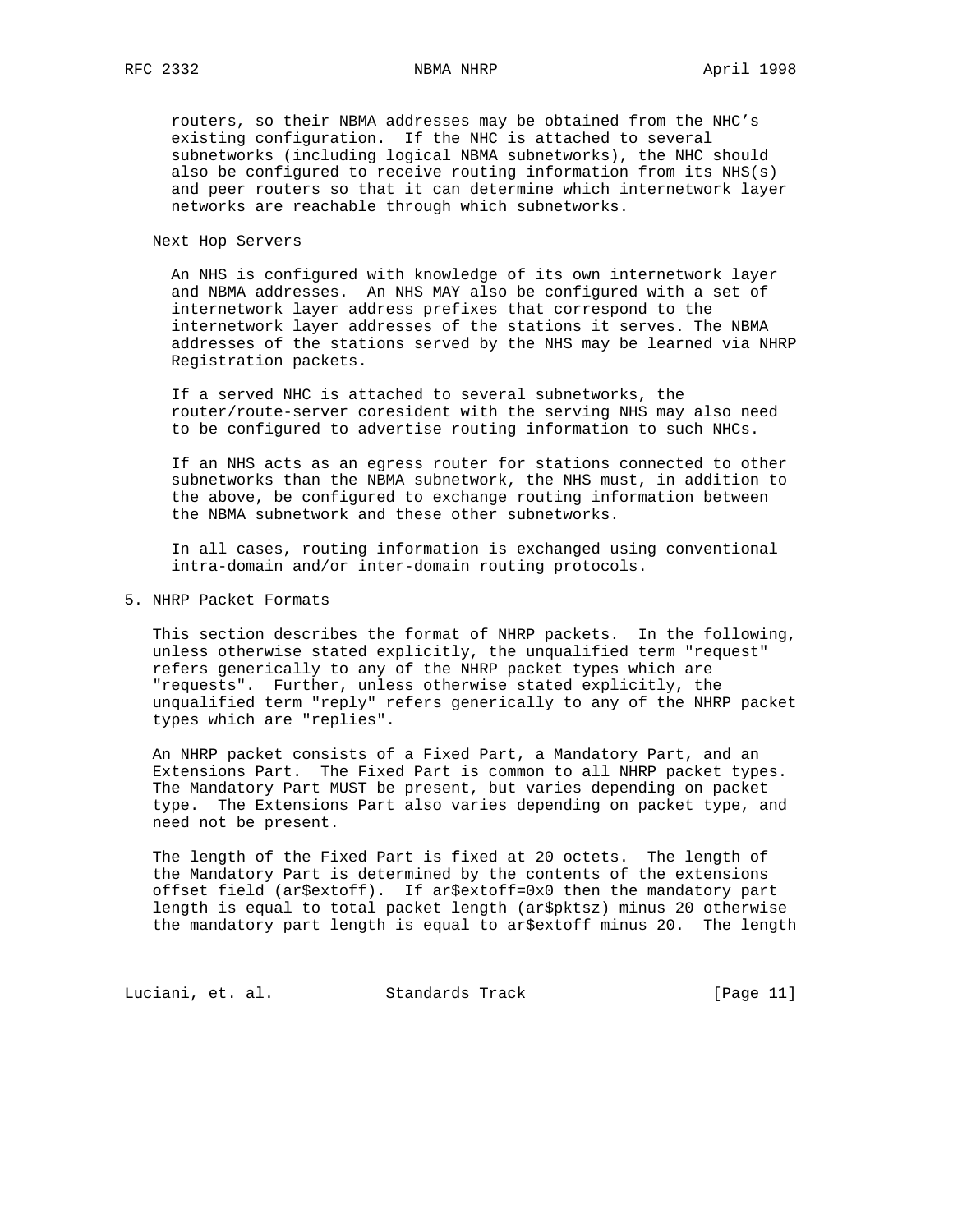routers, so their NBMA addresses may be obtained from the NHC's existing configuration. If the NHC is attached to several subnetworks (including logical NBMA subnetworks), the NHC should also be configured to receive routing information from its NHS(s) and peer routers so that it can determine which internetwork layer networks are reachable through which subnetworks.

Next Hop Servers

An NHS is configured with knowledge of its own internetwork layer and NBMA addresses. An NHS MAY also be configured with a set of internetwork layer address prefixes that correspond to the internetwork layer addresses of the stations it serves. The NBMA addresses of the stations served by the NHS may be learned via NHRP Registration packets.

If a served NHC is attached to several subnetworks, the router/route-server coresident with the serving NHS may also need to be configured to advertise routing information to such NHCs.

If an NHS acts as an egress router for stations connected to other subnetworks than the NBMA subnetwork, the NHS must, in addition to the above, be configured to exchange routing information between the NBMA subnetwork and these other subnetworks.

In all cases, routing information is exchanged using conventional intra-domain and/or inter-domain routing protocols.

## 5. NHRP Packet Formats

This section describes the format of NHRP packets. In the following, unless otherwise stated explicitly, the unqualified term "request" refers generically to any of the NHRP packet types which are "requests". Further, unless otherwise stated explicitly, the unqualified term "reply" refers generically to any of the NHRP packet types which are "replies".

An NHRP packet consists of a Fixed Part, a Mandatory Part, and an Extensions Part. The Fixed Part is common to all NHRP packet types. The Mandatory Part MUST be present, but varies depending on packet type. The Extensions Part also varies depending on packet type, and need not be present.

The length of the Fixed Part is fixed at 20 octets. The length of the Mandatory Part is determined by the contents of the extensions offset field (ar$extoff). If ar$extoff=0x0 then the mandatory part length is equal to total packet length (ar$pktsz) minus 20 otherwise the mandatory part length is equal to ar$extoff minus 20. The length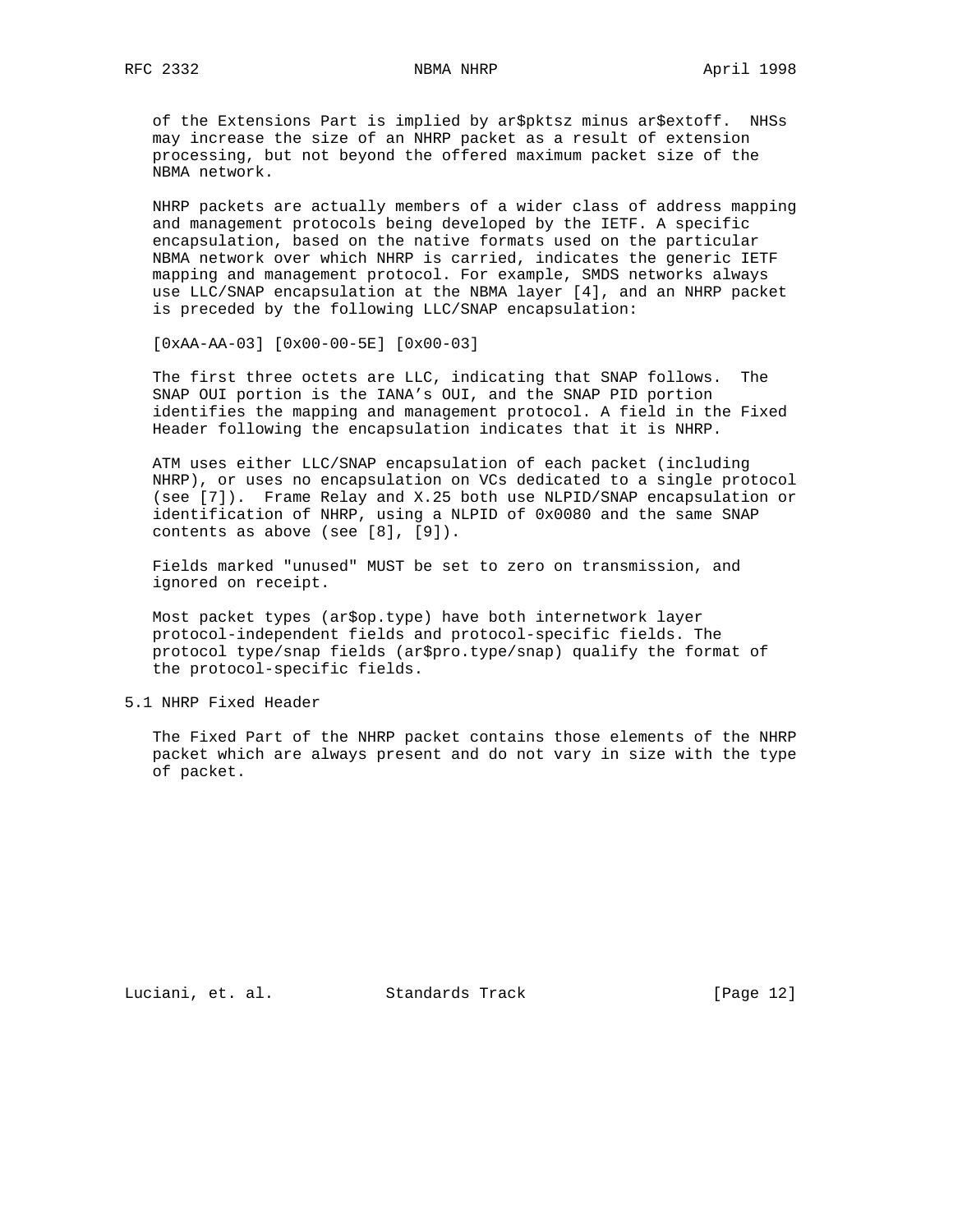of the Extensions Part is implied by ar$pktsz minus ar$extoff.  NHSs may increase the size of an NHRP packet as a result of extension processing, but not beyond the offered maximum packet size of the NBMA network.

NHRP packets are actually members of a wider class of address mapping and management protocols being developed by the IETF. A specific encapsulation, based on the native formats used on the particular NBMA network over which NHRP is carried, indicates the generic IETF mapping and management protocol. For example, SMDS networks always use LLC/SNAP encapsulation at the NBMA layer [4], and an NHRP packet is preceded by the following LLC/SNAP encapsulation:

```
[0xAA-AA-03] [0x00-00-5E] [0x00-03]
```

The first three octets are LLC, indicating that SNAP follows.  The SNAP OUI portion is the IANA's OUI, and the SNAP PID portion identifies the mapping and management protocol. A field in the Fixed Header following the encapsulation indicates that it is NHRP.

ATM uses either LLC/SNAP encapsulation of each packet (including NHRP), or uses no encapsulation on VCs dedicated to a single protocol (see [7]).  Frame Relay and X.25 both use NLPID/SNAP encapsulation or identification of NHRP, using a NLPID of 0x0080 and the same SNAP contents as above (see [8], [9]).

Fields marked "unused" MUST be set to zero on transmission, and ignored on receipt.

Most packet types (ar$op.type) have both internetwork layer protocol-independent fields and protocol-specific fields. The protocol type/snap fields (ar$pro.type/snap) qualify the format of the protocol-specific fields.

## 5.1 NHRP Fixed Header

The Fixed Part of the NHRP packet contains those elements of the NHRP packet which are always present and do not vary in size with the type of packet.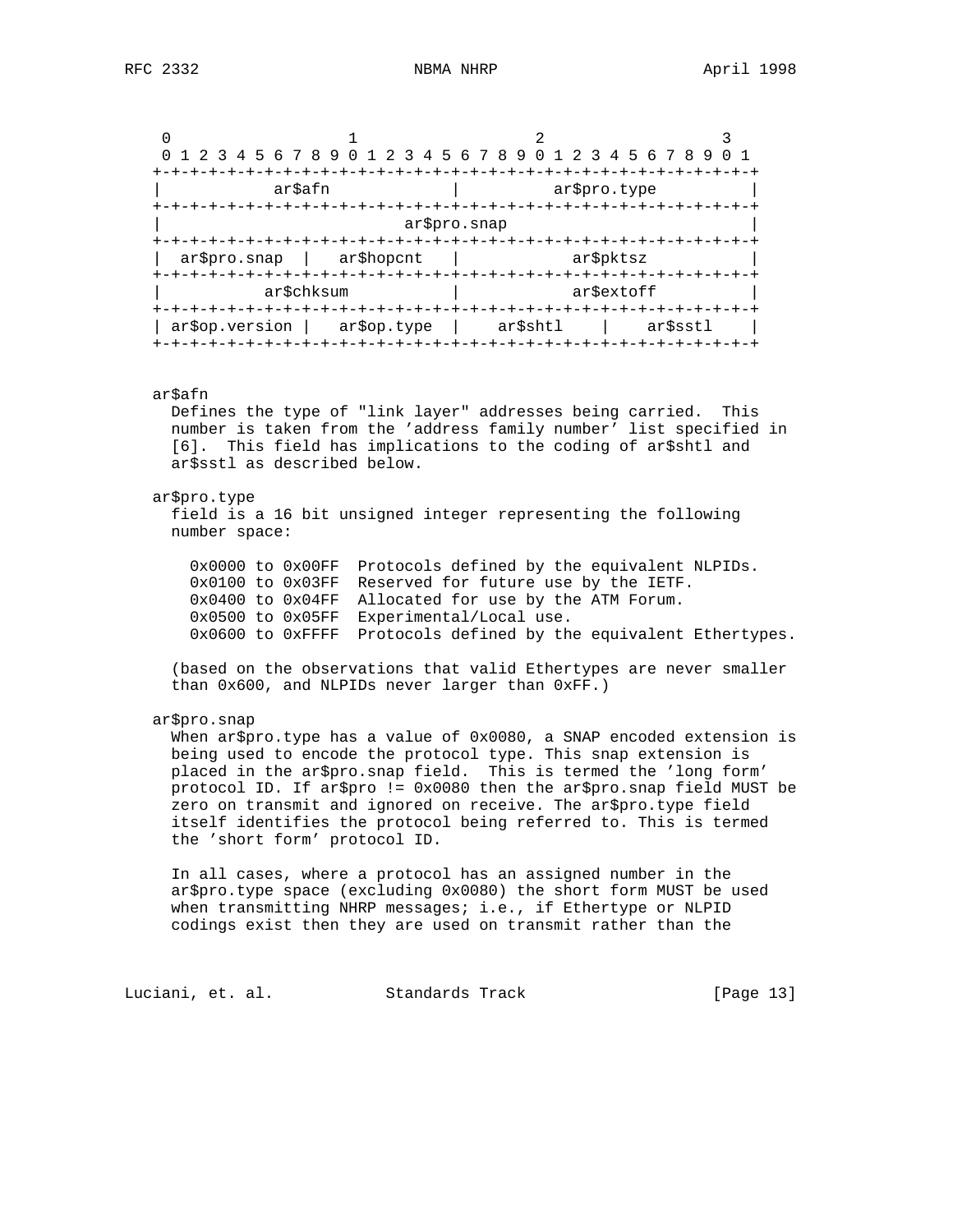```
    0                   1                   2                   3
    0 1 2 3 4 5 6 7 8 9 0 1 2 3 4 5 6 7 8 9 0 1 2 3 4 5 6 7 8 9 0 1
   +-+-+-+-+-+-+-+-+-+-+-+-+-+-+-+-+-+-+-+-+-+-+-+-+-+-+-+-+-+-+-+-+
   |            ar$afn             |          ar$pro.type          |
   +-+-+-+-+-+-+-+-+-+-+-+-+-+-+-+-+-+-+-+-+-+-+-+-+-+-+-+-+-+-+-+-+
   |                          ar$pro.snap                          |
   +-+-+-+-+-+-+-+-+-+-+-+-+-+-+-+-+-+-+-+-+-+-+-+-+-+-+-+-+-+-+-+-+
   |  ar$pro.snap  |   ar$hopcnt   |            ar$pktsz           |
   +-+-+-+-+-+-+-+-+-+-+-+-+-+-+-+-+-+-+-+-+-+-+-+-+-+-+-+-+-+-+-+-+
   |           ar$chksum           |            ar$extoff          |
   +-+-+-+-+-+-+-+-+-+-+-+-+-+-+-+-+-+-+-+-+-+-+-+-+-+-+-+-+-+-+-+-+
   | ar$op.version |   ar$op.type  |    ar$shtl    |    ar$sstl    |
   +-+-+-+-+-+-+-+-+-+-+-+-+-+-+-+-+-+-+-+-+-+-+-+-+-+-+-+-+-+-+-+-+
```

ar$afn
Defines the type of "link layer" addresses being carried. This number is taken from the 'address family number' list specified in [6]. This field has implications to the coding of ar$shtl and ar$sstl as described below.

ar$pro.type
field is a 16 bit unsigned integer representing the following number space:

```
0x0000 to 0x00FF  Protocols defined by the equivalent NLPIDs.
0x0100 to 0x03FF  Reserved for future use by the IETF.
0x0400 to 0x04FF  Allocated for use by the ATM Forum.
0x0500 to 0x05FF  Experimental/Local use.
0x0600 to 0xFFFF  Protocols defined by the equivalent Ethertypes.
```

(based on the observations that valid Ethertypes are never smaller than 0x600, and NLPIDs never larger than 0xFF.)

ar$pro.snap
When ar$pro.type has a value of 0x0080, a SNAP encoded extension is being used to encode the protocol type. This snap extension is placed in the ar$pro.snap field. This is termed the 'long form' protocol ID. If ar$pro != 0x0080 then the ar$pro.snap field MUST be zero on transmit and ignored on receive. The ar$pro.type field itself identifies the protocol being referred to. This is termed the 'short form' protocol ID.

In all cases, where a protocol has an assigned number in the ar$pro.type space (excluding 0x0080) the short form MUST be used when transmitting NHRP messages; i.e., if Ethertype or NLPID codings exist then they are used on transmit rather than the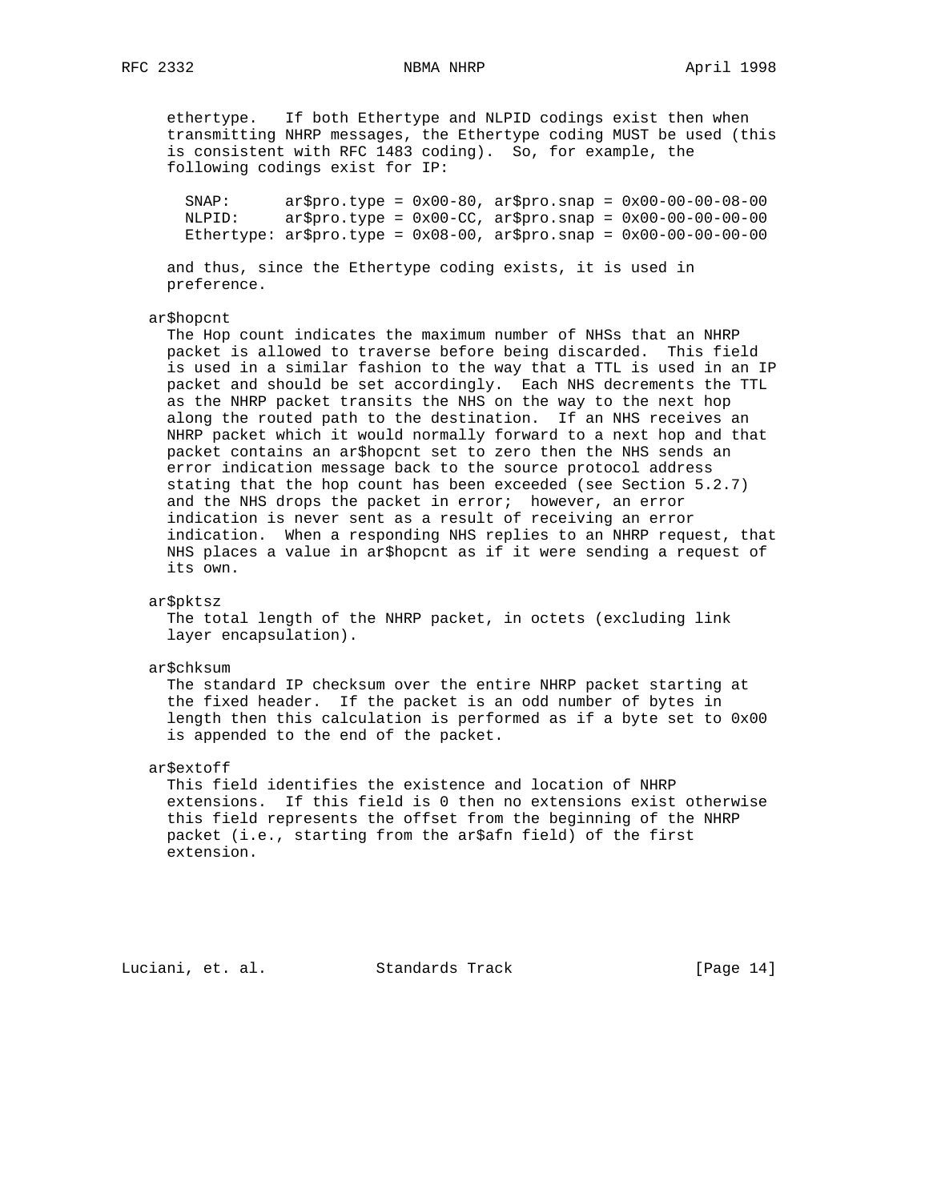ethertype.   If both Ethertype and NLPID codings exist then when transmitting NHRP messages, the Ethertype coding MUST be used (this is consistent with RFC 1483 coding).  So, for example, the following codings exist for IP:

```
SNAP:      ar$pro.type = 0x00-80, ar$pro.snap = 0x00-00-00-08-00
NLPID:     ar$pro.type = 0x00-CC, ar$pro.snap = 0x00-00-00-00-00
Ethertype: ar$pro.type = 0x08-00, ar$pro.snap = 0x00-00-00-00-00
```

and thus, since the Ethertype coding exists, it is used in preference.

ar$hopcnt
The Hop count indicates the maximum number of NHSs that an NHRP packet is allowed to traverse before being discarded.  This field is used in a similar fashion to the way that a TTL is used in an IP packet and should be set accordingly.  Each NHS decrements the TTL as the NHRP packet transits the NHS on the way to the next hop along the routed path to the destination.  If an NHS receives an NHRP packet which it would normally forward to a next hop and that packet contains an ar$hopcnt set to zero then the NHS sends an error indication message back to the source protocol address stating that the hop count has been exceeded (see Section 5.2.7) and the NHS drops the packet in error;  however, an error indication is never sent as a result of receiving an error indication.  When a responding NHS replies to an NHRP request, that NHS places a value in ar$hopcnt as if it were sending a request of its own.

ar$pktsz
The total length of the NHRP packet, in octets (excluding link layer encapsulation).

ar$chksum
The standard IP checksum over the entire NHRP packet starting at the fixed header.  If the packet is an odd number of bytes in length then this calculation is performed as if a byte set to 0x00 is appended to the end of the packet.

ar$extoff
This field identifies the existence and location of NHRP extensions.  If this field is 0 then no extensions exist otherwise this field represents the offset from the beginning of the NHRP packet (i.e., starting from the ar$afn field) of the first extension.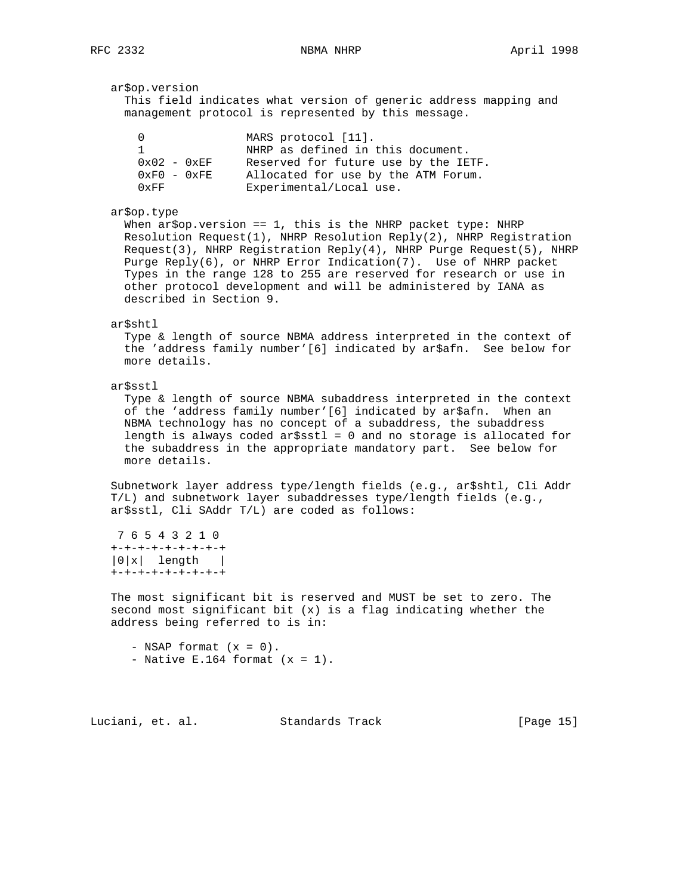ar$op.version
This field indicates what version of generic address mapping and management protocol is represented by this message.

| | |
|---|---|
| 0 | MARS protocol [11]. |
| 1 | NHRP as defined in this document. |
| 0x02 - 0xEF | Reserved for future use by the IETF. |
| 0xF0 - 0xFE | Allocated for use by the ATM Forum. |
| 0xFF | Experimental/Local use. |

ar$op.type
When ar$op.version == 1, this is the NHRP packet type: NHRP Resolution Request(1), NHRP Resolution Reply(2), NHRP Registration Request(3), NHRP Registration Reply(4), NHRP Purge Request(5), NHRP Purge Reply(6), or NHRP Error Indication(7). Use of NHRP packet Types in the range 128 to 255 are reserved for research or use in other protocol development and will be administered by IANA as described in Section 9.

ar$shtl
Type & length of source NBMA address interpreted in the context of the 'address family number'[6] indicated by ar$afn. See below for more details.

ar$sstl
Type & length of source NBMA subaddress interpreted in the context of the 'address family number'[6] indicated by ar$afn. When an NBMA technology has no concept of a subaddress, the subaddress length is always coded ar$sstl = 0 and no storage is allocated for the subaddress in the appropriate mandatory part. See below for more details.

Subnetwork layer address type/length fields (e.g., ar$shtl, Cli Addr T/L) and subnetwork layer subaddresses type/length fields (e.g., ar$sstl, Cli SAddr T/L) are coded as follows:

```
 7 6 5 4 3 2 1 0
+-+-+-+-+-+-+-+-+
|0|x|  length   |
+-+-+-+-+-+-+-+-+
```

The most significant bit is reserved and MUST be set to zero. The second most significant bit (x) is a flag indicating whether the address being referred to is in:

- NSAP format (x = 0).
- Native E.164 format (x = 1).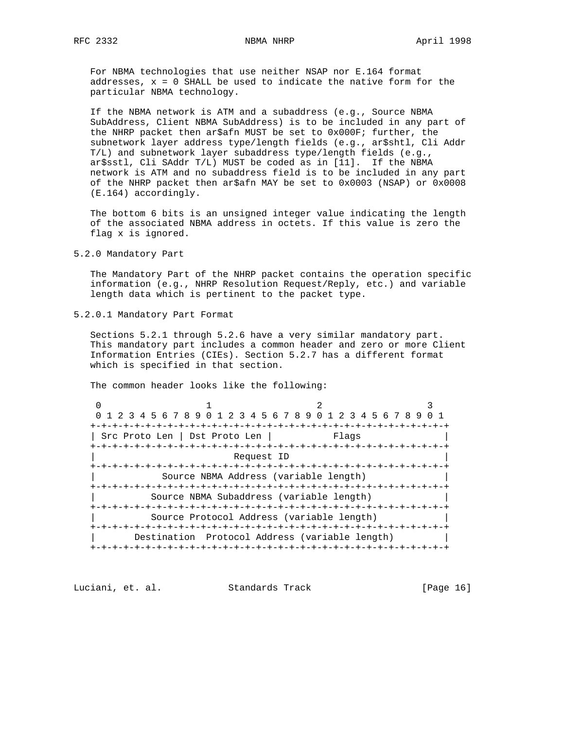For NBMA technologies that use neither NSAP nor E.164 format addresses, x = 0 SHALL be used to indicate the native form for the particular NBMA technology.

If the NBMA network is ATM and a subaddress (e.g., Source NBMA SubAddress, Client NBMA SubAddress) is to be included in any part of the NHRP packet then ar$afn MUST be set to 0x000F; further, the subnetwork layer address type/length fields (e.g., ar$shtl, Cli Addr T/L) and subnetwork layer subaddress type/length fields (e.g., ar$sstl, Cli SAddr T/L) MUST be coded as in [11]. If the NBMA network is ATM and no subaddress field is to be included in any part of the NHRP packet then ar$afn MAY be set to 0x0003 (NSAP) or 0x0008 (E.164) accordingly.

The bottom 6 bits is an unsigned integer value indicating the length of the associated NBMA address in octets. If this value is zero the flag x is ignored.

### 5.2.0 Mandatory Part

The Mandatory Part of the NHRP packet contains the operation specific information (e.g., NHRP Resolution Request/Reply, etc.) and variable length data which is pertinent to the packet type.

#### 5.2.0.1 Mandatory Part Format

Sections 5.2.1 through 5.2.6 have a very similar mandatory part. This mandatory part includes a common header and zero or more Client Information Entries (CIEs). Section 5.2.7 has a different format which is specified in that section.

The common header looks like the following:

```
 0                   1                   2                   3
 0 1 2 3 4 5 6 7 8 9 0 1 2 3 4 5 6 7 8 9 0 1 2 3 4 5 6 7 8 9 0 1
+-+-+-+-+-+-+-+-+-+-+-+-+-+-+-+-+-+-+-+-+-+-+-+-+-+-+-+-+-+-+-+-+
| Src Proto Len | Dst Proto Len |           Flags               |
+-+-+-+-+-+-+-+-+-+-+-+-+-+-+-+-+-+-+-+-+-+-+-+-+-+-+-+-+-+-+-+-+
|                          Request ID                           |
+-+-+-+-+-+-+-+-+-+-+-+-+-+-+-+-+-+-+-+-+-+-+-+-+-+-+-+-+-+-+-+-+
|            Source NBMA Address (variable length)              |
+-+-+-+-+-+-+-+-+-+-+-+-+-+-+-+-+-+-+-+-+-+-+-+-+-+-+-+-+-+-+-+-+
|          Source NBMA Subaddress (variable length)             |
+-+-+-+-+-+-+-+-+-+-+-+-+-+-+-+-+-+-+-+-+-+-+-+-+-+-+-+-+-+-+-+-+
|          Source Protocol Address (variable length)            |
+-+-+-+-+-+-+-+-+-+-+-+-+-+-+-+-+-+-+-+-+-+-+-+-+-+-+-+-+-+-+-+-+
|       Destination  Protocol Address (variable length)         |
+-+-+-+-+-+-+-+-+-+-+-+-+-+-+-+-+-+-+-+-+-+-+-+-+-+-+-+-+-+-+-+-+
```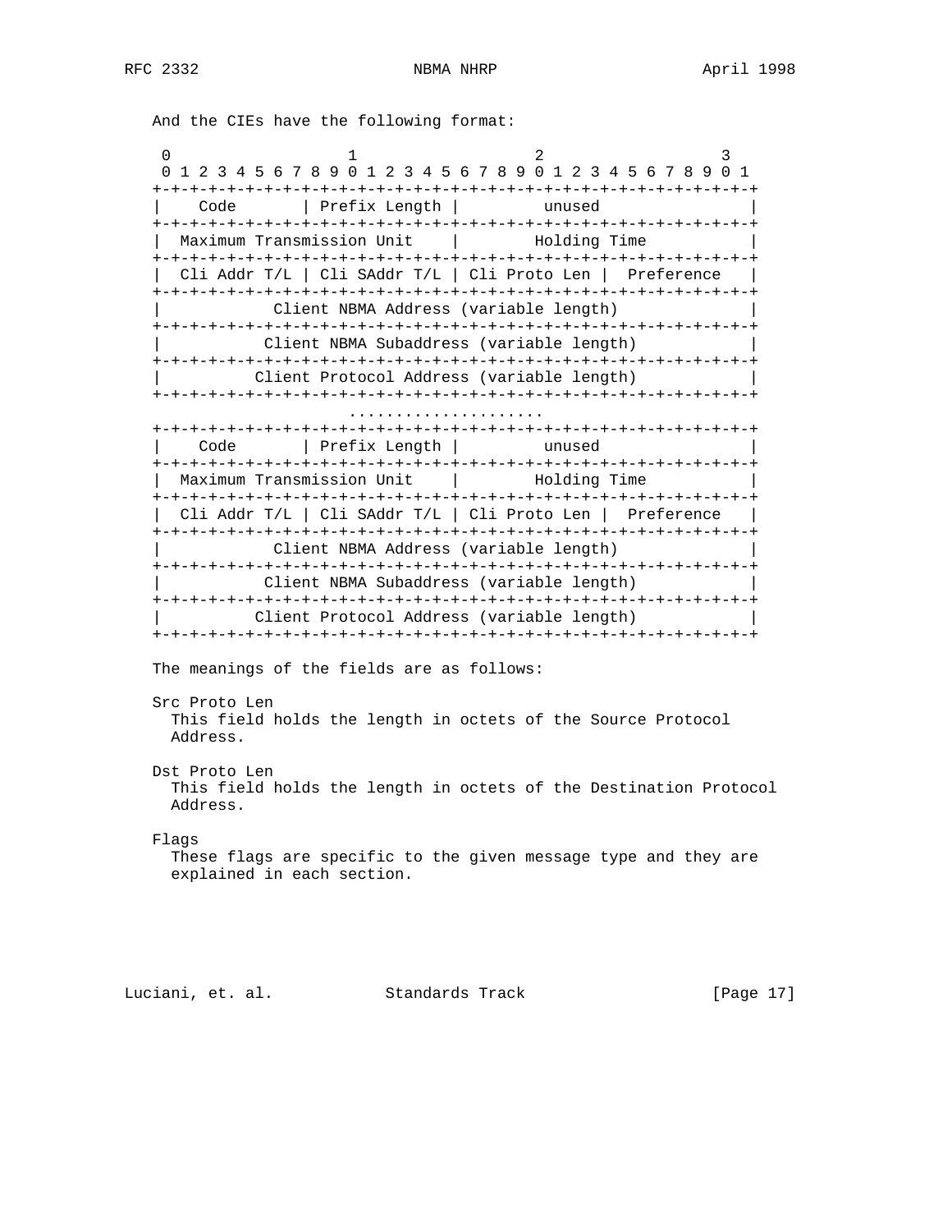And the CIEs have the following format:

```
 0                   1                   2                   3
 0 1 2 3 4 5 6 7 8 9 0 1 2 3 4 5 6 7 8 9 0 1 2 3 4 5 6 7 8 9 0 1
+-+-+-+-+-+-+-+-+-+-+-+-+-+-+-+-+-+-+-+-+-+-+-+-+-+-+-+-+-+-+-+-+
|    Code       | Prefix Length |         unused                |
+-+-+-+-+-+-+-+-+-+-+-+-+-+-+-+-+-+-+-+-+-+-+-+-+-+-+-+-+-+-+-+-+
|  Maximum Transmission Unit    |        Holding Time           |
+-+-+-+-+-+-+-+-+-+-+-+-+-+-+-+-+-+-+-+-+-+-+-+-+-+-+-+-+-+-+-+-+
|  Cli Addr T/L | Cli SAddr T/L | Cli Proto Len |  Preference   |
+-+-+-+-+-+-+-+-+-+-+-+-+-+-+-+-+-+-+-+-+-+-+-+-+-+-+-+-+-+-+-+-+
|            Client NBMA Address (variable length)              |
+-+-+-+-+-+-+-+-+-+-+-+-+-+-+-+-+-+-+-+-+-+-+-+-+-+-+-+-+-+-+-+-+
|           Client NBMA Subaddress (variable length)            |
+-+-+-+-+-+-+-+-+-+-+-+-+-+-+-+-+-+-+-+-+-+-+-+-+-+-+-+-+-+-+-+-+
|          Client Protocol Address (variable length)            |
+-+-+-+-+-+-+-+-+-+-+-+-+-+-+-+-+-+-+-+-+-+-+-+-+-+-+-+-+-+-+-+-+
                     .....................
+-+-+-+-+-+-+-+-+-+-+-+-+-+-+-+-+-+-+-+-+-+-+-+-+-+-+-+-+-+-+-+-+
|    Code       | Prefix Length |         unused                |
+-+-+-+-+-+-+-+-+-+-+-+-+-+-+-+-+-+-+-+-+-+-+-+-+-+-+-+-+-+-+-+-+
|  Maximum Transmission Unit    |        Holding Time           |
+-+-+-+-+-+-+-+-+-+-+-+-+-+-+-+-+-+-+-+-+-+-+-+-+-+-+-+-+-+-+-+-+
|  Cli Addr T/L | Cli SAddr T/L | Cli Proto Len |  Preference   |
+-+-+-+-+-+-+-+-+-+-+-+-+-+-+-+-+-+-+-+-+-+-+-+-+-+-+-+-+-+-+-+-+
|            Client NBMA Address (variable length)              |
+-+-+-+-+-+-+-+-+-+-+-+-+-+-+-+-+-+-+-+-+-+-+-+-+-+-+-+-+-+-+-+-+
|           Client NBMA Subaddress (variable length)            |
+-+-+-+-+-+-+-+-+-+-+-+-+-+-+-+-+-+-+-+-+-+-+-+-+-+-+-+-+-+-+-+-+
|          Client Protocol Address (variable length)            |
+-+-+-+-+-+-+-+-+-+-+-+-+-+-+-+-+-+-+-+-+-+-+-+-+-+-+-+-+-+-+-+-+
```

The meanings of the fields are as follows:

Src Proto Len
  This field holds the length in octets of the Source Protocol
  Address.

Dst Proto Len
  This field holds the length in octets of the Destination Protocol
  Address.

Flags
  These flags are specific to the given message type and they are
  explained in each section.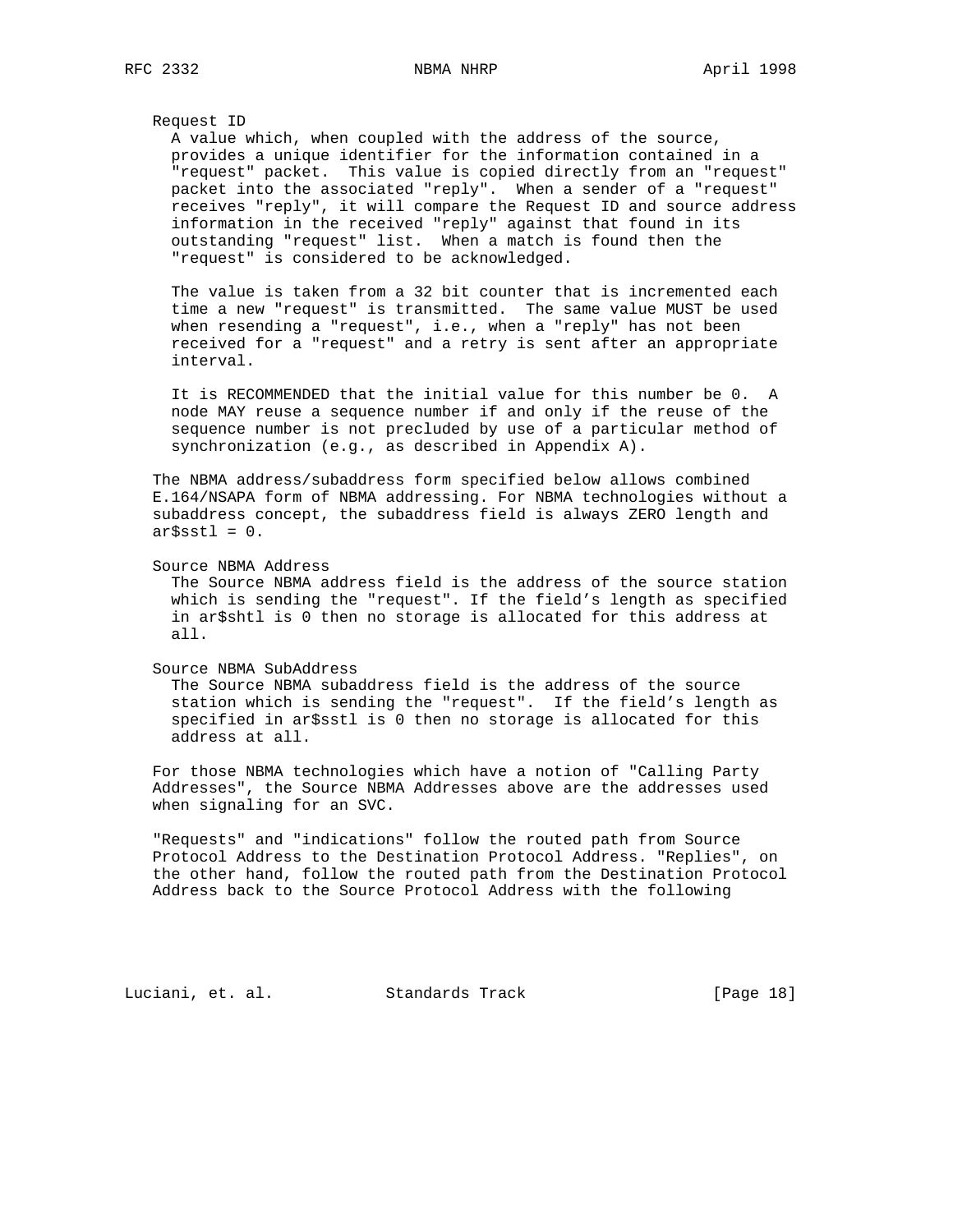Request ID

A value which, when coupled with the address of the source, provides a unique identifier for the information contained in a "request" packet. This value is copied directly from an "request" packet into the associated "reply". When a sender of a "request" receives "reply", it will compare the Request ID and source address information in the received "reply" against that found in its outstanding "request" list. When a match is found then the "request" is considered to be acknowledged.

The value is taken from a 32 bit counter that is incremented each time a new "request" is transmitted. The same value MUST be used when resending a "request", i.e., when a "reply" has not been received for a "request" and a retry is sent after an appropriate interval.

It is RECOMMENDED that the initial value for this number be 0. A node MAY reuse a sequence number if and only if the reuse of the sequence number is not precluded by use of a particular method of synchronization (e.g., as described in Appendix A).

The NBMA address/subaddress form specified below allows combined E.164/NSAPA form of NBMA addressing. For NBMA technologies without a subaddress concept, the subaddress field is always ZERO length and ar$sstl = 0.

Source NBMA Address

The Source NBMA address field is the address of the source station which is sending the "request". If the field's length as specified in ar$shtl is 0 then no storage is allocated for this address at all.

Source NBMA SubAddress

The Source NBMA subaddress field is the address of the source station which is sending the "request". If the field's length as specified in ar$sstl is 0 then no storage is allocated for this address at all.

For those NBMA technologies which have a notion of "Calling Party Addresses", the Source NBMA Addresses above are the addresses used when signaling for an SVC.

"Requests" and "indications" follow the routed path from Source Protocol Address to the Destination Protocol Address. "Replies", on the other hand, follow the routed path from the Destination Protocol Address back to the Source Protocol Address with the following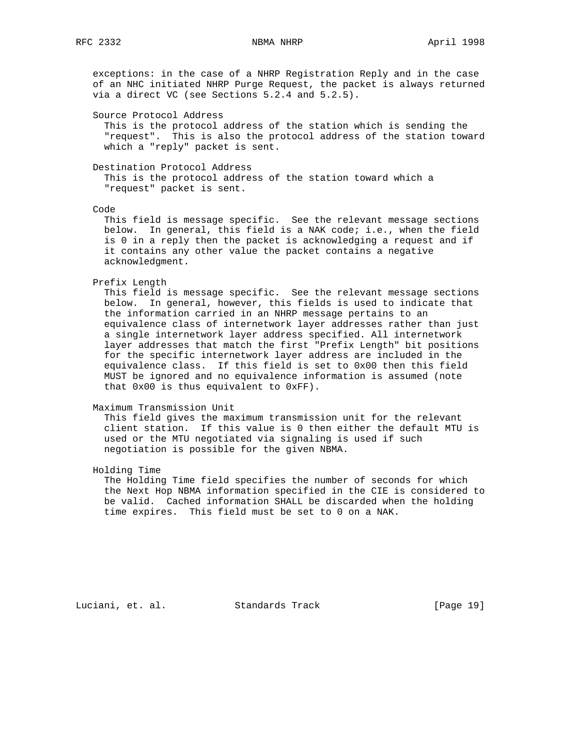exceptions: in the case of a NHRP Registration Reply and in the case of an NHC initiated NHRP Purge Request, the packet is always returned via a direct VC (see Sections 5.2.4 and 5.2.5).

Source Protocol Address

This is the protocol address of the station which is sending the "request". This is also the protocol address of the station toward which a "reply" packet is sent.

Destination Protocol Address

This is the protocol address of the station toward which a "request" packet is sent.

Code

This field is message specific. See the relevant message sections below. In general, this field is a NAK code; i.e., when the field is 0 in a reply then the packet is acknowledging a request and if it contains any other value the packet contains a negative acknowledgment.

Prefix Length

This field is message specific. See the relevant message sections below. In general, however, this fields is used to indicate that the information carried in an NHRP message pertains to an equivalence class of internetwork layer addresses rather than just a single internetwork layer address specified. All internetwork layer addresses that match the first "Prefix Length" bit positions for the specific internetwork layer address are included in the equivalence class. If this field is set to 0x00 then this field MUST be ignored and no equivalence information is assumed (note that 0x00 is thus equivalent to 0xFF).

Maximum Transmission Unit

This field gives the maximum transmission unit for the relevant client station. If this value is 0 then either the default MTU is used or the MTU negotiated via signaling is used if such negotiation is possible for the given NBMA.

Holding Time

The Holding Time field specifies the number of seconds for which the Next Hop NBMA information specified in the CIE is considered to be valid. Cached information SHALL be discarded when the holding time expires. This field must be set to 0 on a NAK.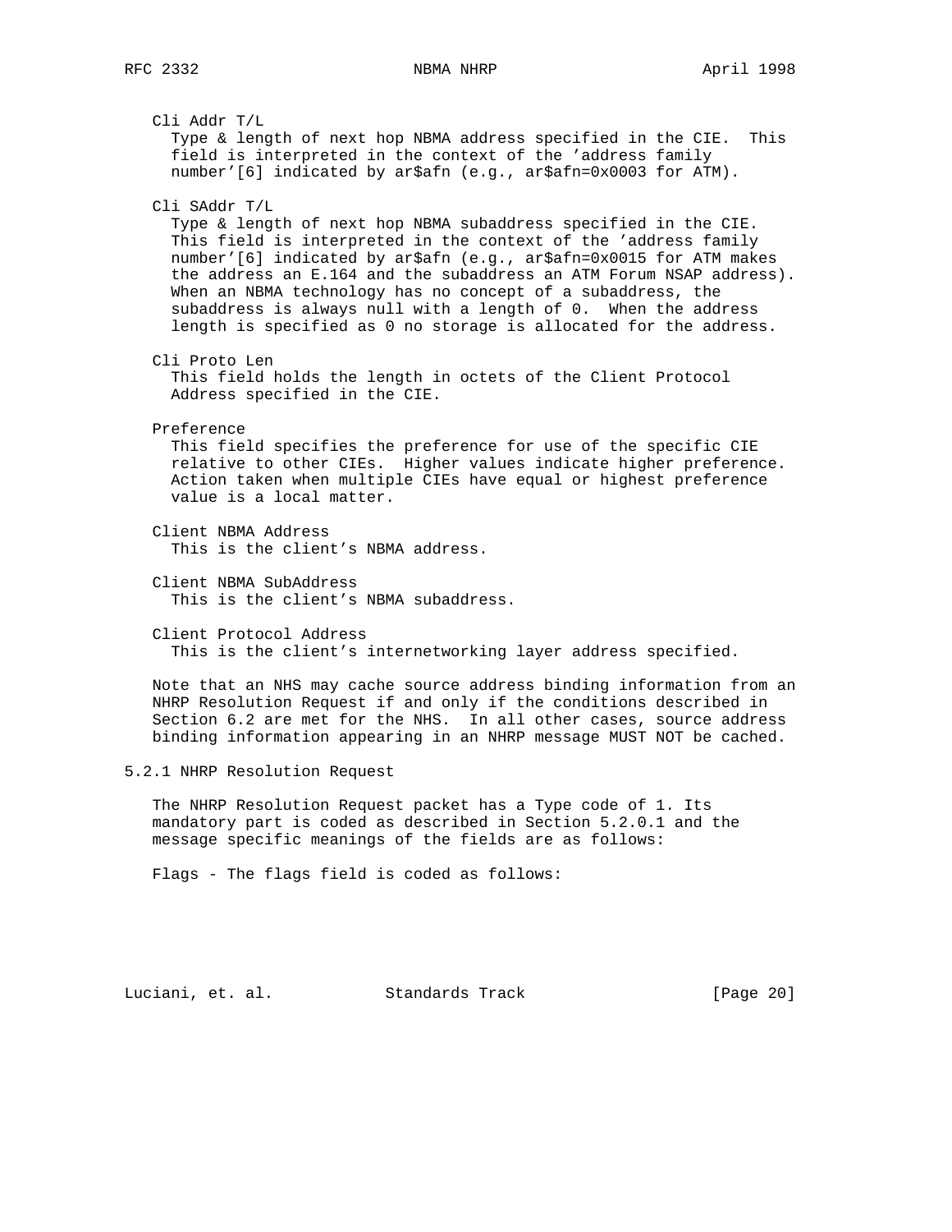Cli Addr T/L
Type & length of next hop NBMA address specified in the CIE. This field is interpreted in the context of the 'address family number'[6] indicated by ar$afn (e.g., ar$afn=0x0003 for ATM).

Cli SAddr T/L
Type & length of next hop NBMA subaddress specified in the CIE. This field is interpreted in the context of the 'address family number'[6] indicated by ar$afn (e.g., ar$afn=0x0015 for ATM makes the address an E.164 and the subaddress an ATM Forum NSAP address). When an NBMA technology has no concept of a subaddress, the subaddress is always null with a length of 0. When the address length is specified as 0 no storage is allocated for the address.

Cli Proto Len
This field holds the length in octets of the Client Protocol Address specified in the CIE.

Preference
This field specifies the preference for use of the specific CIE relative to other CIEs. Higher values indicate higher preference. Action taken when multiple CIEs have equal or highest preference value is a local matter.

Client NBMA Address
This is the client's NBMA address.

Client NBMA SubAddress
This is the client's NBMA subaddress.

Client Protocol Address
This is the client's internetworking layer address specified.

Note that an NHS may cache source address binding information from an NHRP Resolution Request if and only if the conditions described in Section 6.2 are met for the NHS. In all other cases, source address binding information appearing in an NHRP message MUST NOT be cached.

### 5.2.1 NHRP Resolution Request

The NHRP Resolution Request packet has a Type code of 1. Its mandatory part is coded as described in Section 5.2.0.1 and the message specific meanings of the fields are as follows:

Flags - The flags field is coded as follows: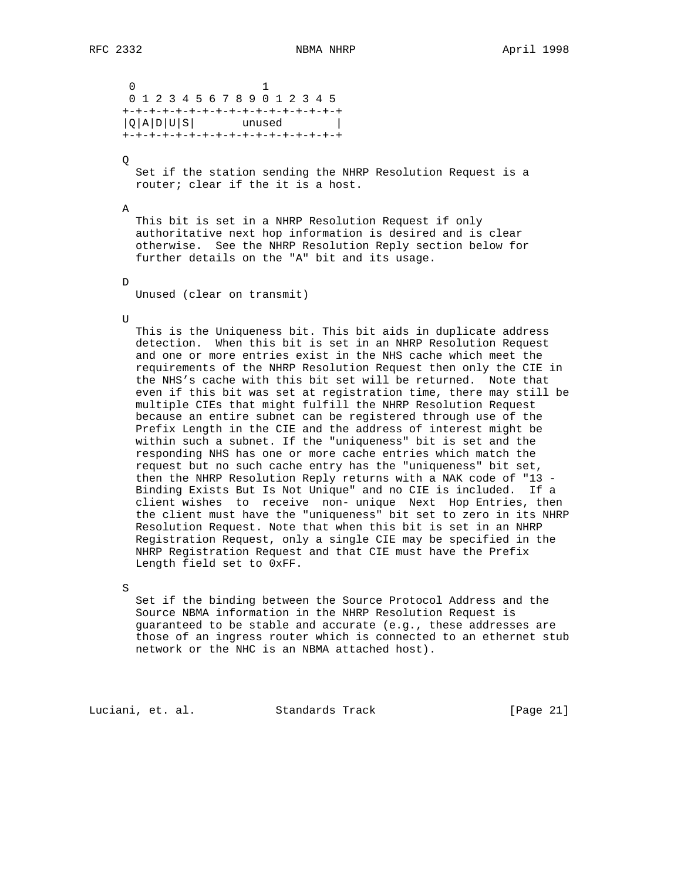```
 0                   1
 0 1 2 3 4 5 6 7 8 9 0 1 2 3 4 5
+-+-+-+-+-+-+-+-+-+-+-+-+-+-+-+-+
|Q|A|D|U|S|       unused        |
+-+-+-+-+-+-+-+-+-+-+-+-+-+-+-+-+
```

Q

Set if the station sending the NHRP Resolution Request is a router; clear if the it is a host.

A

This bit is set in a NHRP Resolution Request if only authoritative next hop information is desired and is clear otherwise. See the NHRP Resolution Reply section below for further details on the "A" bit and its usage.

D

Unused (clear on transmit)

U

This is the Uniqueness bit. This bit aids in duplicate address detection. When this bit is set in an NHRP Resolution Request and one or more entries exist in the NHS cache which meet the requirements of the NHRP Resolution Request then only the CIE in the NHS's cache with this bit set will be returned. Note that even if this bit was set at registration time, there may still be multiple CIEs that might fulfill the NHRP Resolution Request because an entire subnet can be registered through use of the Prefix Length in the CIE and the address of interest might be within such a subnet. If the "uniqueness" bit is set and the responding NHS has one or more cache entries which match the request but no such cache entry has the "uniqueness" bit set, then the NHRP Resolution Reply returns with a NAK code of "13 - Binding Exists But Is Not Unique" and no CIE is included. If a client wishes to receive non- unique Next Hop Entries, then the client must have the "uniqueness" bit set to zero in its NHRP Resolution Request. Note that when this bit is set in an NHRP Registration Request, only a single CIE may be specified in the NHRP Registration Request and that CIE must have the Prefix Length field set to 0xFF.

S

Set if the binding between the Source Protocol Address and the Source NBMA information in the NHRP Resolution Request is guaranteed to be stable and accurate (e.g., these addresses are those of an ingress router which is connected to an ethernet stub network or the NHC is an NBMA attached host).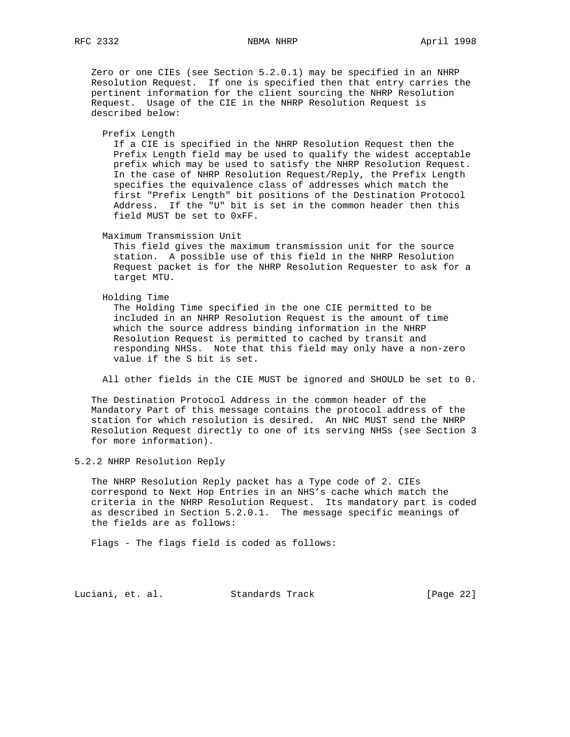Zero or one CIEs (see Section 5.2.0.1) may be specified in an NHRP Resolution Request. If one is specified then that entry carries the pertinent information for the client sourcing the NHRP Resolution Request. Usage of the CIE in the NHRP Resolution Request is described below:

Prefix Length
: If a CIE is specified in the NHRP Resolution Request then the Prefix Length field may be used to qualify the widest acceptable prefix which may be used to satisfy the NHRP Resolution Request. In the case of NHRP Resolution Request/Reply, the Prefix Length specifies the equivalence class of addresses which match the first "Prefix Length" bit positions of the Destination Protocol Address. If the "U" bit is set in the common header then this field MUST be set to 0xFF.

Maximum Transmission Unit
: This field gives the maximum transmission unit for the source station. A possible use of this field in the NHRP Resolution Request packet is for the NHRP Resolution Requester to ask for a target MTU.

Holding Time
: The Holding Time specified in the one CIE permitted to be included in an NHRP Resolution Request is the amount of time which the source address binding information in the NHRP Resolution Request is permitted to cached by transit and responding NHSs. Note that this field may only have a non-zero value if the S bit is set.

All other fields in the CIE MUST be ignored and SHOULD be set to 0.

The Destination Protocol Address in the common header of the Mandatory Part of this message contains the protocol address of the station for which resolution is desired. An NHC MUST send the NHRP Resolution Request directly to one of its serving NHSs (see Section 3 for more information).

### 5.2.2 NHRP Resolution Reply

The NHRP Resolution Reply packet has a Type code of 2. CIEs correspond to Next Hop Entries in an NHS's cache which match the criteria in the NHRP Resolution Request. Its mandatory part is coded as described in Section 5.2.0.1. The message specific meanings of the fields are as follows:

Flags - The flags field is coded as follows: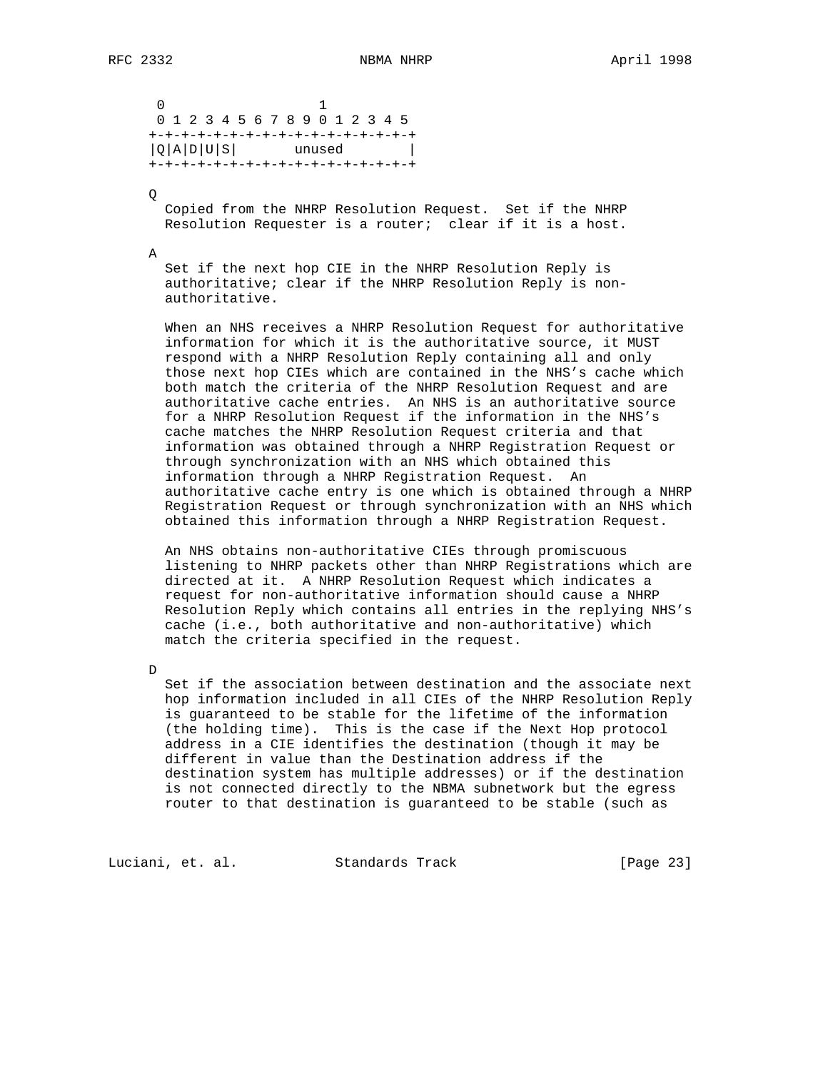```
 0                   1
 0 1 2 3 4 5 6 7 8 9 0 1 2 3 4 5
+-+-+-+-+-+-+-+-+-+-+-+-+-+-+-+-+
|Q|A|D|U|S|       unused        |
+-+-+-+-+-+-+-+-+-+-+-+-+-+-+-+-+
```

Q

Copied from the NHRP Resolution Request. Set if the NHRP Resolution Requester is a router; clear if it is a host.

A

Set if the next hop CIE in the NHRP Resolution Reply is authoritative; clear if the NHRP Resolution Reply is non-authoritative.

When an NHS receives a NHRP Resolution Request for authoritative information for which it is the authoritative source, it MUST respond with a NHRP Resolution Reply containing all and only those next hop CIEs which are contained in the NHS's cache which both match the criteria of the NHRP Resolution Request and are authoritative cache entries. An NHS is an authoritative source for a NHRP Resolution Request if the information in the NHS's cache matches the NHRP Resolution Request criteria and that information was obtained through a NHRP Registration Request or through synchronization with an NHS which obtained this information through a NHRP Registration Request. An authoritative cache entry is one which is obtained through a NHRP Registration Request or through synchronization with an NHS which obtained this information through a NHRP Registration Request.

An NHS obtains non-authoritative CIEs through promiscuous listening to NHRP packets other than NHRP Registrations which are directed at it. A NHRP Resolution Request which indicates a request for non-authoritative information should cause a NHRP Resolution Reply which contains all entries in the replying NHS's cache (i.e., both authoritative and non-authoritative) which match the criteria specified in the request.

D

Set if the association between destination and the associate next hop information included in all CIEs of the NHRP Resolution Reply is guaranteed to be stable for the lifetime of the information (the holding time). This is the case if the Next Hop protocol address in a CIE identifies the destination (though it may be different in value than the Destination address if the destination system has multiple addresses) or if the destination is not connected directly to the NBMA subnetwork but the egress router to that destination is guaranteed to be stable (such as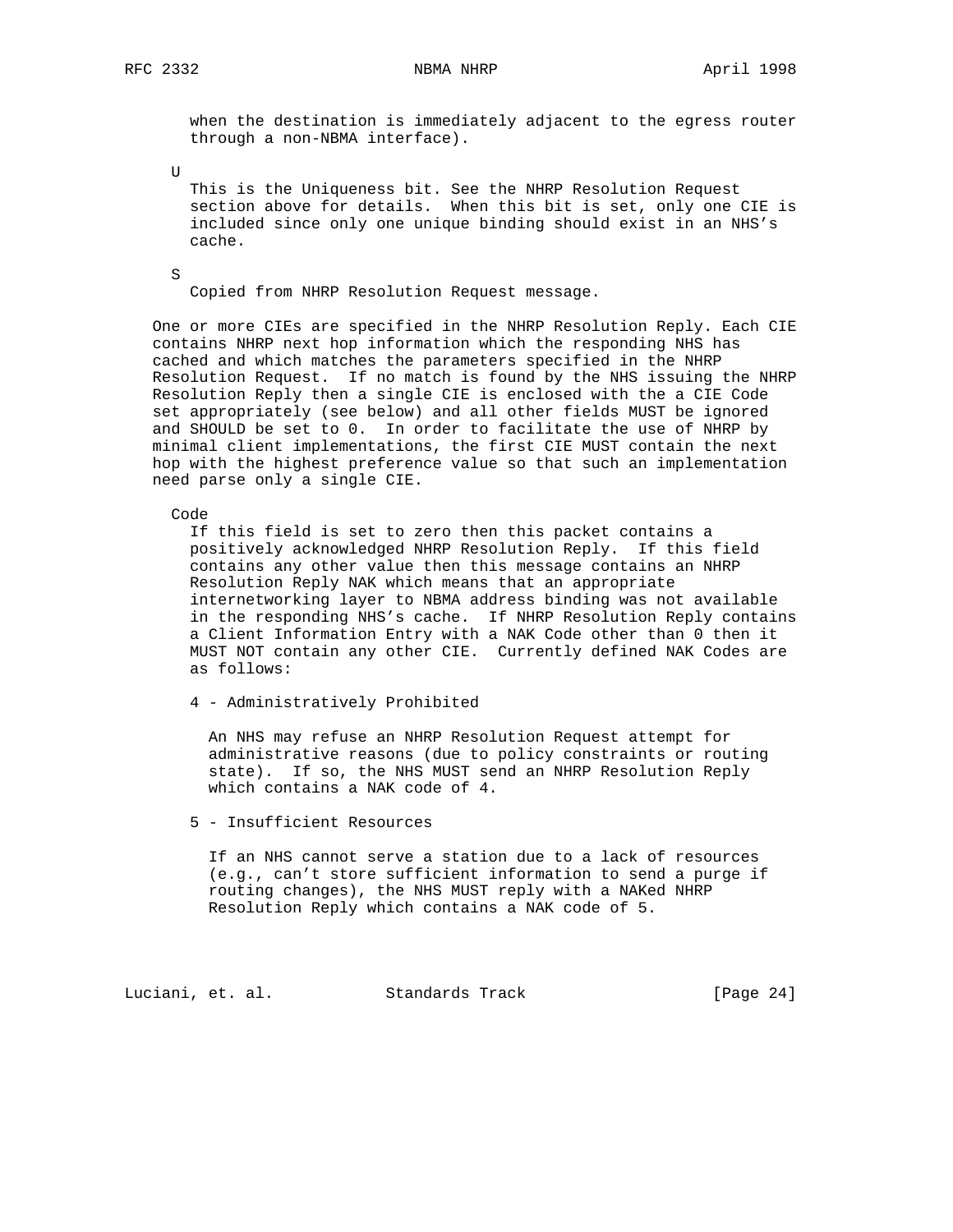when the destination is immediately adjacent to the egress router through a non-NBMA interface).

U

This is the Uniqueness bit. See the NHRP Resolution Request section above for details. When this bit is set, only one CIE is included since only one unique binding should exist in an NHS's cache.

S

Copied from NHRP Resolution Request message.

One or more CIEs are specified in the NHRP Resolution Reply. Each CIE contains NHRP next hop information which the responding NHS has cached and which matches the parameters specified in the NHRP Resolution Request. If no match is found by the NHS issuing the NHRP Resolution Reply then a single CIE is enclosed with the a CIE Code set appropriately (see below) and all other fields MUST be ignored and SHOULD be set to 0. In order to facilitate the use of NHRP by minimal client implementations, the first CIE MUST contain the next hop with the highest preference value so that such an implementation need parse only a single CIE.

Code

If this field is set to zero then this packet contains a positively acknowledged NHRP Resolution Reply. If this field contains any other value then this message contains an NHRP Resolution Reply NAK which means that an appropriate internetworking layer to NBMA address binding was not available in the responding NHS's cache. If NHRP Resolution Reply contains a Client Information Entry with a NAK Code other than 0 then it MUST NOT contain any other CIE. Currently defined NAK Codes are as follows:

4 - Administratively Prohibited

An NHS may refuse an NHRP Resolution Request attempt for administrative reasons (due to policy constraints or routing state). If so, the NHS MUST send an NHRP Resolution Reply which contains a NAK code of 4.

5 - Insufficient Resources

If an NHS cannot serve a station due to a lack of resources (e.g., can't store sufficient information to send a purge if routing changes), the NHS MUST reply with a NAKed NHRP Resolution Reply which contains a NAK code of 5.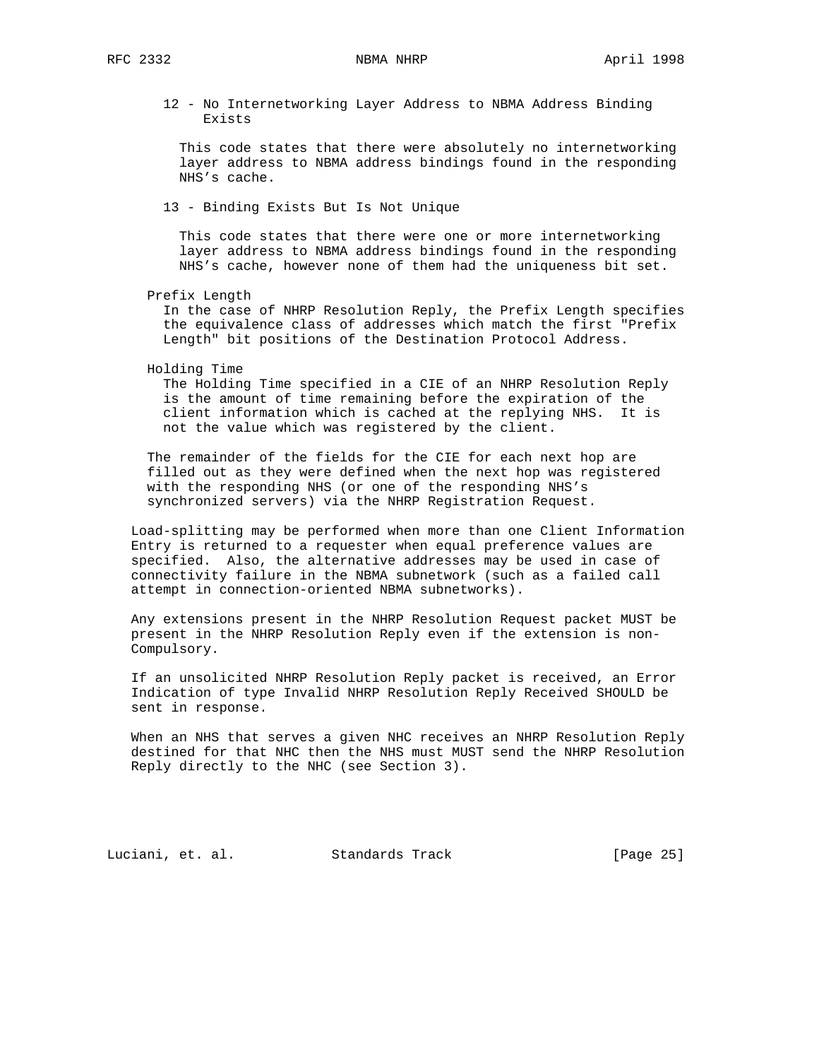12 - No Internetworking Layer Address to NBMA Address Binding Exists

This code states that there were absolutely no internetworking layer address to NBMA address bindings found in the responding NHS's cache.

13 - Binding Exists But Is Not Unique

This code states that there were one or more internetworking layer address to NBMA address bindings found in the responding NHS's cache, however none of them had the uniqueness bit set.

Prefix Length

In the case of NHRP Resolution Reply, the Prefix Length specifies the equivalence class of addresses which match the first "Prefix Length" bit positions of the Destination Protocol Address.

Holding Time

The Holding Time specified in a CIE of an NHRP Resolution Reply is the amount of time remaining before the expiration of the client information which is cached at the replying NHS. It is not the value which was registered by the client.

The remainder of the fields for the CIE for each next hop are filled out as they were defined when the next hop was registered with the responding NHS (or one of the responding NHS's synchronized servers) via the NHRP Registration Request.

Load-splitting may be performed when more than one Client Information Entry is returned to a requester when equal preference values are specified. Also, the alternative addresses may be used in case of connectivity failure in the NBMA subnetwork (such as a failed call attempt in connection-oriented NBMA subnetworks).

Any extensions present in the NHRP Resolution Request packet MUST be present in the NHRP Resolution Reply even if the extension is non-Compulsory.

If an unsolicited NHRP Resolution Reply packet is received, an Error Indication of type Invalid NHRP Resolution Reply Received SHOULD be sent in response.

When an NHS that serves a given NHC receives an NHRP Resolution Reply destined for that NHC then the NHS must MUST send the NHRP Resolution Reply directly to the NHC (see Section 3).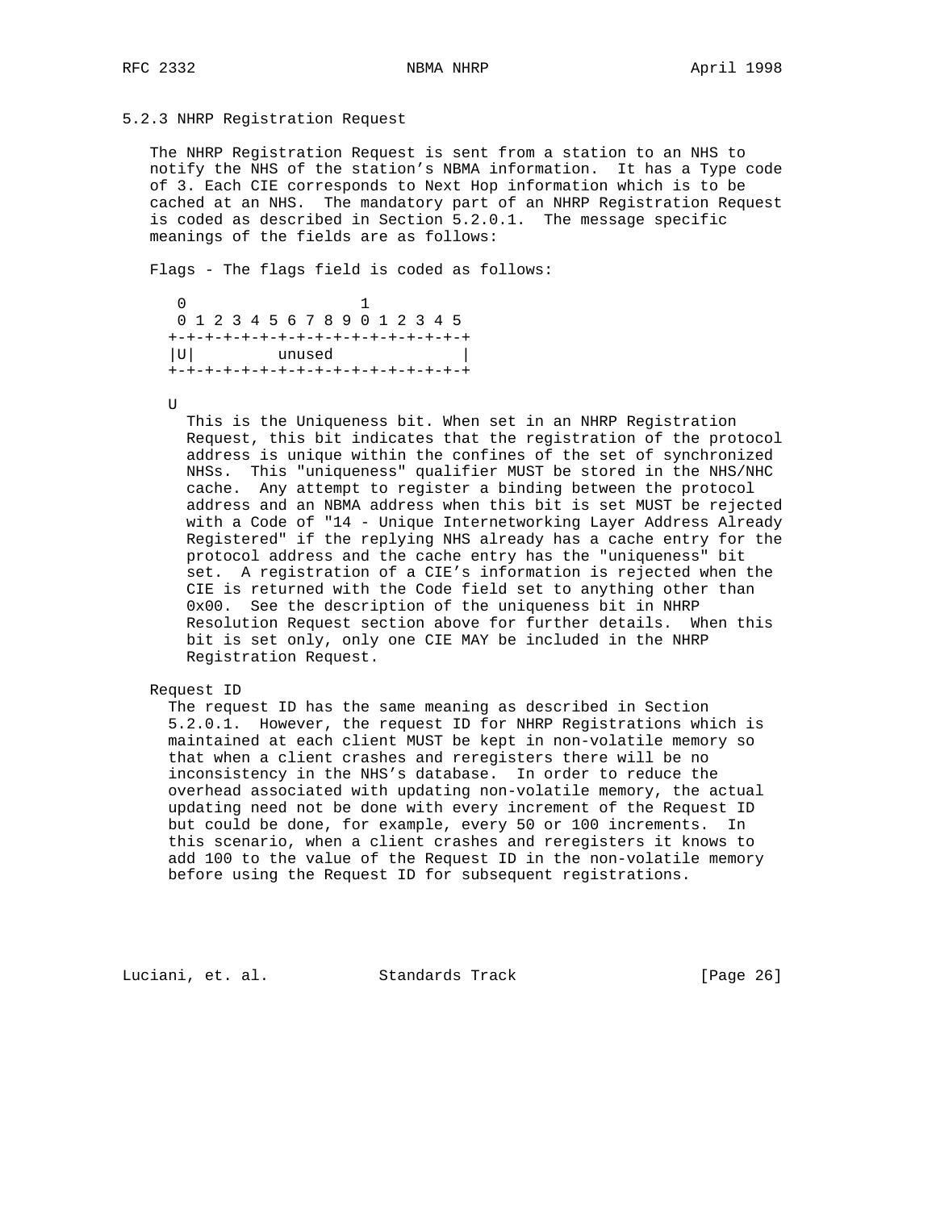### 5.2.3 NHRP Registration Request

The NHRP Registration Request is sent from a station to an NHS to notify the NHS of the station's NBMA information. It has a Type code of 3. Each CIE corresponds to Next Hop information which is to be cached at an NHS. The mandatory part of an NHRP Registration Request is coded as described in Section 5.2.0.1. The message specific meanings of the fields are as follows:

Flags - The flags field is coded as follows:

```
 0                   1
 0 1 2 3 4 5 6 7 8 9 0 1 2 3 4 5
+-+-+-+-+-+-+-+-+-+-+-+-+-+-+-+-+
|U|         unused              |
+-+-+-+-+-+-+-+-+-+-+-+-+-+-+-+-+
```

U

This is the Uniqueness bit. When set in an NHRP Registration Request, this bit indicates that the registration of the protocol address is unique within the confines of the set of synchronized NHSs. This "uniqueness" qualifier MUST be stored in the NHS/NHC cache. Any attempt to register a binding between the protocol address and an NBMA address when this bit is set MUST be rejected with a Code of "14 - Unique Internetworking Layer Address Already Registered" if the replying NHS already has a cache entry for the protocol address and the cache entry has the "uniqueness" bit set. A registration of a CIE's information is rejected when the CIE is returned with the Code field set to anything other than 0x00. See the description of the uniqueness bit in NHRP Resolution Request section above for further details. When this bit is set only, only one CIE MAY be included in the NHRP Registration Request.

Request ID

The request ID has the same meaning as described in Section 5.2.0.1. However, the request ID for NHRP Registrations which is maintained at each client MUST be kept in non-volatile memory so that when a client crashes and reregisters there will be no inconsistency in the NHS's database. In order to reduce the overhead associated with updating non-volatile memory, the actual updating need not be done with every increment of the Request ID but could be done, for example, every 50 or 100 increments. In this scenario, when a client crashes and reregisters it knows to add 100 to the value of the Request ID in the non-volatile memory before using the Request ID for subsequent registrations.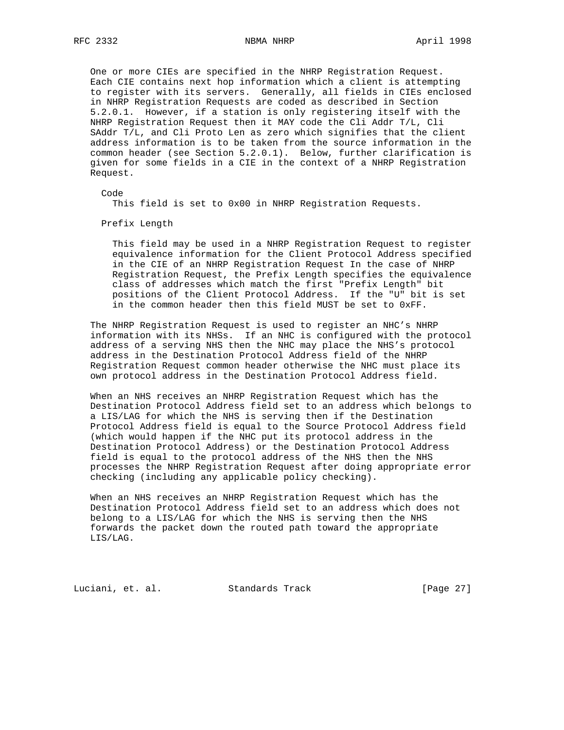One or more CIEs are specified in the NHRP Registration Request. Each CIE contains next hop information which a client is attempting to register with its servers. Generally, all fields in CIEs enclosed in NHRP Registration Requests are coded as described in Section 5.2.0.1. However, if a station is only registering itself with the NHRP Registration Request then it MAY code the Cli Addr T/L, Cli SAddr T/L, and Cli Proto Len as zero which signifies that the client address information is to be taken from the source information in the common header (see Section 5.2.0.1). Below, further clarification is given for some fields in a CIE in the context of a NHRP Registration Request.

Code

This field is set to 0x00 in NHRP Registration Requests.

Prefix Length

This field may be used in a NHRP Registration Request to register equivalence information for the Client Protocol Address specified in the CIE of an NHRP Registration Request In the case of NHRP Registration Request, the Prefix Length specifies the equivalence class of addresses which match the first "Prefix Length" bit positions of the Client Protocol Address. If the "U" bit is set in the common header then this field MUST be set to 0xFF.

The NHRP Registration Request is used to register an NHC's NHRP information with its NHSs. If an NHC is configured with the protocol address of a serving NHS then the NHC may place the NHS's protocol address in the Destination Protocol Address field of the NHRP Registration Request common header otherwise the NHC must place its own protocol address in the Destination Protocol Address field.

When an NHS receives an NHRP Registration Request which has the Destination Protocol Address field set to an address which belongs to a LIS/LAG for which the NHS is serving then if the Destination Protocol Address field is equal to the Source Protocol Address field (which would happen if the NHC put its protocol address in the Destination Protocol Address) or the Destination Protocol Address field is equal to the protocol address of the NHS then the NHS processes the NHRP Registration Request after doing appropriate error checking (including any applicable policy checking).

When an NHS receives an NHRP Registration Request which has the Destination Protocol Address field set to an address which does not belong to a LIS/LAG for which the NHS is serving then the NHS forwards the packet down the routed path toward the appropriate LIS/LAG.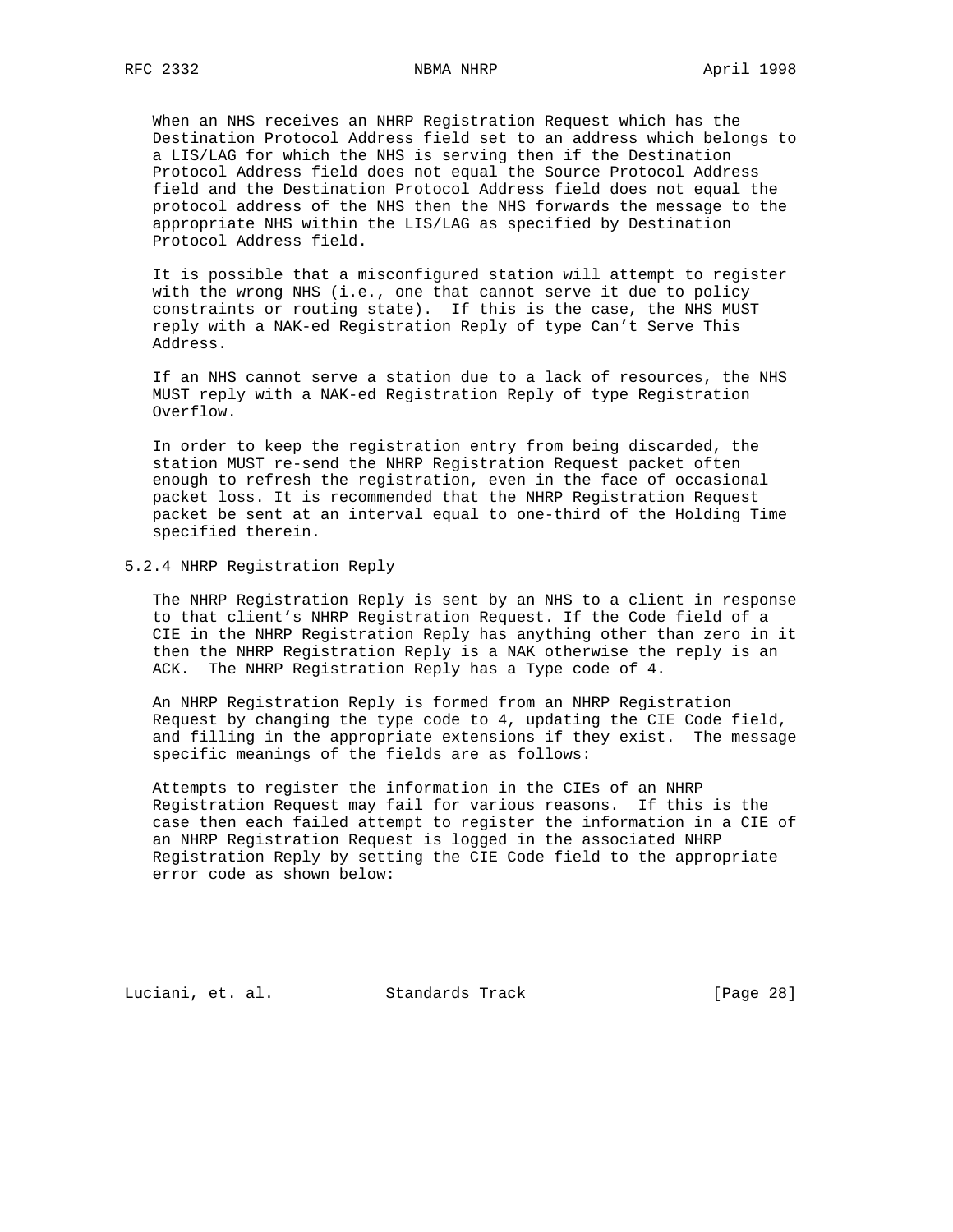When an NHS receives an NHRP Registration Request which has the Destination Protocol Address field set to an address which belongs to a LIS/LAG for which the NHS is serving then if the Destination Protocol Address field does not equal the Source Protocol Address field and the Destination Protocol Address field does not equal the protocol address of the NHS then the NHS forwards the message to the appropriate NHS within the LIS/LAG as specified by Destination Protocol Address field.

It is possible that a misconfigured station will attempt to register with the wrong NHS (i.e., one that cannot serve it due to policy constraints or routing state). If this is the case, the NHS MUST reply with a NAK-ed Registration Reply of type Can't Serve This Address.

If an NHS cannot serve a station due to a lack of resources, the NHS MUST reply with a NAK-ed Registration Reply of type Registration Overflow.

In order to keep the registration entry from being discarded, the station MUST re-send the NHRP Registration Request packet often enough to refresh the registration, even in the face of occasional packet loss. It is recommended that the NHRP Registration Request packet be sent at an interval equal to one-third of the Holding Time specified therein.

### 5.2.4 NHRP Registration Reply

The NHRP Registration Reply is sent by an NHS to a client in response to that client's NHRP Registration Request. If the Code field of a CIE in the NHRP Registration Reply has anything other than zero in it then the NHRP Registration Reply is a NAK otherwise the reply is an ACK. The NHRP Registration Reply has a Type code of 4.

An NHRP Registration Reply is formed from an NHRP Registration Request by changing the type code to 4, updating the CIE Code field, and filling in the appropriate extensions if they exist. The message specific meanings of the fields are as follows:

Attempts to register the information in the CIEs of an NHRP Registration Request may fail for various reasons. If this is the case then each failed attempt to register the information in a CIE of an NHRP Registration Request is logged in the associated NHRP Registration Reply by setting the CIE Code field to the appropriate error code as shown below: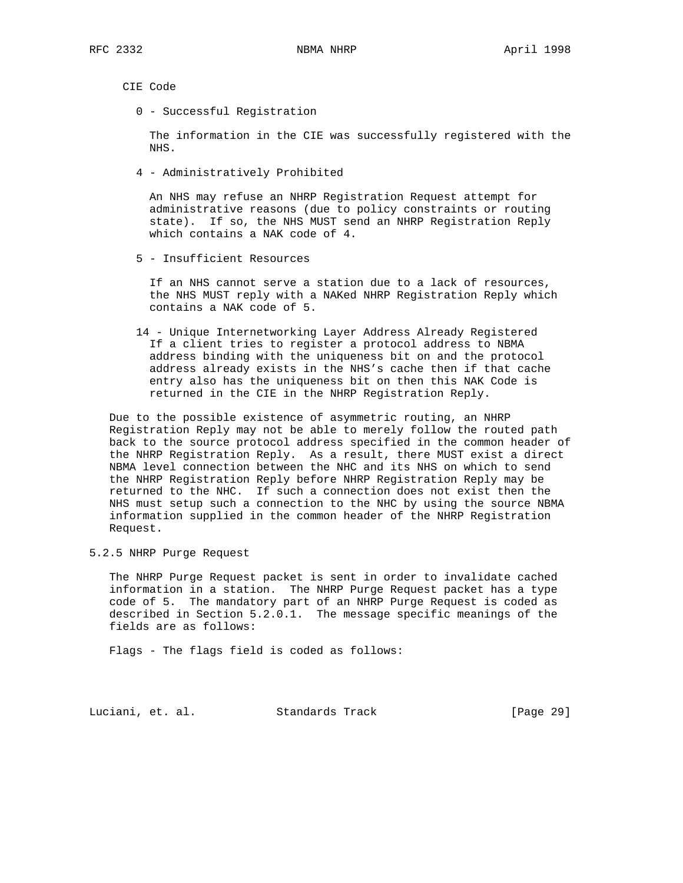CIE Code

0 - Successful Registration

The information in the CIE was successfully registered with the NHS.

4 - Administratively Prohibited

An NHS may refuse an NHRP Registration Request attempt for administrative reasons (due to policy constraints or routing state). If so, the NHS MUST send an NHRP Registration Reply which contains a NAK code of 4.

5 - Insufficient Resources

If an NHS cannot serve a station due to a lack of resources, the NHS MUST reply with a NAKed NHRP Registration Reply which contains a NAK code of 5.

14 - Unique Internetworking Layer Address Already Registered
If a client tries to register a protocol address to NBMA address binding with the uniqueness bit on and the protocol address already exists in the NHS's cache then if that cache entry also has the uniqueness bit on then this NAK Code is returned in the CIE in the NHRP Registration Reply.

Due to the possible existence of asymmetric routing, an NHRP Registration Reply may not be able to merely follow the routed path back to the source protocol address specified in the common header of the NHRP Registration Reply. As a result, there MUST exist a direct NBMA level connection between the NHC and its NHS on which to send the NHRP Registration Reply before NHRP Registration Reply may be returned to the NHC. If such a connection does not exist then the NHS must setup such a connection to the NHC by using the source NBMA information supplied in the common header of the NHRP Registration Request.

### 5.2.5 NHRP Purge Request

The NHRP Purge Request packet is sent in order to invalidate cached information in a station. The NHRP Purge Request packet has a type code of 5. The mandatory part of an NHRP Purge Request is coded as described in Section 5.2.0.1. The message specific meanings of the fields are as follows:

Flags - The flags field is coded as follows: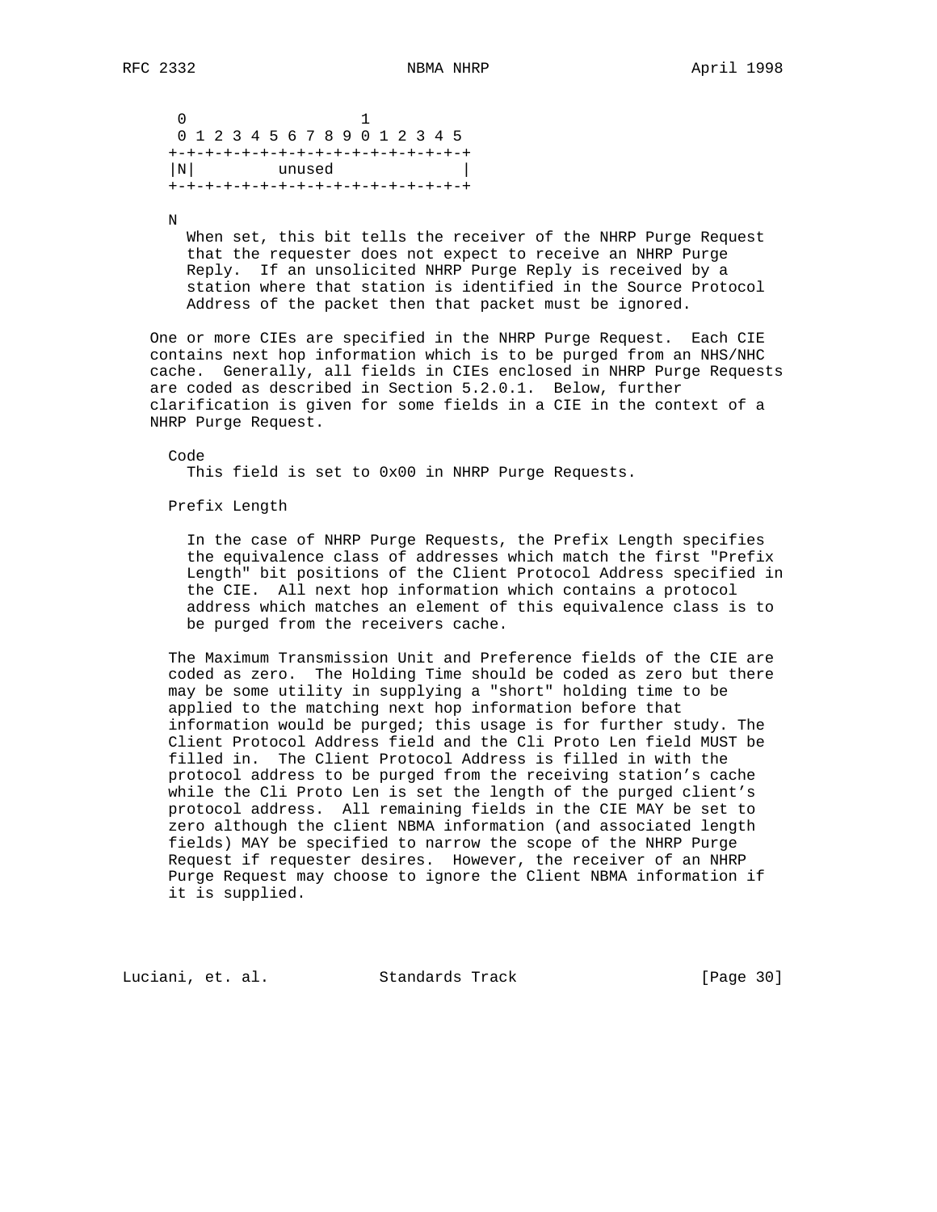```
 0                   1
 0 1 2 3 4 5 6 7 8 9 0 1 2 3 4 5
+-+-+-+-+-+-+-+-+-+-+-+-+-+-+-+-+
|N|         unused              |
+-+-+-+-+-+-+-+-+-+-+-+-+-+-+-+-+
```

N

When set, this bit tells the receiver of the NHRP Purge Request that the requester does not expect to receive an NHRP Purge Reply. If an unsolicited NHRP Purge Reply is received by a station where that station is identified in the Source Protocol Address of the packet then that packet must be ignored.

One or more CIEs are specified in the NHRP Purge Request. Each CIE contains next hop information which is to be purged from an NHS/NHC cache. Generally, all fields in CIEs enclosed in NHRP Purge Requests are coded as described in Section 5.2.0.1. Below, further clarification is given for some fields in a CIE in the context of a NHRP Purge Request.

Code

This field is set to 0x00 in NHRP Purge Requests.

Prefix Length

In the case of NHRP Purge Requests, the Prefix Length specifies the equivalence class of addresses which match the first "Prefix Length" bit positions of the Client Protocol Address specified in the CIE. All next hop information which contains a protocol address which matches an element of this equivalence class is to be purged from the receivers cache.

The Maximum Transmission Unit and Preference fields of the CIE are coded as zero. The Holding Time should be coded as zero but there may be some utility in supplying a "short" holding time to be applied to the matching next hop information before that information would be purged; this usage is for further study. The Client Protocol Address field and the Cli Proto Len field MUST be filled in. The Client Protocol Address is filled in with the protocol address to be purged from the receiving station's cache while the Cli Proto Len is set the length of the purged client's protocol address. All remaining fields in the CIE MAY be set to zero although the client NBMA information (and associated length fields) MAY be specified to narrow the scope of the NHRP Purge Request if requester desires. However, the receiver of an NHRP Purge Request may choose to ignore the Client NBMA information if it is supplied.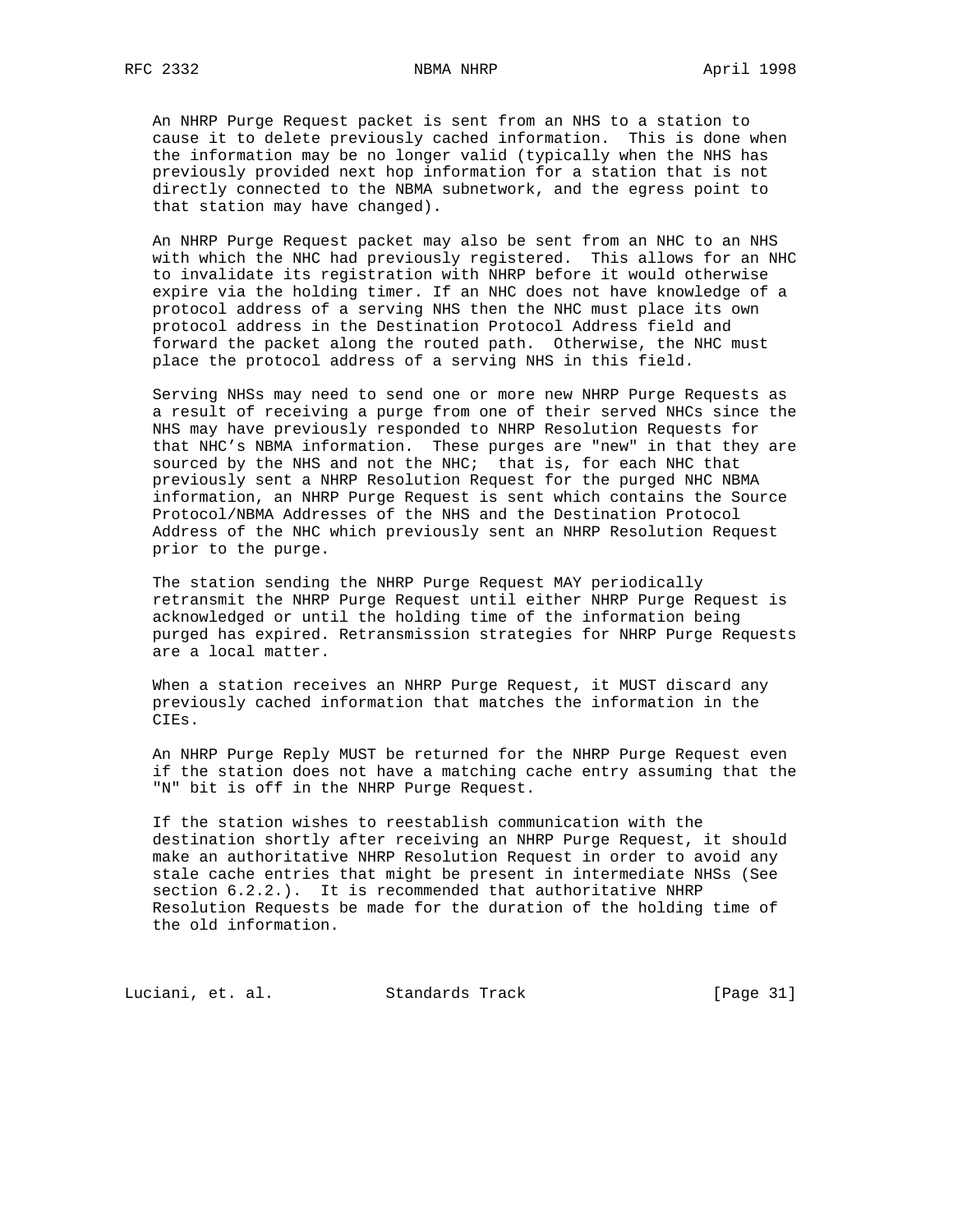An NHRP Purge Request packet is sent from an NHS to a station to cause it to delete previously cached information. This is done when the information may be no longer valid (typically when the NHS has previously provided next hop information for a station that is not directly connected to the NBMA subnetwork, and the egress point to that station may have changed).

An NHRP Purge Request packet may also be sent from an NHC to an NHS with which the NHC had previously registered. This allows for an NHC to invalidate its registration with NHRP before it would otherwise expire via the holding timer. If an NHC does not have knowledge of a protocol address of a serving NHS then the NHC must place its own protocol address in the Destination Protocol Address field and forward the packet along the routed path. Otherwise, the NHC must place the protocol address of a serving NHS in this field.

Serving NHSs may need to send one or more new NHRP Purge Requests as a result of receiving a purge from one of their served NHCs since the NHS may have previously responded to NHRP Resolution Requests for that NHC's NBMA information. These purges are "new" in that they are sourced by the NHS and not the NHC; that is, for each NHC that previously sent a NHRP Resolution Request for the purged NHC NBMA information, an NHRP Purge Request is sent which contains the Source Protocol/NBMA Addresses of the NHS and the Destination Protocol Address of the NHC which previously sent an NHRP Resolution Request prior to the purge.

The station sending the NHRP Purge Request MAY periodically retransmit the NHRP Purge Request until either NHRP Purge Request is acknowledged or until the holding time of the information being purged has expired. Retransmission strategies for NHRP Purge Requests are a local matter.

When a station receives an NHRP Purge Request, it MUST discard any previously cached information that matches the information in the CIEs.

An NHRP Purge Reply MUST be returned for the NHRP Purge Request even if the station does not have a matching cache entry assuming that the "N" bit is off in the NHRP Purge Request.

If the station wishes to reestablish communication with the destination shortly after receiving an NHRP Purge Request, it should make an authoritative NHRP Resolution Request in order to avoid any stale cache entries that might be present in intermediate NHSs (See section 6.2.2.). It is recommended that authoritative NHRP Resolution Requests be made for the duration of the holding time of the old information.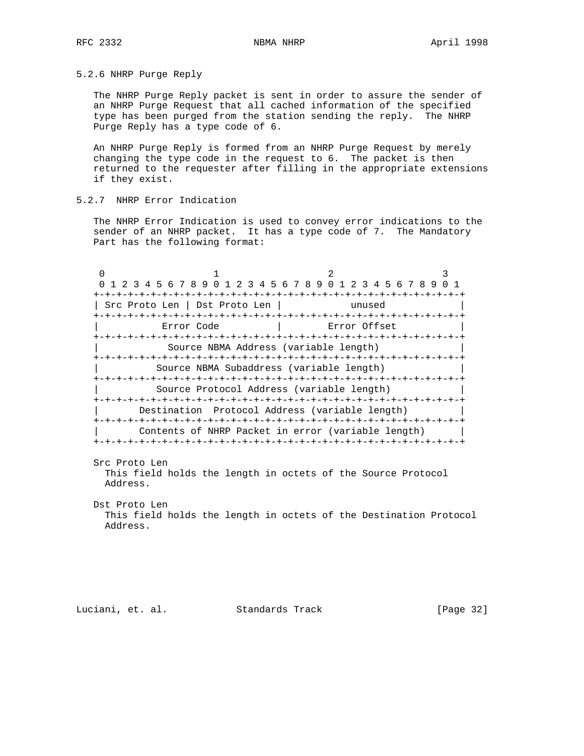### 5.2.6 NHRP Purge Reply

The NHRP Purge Reply packet is sent in order to assure the sender of an NHRP Purge Request that all cached information of the specified type has been purged from the station sending the reply. The NHRP Purge Reply has a type code of 6.

An NHRP Purge Reply is formed from an NHRP Purge Request by merely changing the type code in the request to 6. The packet is then returned to the requester after filling in the appropriate extensions if they exist.

### 5.2.7 NHRP Error Indication

The NHRP Error Indication is used to convey error indications to the sender of an NHRP packet. It has a type code of 7. The Mandatory Part has the following format:

```
 0                   1                   2                   3
 0 1 2 3 4 5 6 7 8 9 0 1 2 3 4 5 6 7 8 9 0 1 2 3 4 5 6 7 8 9 0 1
+-+-+-+-+-+-+-+-+-+-+-+-+-+-+-+-+-+-+-+-+-+-+-+-+-+-+-+-+-+-+-+-+
| Src Proto Len | Dst Proto Len |            unused             |
+-+-+-+-+-+-+-+-+-+-+-+-+-+-+-+-+-+-+-+-+-+-+-+-+-+-+-+-+-+-+-+-+
|           Error Code          |        Error Offset           |
+-+-+-+-+-+-+-+-+-+-+-+-+-+-+-+-+-+-+-+-+-+-+-+-+-+-+-+-+-+-+-+-+
|            Source NBMA Address (variable length)              |
+-+-+-+-+-+-+-+-+-+-+-+-+-+-+-+-+-+-+-+-+-+-+-+-+-+-+-+-+-+-+-+-+
|          Source NBMA Subaddress (variable length)             |
+-+-+-+-+-+-+-+-+-+-+-+-+-+-+-+-+-+-+-+-+-+-+-+-+-+-+-+-+-+-+-+-+
|          Source Protocol Address (variable length)            |
+-+-+-+-+-+-+-+-+-+-+-+-+-+-+-+-+-+-+-+-+-+-+-+-+-+-+-+-+-+-+-+-+
|       Destination  Protocol Address (variable length)         |
+-+-+-+-+-+-+-+-+-+-+-+-+-+-+-+-+-+-+-+-+-+-+-+-+-+-+-+-+-+-+-+-+
|       Contents of NHRP Packet in error (variable length)      |
+-+-+-+-+-+-+-+-+-+-+-+-+-+-+-+-+-+-+-+-+-+-+-+-+-+-+-+-+-+-+-+-+
```

Src Proto Len
: This field holds the length in octets of the Source Protocol Address.

Dst Proto Len
: This field holds the length in octets of the Destination Protocol Address.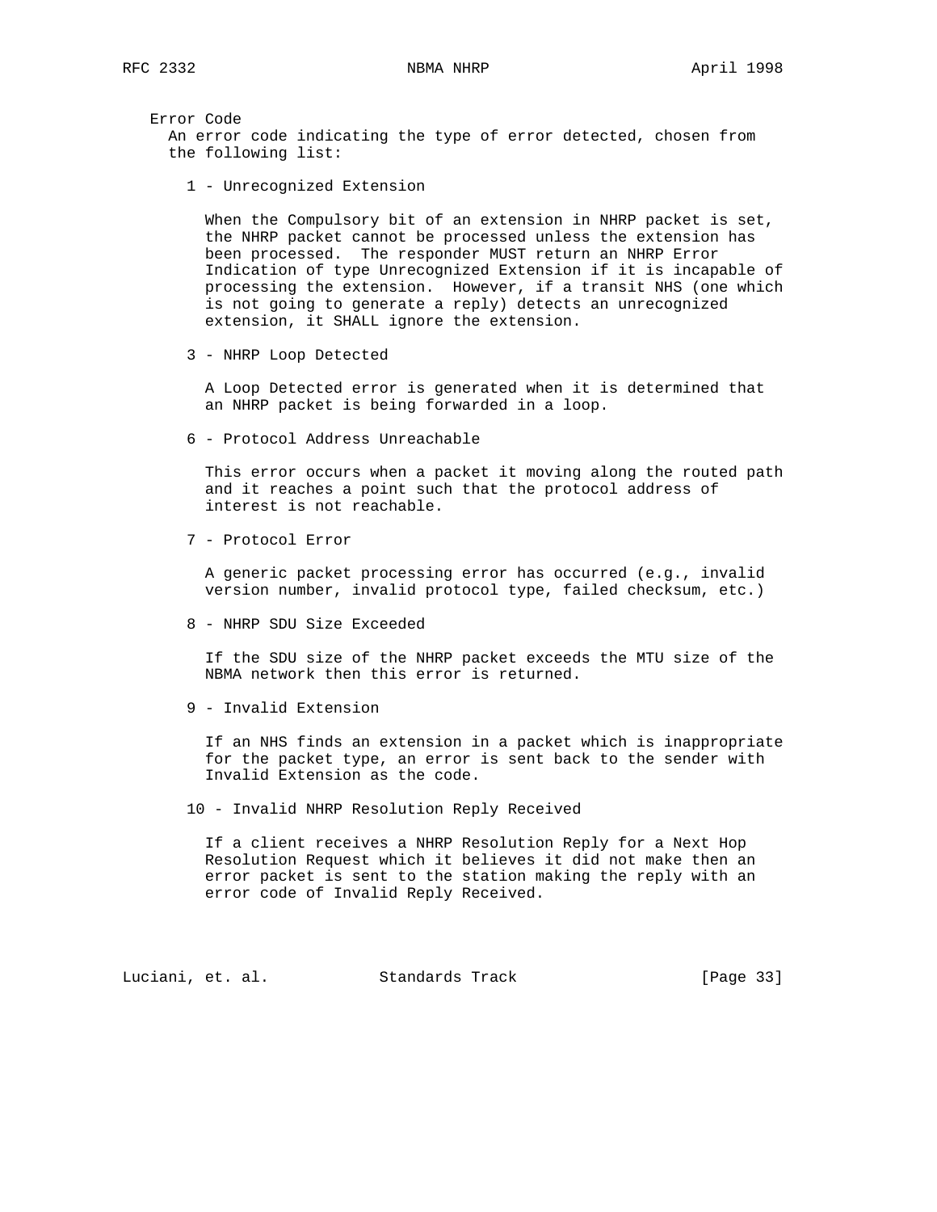Error Code

An error code indicating the type of error detected, chosen from the following list:

1 - Unrecognized Extension

When the Compulsory bit of an extension in NHRP packet is set, the NHRP packet cannot be processed unless the extension has been processed. The responder MUST return an NHRP Error Indication of type Unrecognized Extension if it is incapable of processing the extension. However, if a transit NHS (one which is not going to generate a reply) detects an unrecognized extension, it SHALL ignore the extension.

3 - NHRP Loop Detected

A Loop Detected error is generated when it is determined that an NHRP packet is being forwarded in a loop.

6 - Protocol Address Unreachable

This error occurs when a packet it moving along the routed path and it reaches a point such that the protocol address of interest is not reachable.

7 - Protocol Error

A generic packet processing error has occurred (e.g., invalid version number, invalid protocol type, failed checksum, etc.)

8 - NHRP SDU Size Exceeded

If the SDU size of the NHRP packet exceeds the MTU size of the NBMA network then this error is returned.

9 - Invalid Extension

If an NHS finds an extension in a packet which is inappropriate for the packet type, an error is sent back to the sender with Invalid Extension as the code.

10 - Invalid NHRP Resolution Reply Received

If a client receives a NHRP Resolution Reply for a Next Hop Resolution Request which it believes it did not make then an error packet is sent to the station making the reply with an error code of Invalid Reply Received.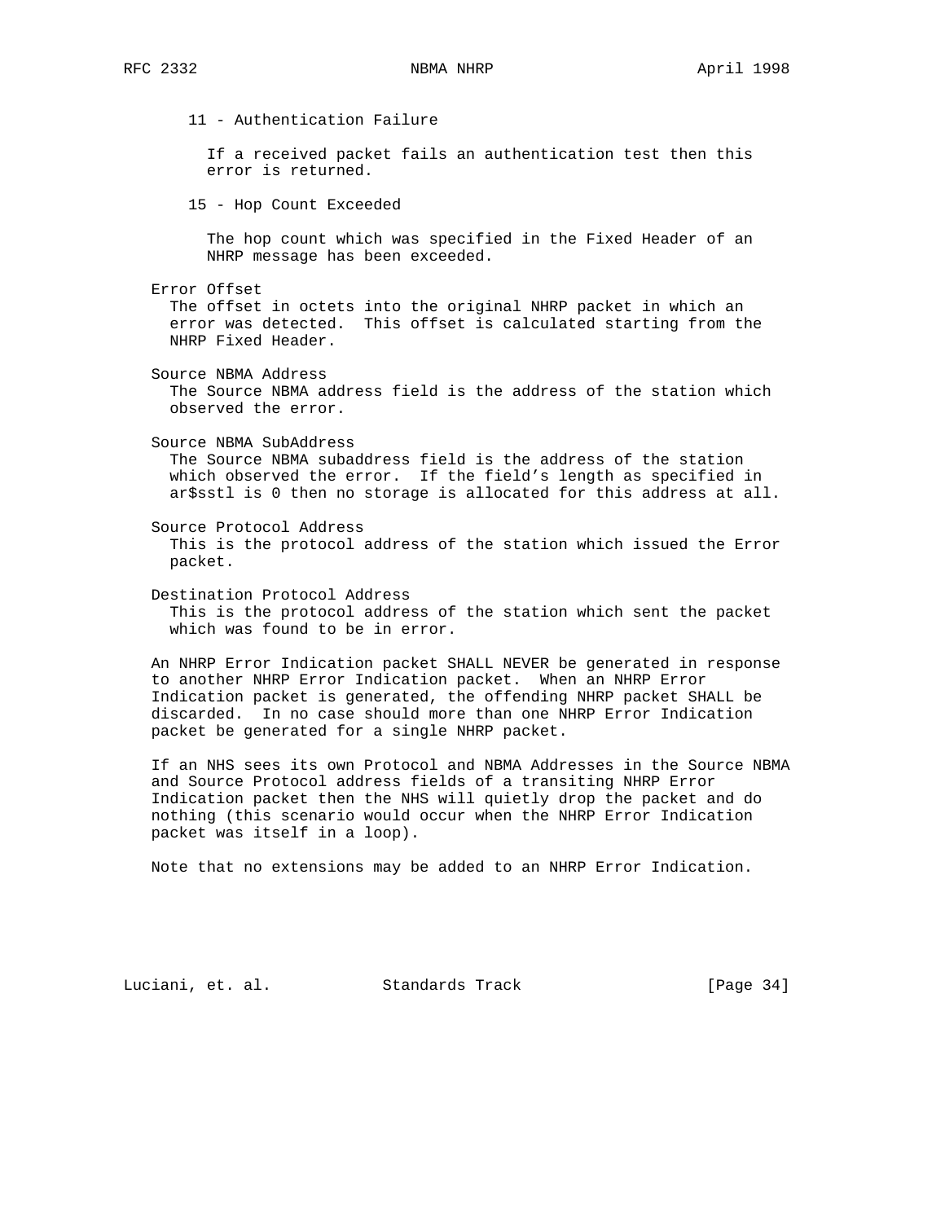11 - Authentication Failure

If a received packet fails an authentication test then this error is returned.

15 - Hop Count Exceeded

The hop count which was specified in the Fixed Header of an NHRP message has been exceeded.

Error Offset
The offset in octets into the original NHRP packet in which an error was detected. This offset is calculated starting from the NHRP Fixed Header.

Source NBMA Address
The Source NBMA address field is the address of the station which observed the error.

Source NBMA SubAddress
The Source NBMA subaddress field is the address of the station which observed the error. If the field's length as specified in ar$sstl is 0 then no storage is allocated for this address at all.

Source Protocol Address
This is the protocol address of the station which issued the Error packet.

Destination Protocol Address
This is the protocol address of the station which sent the packet which was found to be in error.

An NHRP Error Indication packet SHALL NEVER be generated in response to another NHRP Error Indication packet. When an NHRP Error Indication packet is generated, the offending NHRP packet SHALL be discarded. In no case should more than one NHRP Error Indication packet be generated for a single NHRP packet.

If an NHS sees its own Protocol and NBMA Addresses in the Source NBMA and Source Protocol address fields of a transiting NHRP Error Indication packet then the NHS will quietly drop the packet and do nothing (this scenario would occur when the NHRP Error Indication packet was itself in a loop).

Note that no extensions may be added to an NHRP Error Indication.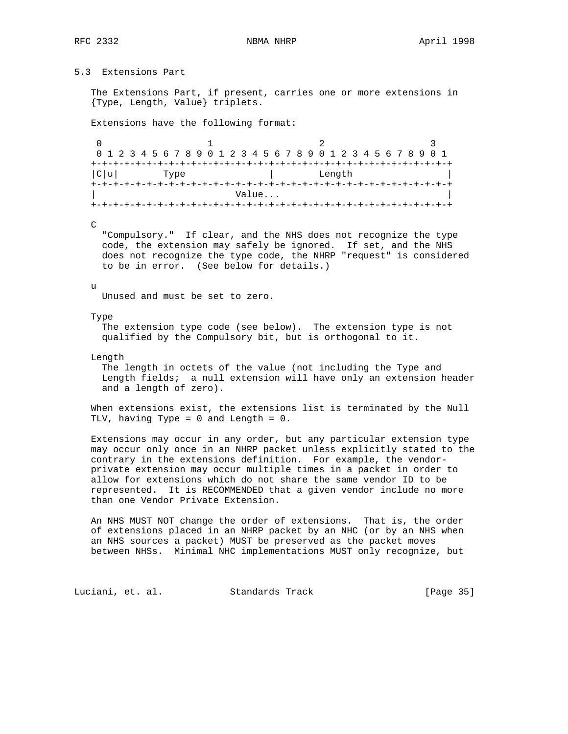## 5.3 Extensions Part

The Extensions Part, if present, carries one or more extensions in {Type, Length, Value} triplets.

Extensions have the following format:

```
 0                   1                   2                   3
 0 1 2 3 4 5 6 7 8 9 0 1 2 3 4 5 6 7 8 9 0 1 2 3 4 5 6 7 8 9 0 1
+-+-+-+-+-+-+-+-+-+-+-+-+-+-+-+-+-+-+-+-+-+-+-+-+-+-+-+-+-+-+-+-+
|C|u|        Type               |        Length                 |
+-+-+-+-+-+-+-+-+-+-+-+-+-+-+-+-+-+-+-+-+-+-+-+-+-+-+-+-+-+-+-+-+
|                         Value...                              |
+-+-+-+-+-+-+-+-+-+-+-+-+-+-+-+-+-+-+-+-+-+-+-+-+-+-+-+-+-+-+-+-+
```

C
: "Compulsory." If clear, and the NHS does not recognize the type code, the extension may safely be ignored. If set, and the NHS does not recognize the type code, the NHRP "request" is considered to be in error. (See below for details.)

u
: Unused and must be set to zero.

Type
: The extension type code (see below). The extension type is not qualified by the Compulsory bit, but is orthogonal to it.

Length
: The length in octets of the value (not including the Type and Length fields; a null extension will have only an extension header and a length of zero).

When extensions exist, the extensions list is terminated by the Null TLV, having Type = 0 and Length = 0.

Extensions may occur in any order, but any particular extension type may occur only once in an NHRP packet unless explicitly stated to the contrary in the extensions definition. For example, the vendor-private extension may occur multiple times in a packet in order to allow for extensions which do not share the same vendor ID to be represented. It is RECOMMENDED that a given vendor include no more than one Vendor Private Extension.

An NHS MUST NOT change the order of extensions. That is, the order of extensions placed in an NHRP packet by an NHC (or by an NHS when an NHS sources a packet) MUST be preserved as the packet moves between NHSs. Minimal NHC implementations MUST only recognize, but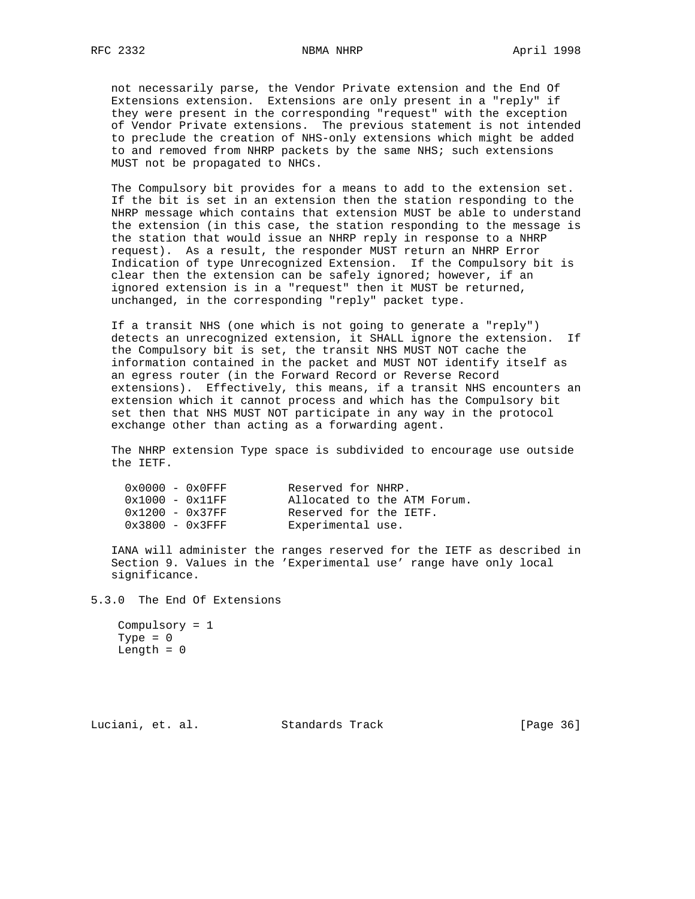not necessarily parse, the Vendor Private extension and the End Of Extensions extension. Extensions are only present in a "reply" if they were present in the corresponding "request" with the exception of Vendor Private extensions. The previous statement is not intended to preclude the creation of NHS-only extensions which might be added to and removed from NHRP packets by the same NHS; such extensions MUST not be propagated to NHCs.

The Compulsory bit provides for a means to add to the extension set. If the bit is set in an extension then the station responding to the NHRP message which contains that extension MUST be able to understand the extension (in this case, the station responding to the message is the station that would issue an NHRP reply in response to a NHRP request). As a result, the responder MUST return an NHRP Error Indication of type Unrecognized Extension. If the Compulsory bit is clear then the extension can be safely ignored; however, if an ignored extension is in a "request" then it MUST be returned, unchanged, in the corresponding "reply" packet type.

If a transit NHS (one which is not going to generate a "reply") detects an unrecognized extension, it SHALL ignore the extension. If the Compulsory bit is set, the transit NHS MUST NOT cache the information contained in the packet and MUST NOT identify itself as an egress router (in the Forward Record or Reverse Record extensions). Effectively, this means, if a transit NHS encounters an extension which it cannot process and which has the Compulsory bit set then that NHS MUST NOT participate in any way in the protocol exchange other than acting as a forwarding agent.

The NHRP extension Type space is subdivided to encourage use outside the IETF.

```
0x0000 - 0x0FFF         Reserved for NHRP.
0x1000 - 0x11FF         Allocated to the ATM Forum.
0x1200 - 0x37FF         Reserved for the IETF.
0x3800 - 0x3FFF         Experimental use.
```

IANA will administer the ranges reserved for the IETF as described in Section 9. Values in the 'Experimental use' range have only local significance.

## 5.3.0 The End Of Extensions

```
Compulsory = 1
Type = 0
Length = 0
```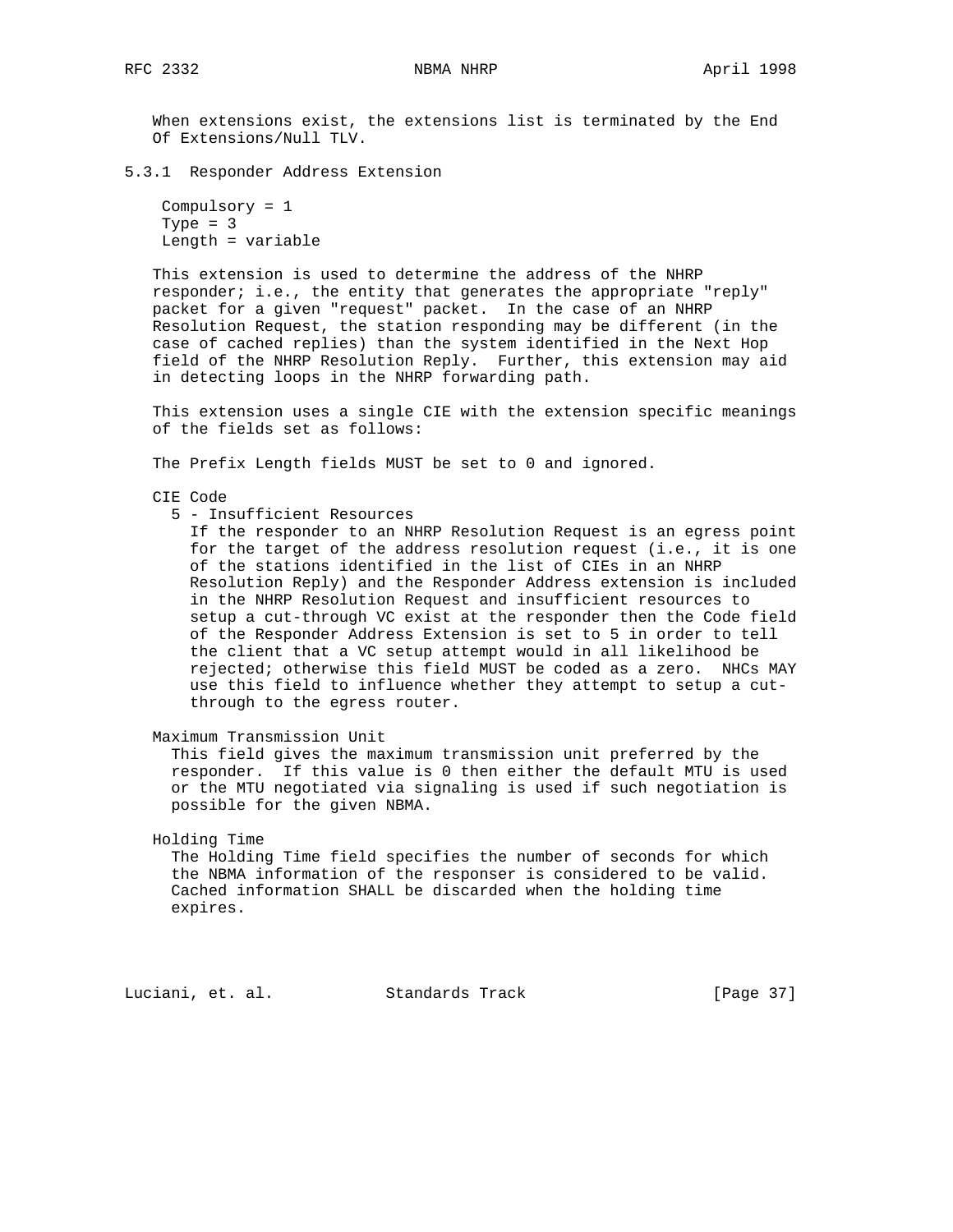When extensions exist, the extensions list is terminated by the End Of Extensions/Null TLV.

### 5.3.1 Responder Address Extension

Compulsory = 1
Type = 3
Length = variable

This extension is used to determine the address of the NHRP responder; i.e., the entity that generates the appropriate "reply" packet for a given "request" packet. In the case of an NHRP Resolution Request, the station responding may be different (in the case of cached replies) than the system identified in the Next Hop field of the NHRP Resolution Reply. Further, this extension may aid in detecting loops in the NHRP forwarding path.

This extension uses a single CIE with the extension specific meanings of the fields set as follows:

The Prefix Length fields MUST be set to 0 and ignored.

CIE Code
  5 - Insufficient Resources
    If the responder to an NHRP Resolution Request is an egress point for the target of the address resolution request (i.e., it is one of the stations identified in the list of CIEs in an NHRP Resolution Reply) and the Responder Address extension is included in the NHRP Resolution Request and insufficient resources to setup a cut-through VC exist at the responder then the Code field of the Responder Address Extension is set to 5 in order to tell the client that a VC setup attempt would in all likelihood be rejected; otherwise this field MUST be coded as a zero. NHCs MAY use this field to influence whether they attempt to setup a cut-through to the egress router.

Maximum Transmission Unit
  This field gives the maximum transmission unit preferred by the responder. If this value is 0 then either the default MTU is used or the MTU negotiated via signaling is used if such negotiation is possible for the given NBMA.

Holding Time
  The Holding Time field specifies the number of seconds for which the NBMA information of the responser is considered to be valid. Cached information SHALL be discarded when the holding time expires.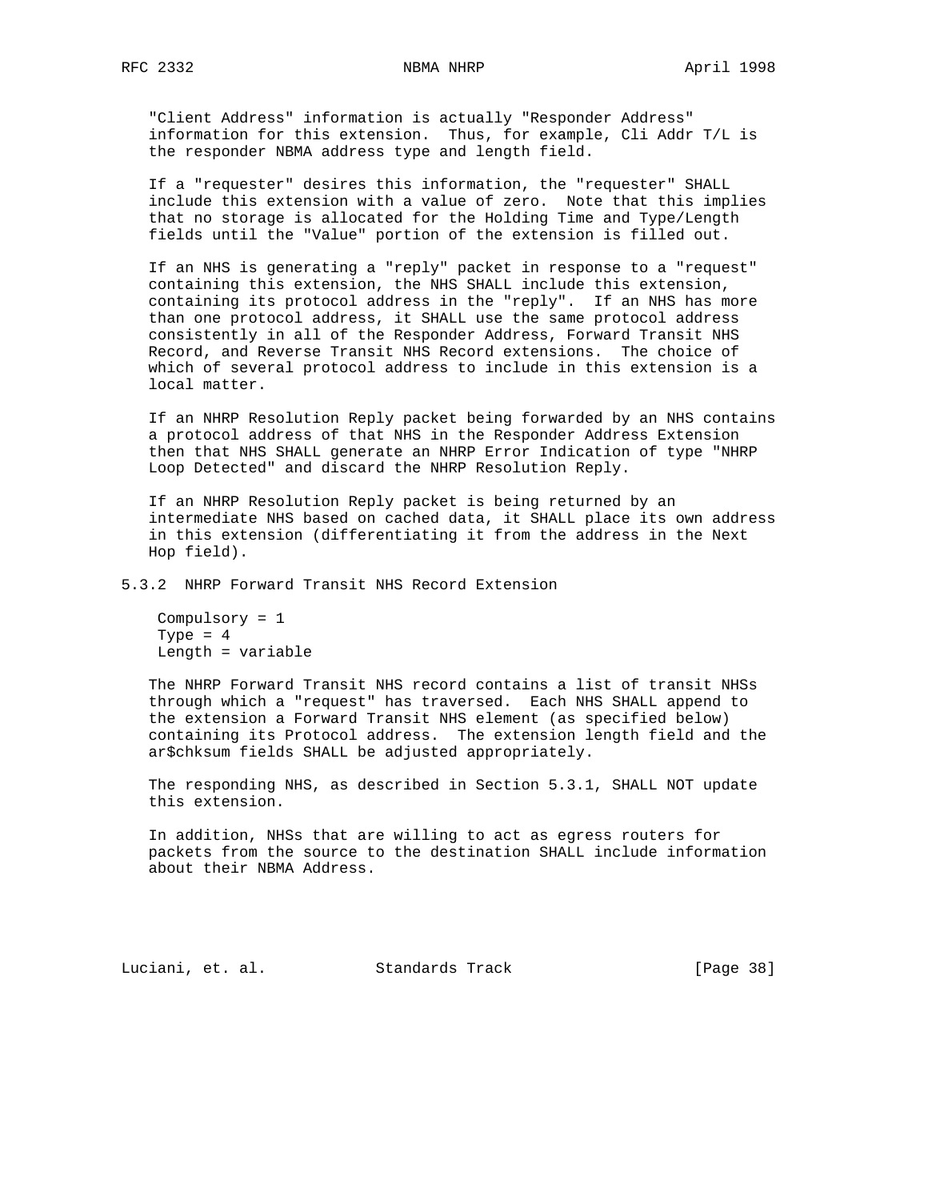"Client Address" information is actually "Responder Address" information for this extension. Thus, for example, Cli Addr T/L is the responder NBMA address type and length field.

If a "requester" desires this information, the "requester" SHALL include this extension with a value of zero. Note that this implies that no storage is allocated for the Holding Time and Type/Length fields until the "Value" portion of the extension is filled out.

If an NHS is generating a "reply" packet in response to a "request" containing this extension, the NHS SHALL include this extension, containing its protocol address in the "reply". If an NHS has more than one protocol address, it SHALL use the same protocol address consistently in all of the Responder Address, Forward Transit NHS Record, and Reverse Transit NHS Record extensions. The choice of which of several protocol address to include in this extension is a local matter.

If an NHRP Resolution Reply packet being forwarded by an NHS contains a protocol address of that NHS in the Responder Address Extension then that NHS SHALL generate an NHRP Error Indication of type "NHRP Loop Detected" and discard the NHRP Resolution Reply.

If an NHRP Resolution Reply packet is being returned by an intermediate NHS based on cached data, it SHALL place its own address in this extension (differentiating it from the address in the Next Hop field).

### 5.3.2 NHRP Forward Transit NHS Record Extension

```
Compulsory = 1
Type = 4
Length = variable
```

The NHRP Forward Transit NHS record contains a list of transit NHSs through which a "request" has traversed. Each NHS SHALL append to the extension a Forward Transit NHS element (as specified below) containing its Protocol address. The extension length field and the ar$chksum fields SHALL be adjusted appropriately.

The responding NHS, as described in Section 5.3.1, SHALL NOT update this extension.

In addition, NHSs that are willing to act as egress routers for packets from the source to the destination SHALL include information about their NBMA Address.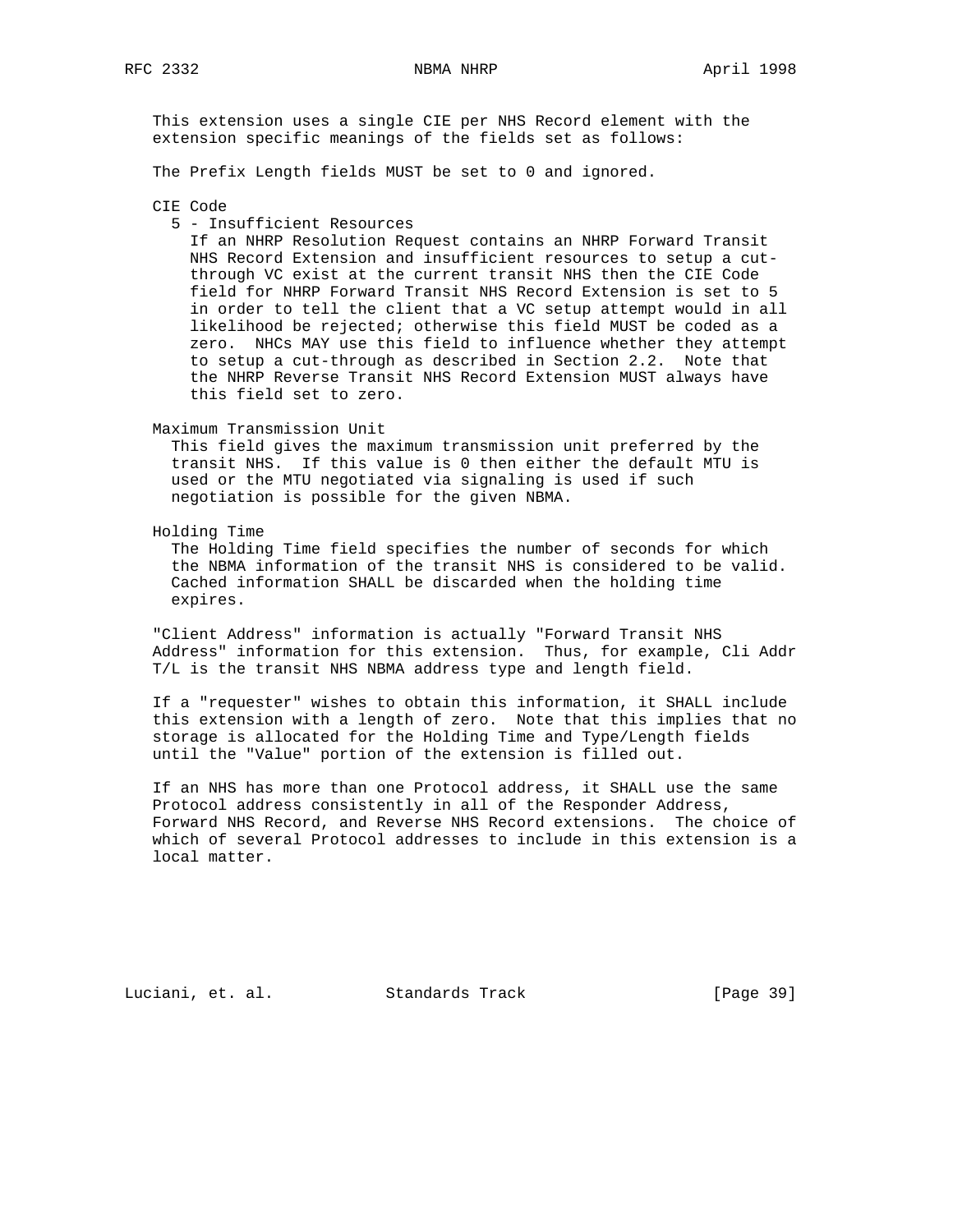This extension uses a single CIE per NHS Record element with the extension specific meanings of the fields set as follows:

The Prefix Length fields MUST be set to 0 and ignored.

CIE Code

5 - Insufficient Resources

If an NHRP Resolution Request contains an NHRP Forward Transit NHS Record Extension and insufficient resources to setup a cut-through VC exist at the current transit NHS then the CIE Code field for NHRP Forward Transit NHS Record Extension is set to 5 in order to tell the client that a VC setup attempt would in all likelihood be rejected; otherwise this field MUST be coded as a zero. NHCs MAY use this field to influence whether they attempt to setup a cut-through as described in Section 2.2. Note that the NHRP Reverse Transit NHS Record Extension MUST always have this field set to zero.

Maximum Transmission Unit

This field gives the maximum transmission unit preferred by the transit NHS. If this value is 0 then either the default MTU is used or the MTU negotiated via signaling is used if such negotiation is possible for the given NBMA.

Holding Time

The Holding Time field specifies the number of seconds for which the NBMA information of the transit NHS is considered to be valid. Cached information SHALL be discarded when the holding time expires.

"Client Address" information is actually "Forward Transit NHS Address" information for this extension. Thus, for example, Cli Addr T/L is the transit NHS NBMA address type and length field.

If a "requester" wishes to obtain this information, it SHALL include this extension with a length of zero. Note that this implies that no storage is allocated for the Holding Time and Type/Length fields until the "Value" portion of the extension is filled out.

If an NHS has more than one Protocol address, it SHALL use the same Protocol address consistently in all of the Responder Address, Forward NHS Record, and Reverse NHS Record extensions. The choice of which of several Protocol addresses to include in this extension is a local matter.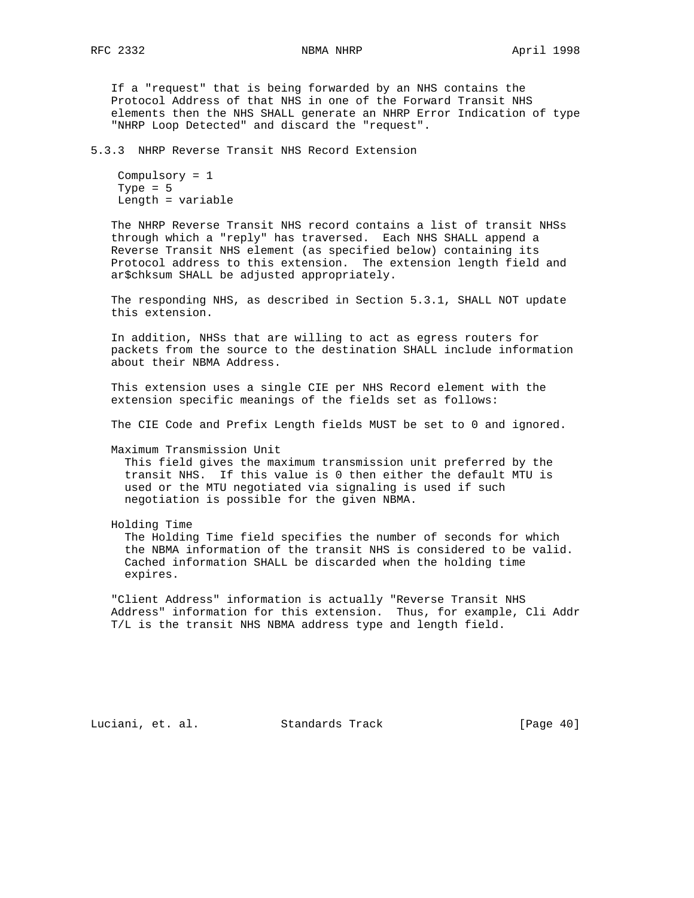If a "request" that is being forwarded by an NHS contains the Protocol Address of that NHS in one of the Forward Transit NHS elements then the NHS SHALL generate an NHRP Error Indication of type "NHRP Loop Detected" and discard the "request".

### 5.3.3 NHRP Reverse Transit NHS Record Extension

Compulsory = 1
Type = 5
Length = variable

The NHRP Reverse Transit NHS record contains a list of transit NHSs through which a "reply" has traversed. Each NHS SHALL append a Reverse Transit NHS element (as specified below) containing its Protocol address to this extension. The extension length field and ar$chksum SHALL be adjusted appropriately.

The responding NHS, as described in Section 5.3.1, SHALL NOT update this extension.

In addition, NHSs that are willing to act as egress routers for packets from the source to the destination SHALL include information about their NBMA Address.

This extension uses a single CIE per NHS Record element with the extension specific meanings of the fields set as follows:

The CIE Code and Prefix Length fields MUST be set to 0 and ignored.

Maximum Transmission Unit
  This field gives the maximum transmission unit preferred by the transit NHS. If this value is 0 then either the default MTU is used or the MTU negotiated via signaling is used if such negotiation is possible for the given NBMA.

Holding Time
  The Holding Time field specifies the number of seconds for which the NBMA information of the transit NHS is considered to be valid. Cached information SHALL be discarded when the holding time expires.

"Client Address" information is actually "Reverse Transit NHS Address" information for this extension. Thus, for example, Cli Addr T/L is the transit NHS NBMA address type and length field.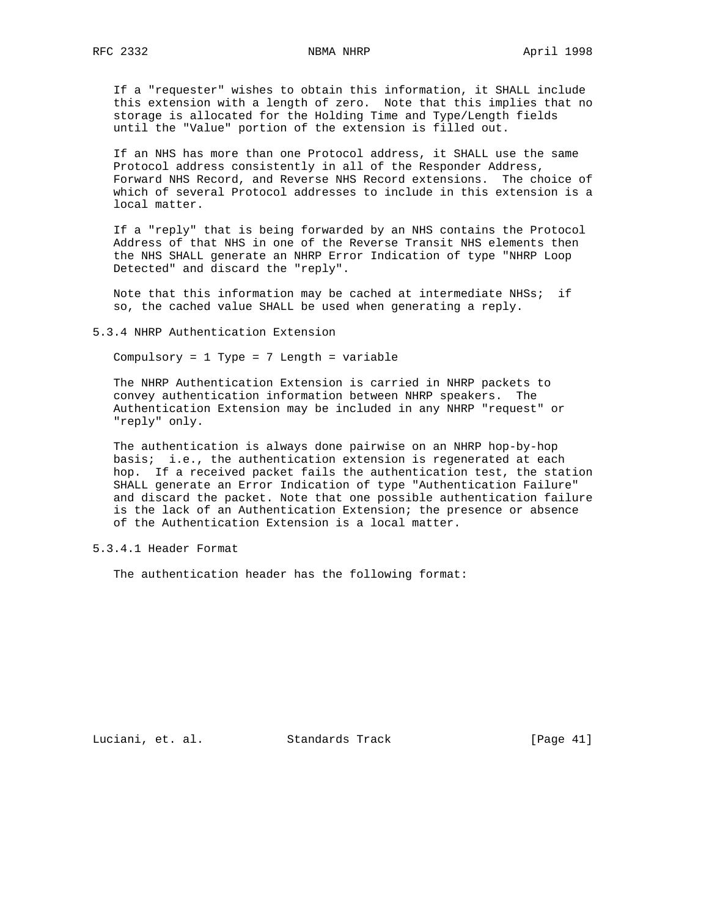If a "requester" wishes to obtain this information, it SHALL include this extension with a length of zero. Note that this implies that no storage is allocated for the Holding Time and Type/Length fields until the "Value" portion of the extension is filled out.

If an NHS has more than one Protocol address, it SHALL use the same Protocol address consistently in all of the Responder Address, Forward NHS Record, and Reverse NHS Record extensions. The choice of which of several Protocol addresses to include in this extension is a local matter.

If a "reply" that is being forwarded by an NHS contains the Protocol Address of that NHS in one of the Reverse Transit NHS elements then the NHS SHALL generate an NHRP Error Indication of type "NHRP Loop Detected" and discard the "reply".

Note that this information may be cached at intermediate NHSs; if so, the cached value SHALL be used when generating a reply.

### 5.3.4 NHRP Authentication Extension

Compulsory = 1 Type = 7 Length = variable

The NHRP Authentication Extension is carried in NHRP packets to convey authentication information between NHRP speakers. The Authentication Extension may be included in any NHRP "request" or "reply" only.

The authentication is always done pairwise on an NHRP hop-by-hop basis; i.e., the authentication extension is regenerated at each hop. If a received packet fails the authentication test, the station SHALL generate an Error Indication of type "Authentication Failure" and discard the packet. Note that one possible authentication failure is the lack of an Authentication Extension; the presence or absence of the Authentication Extension is a local matter.

#### 5.3.4.1 Header Format

The authentication header has the following format: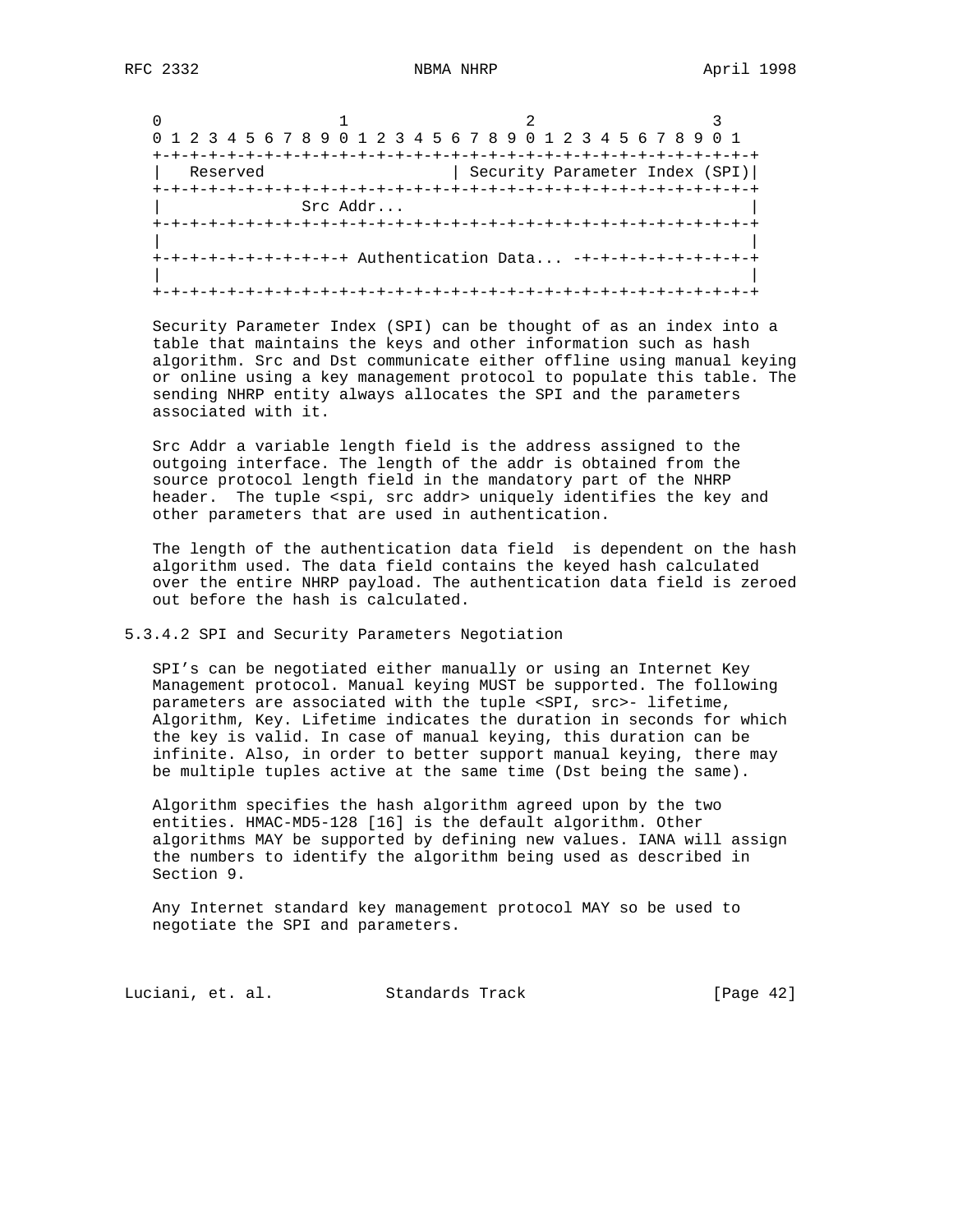```
    0                   1                   2                   3
    0 1 2 3 4 5 6 7 8 9 0 1 2 3 4 5 6 7 8 9 0 1 2 3 4 5 6 7 8 9 0 1
   +-+-+-+-+-+-+-+-+-+-+-+-+-+-+-+-+-+-+-+-+-+-+-+-+-+-+-+-+-+-+-+-+
   |   Reserved                    | Security Parameter Index (SPI)|
   +-+-+-+-+-+-+-+-+-+-+-+-+-+-+-+-+-+-+-+-+-+-+-+-+-+-+-+-+-+-+-+-+
   |              Src Addr...                                      |
   +-+-+-+-+-+-+-+-+-+-+-+-+-+-+-+-+-+-+-+-+-+-+-+-+-+-+-+-+-+-+-+-+
   |                                                               |
   +-+-+-+-+-+-+-+-+-+-+-+ Authentication Data... -+-+-+-+-+-+-+-+-+
   |                                                               |
   +-+-+-+-+-+-+-+-+-+-+-+-+-+-+-+-+-+-+-+-+-+-+-+-+-+-+-+-+-+-+-+-+
```

Security Parameter Index (SPI) can be thought of as an index into a table that maintains the keys and other information such as hash algorithm. Src and Dst communicate either offline using manual keying or online using a key management protocol to populate this table. The sending NHRP entity always allocates the SPI and the parameters associated with it.

Src Addr a variable length field is the address assigned to the outgoing interface. The length of the addr is obtained from the source protocol length field in the mandatory part of the NHRP header. The tuple <spi, src addr> uniquely identifies the key and other parameters that are used in authentication.

The length of the authentication data field is dependent on the hash algorithm used. The data field contains the keyed hash calculated over the entire NHRP payload. The authentication data field is zeroed out before the hash is calculated.

### 5.3.4.2 SPI and Security Parameters Negotiation

SPI's can be negotiated either manually or using an Internet Key Management protocol. Manual keying MUST be supported. The following parameters are associated with the tuple <SPI, src>- lifetime, Algorithm, Key. Lifetime indicates the duration in seconds for which the key is valid. In case of manual keying, this duration can be infinite. Also, in order to better support manual keying, there may be multiple tuples active at the same time (Dst being the same).

Algorithm specifies the hash algorithm agreed upon by the two entities. HMAC-MD5-128 [16] is the default algorithm. Other algorithms MAY be supported by defining new values. IANA will assign the numbers to identify the algorithm being used as described in Section 9.

Any Internet standard key management protocol MAY so be used to negotiate the SPI and parameters.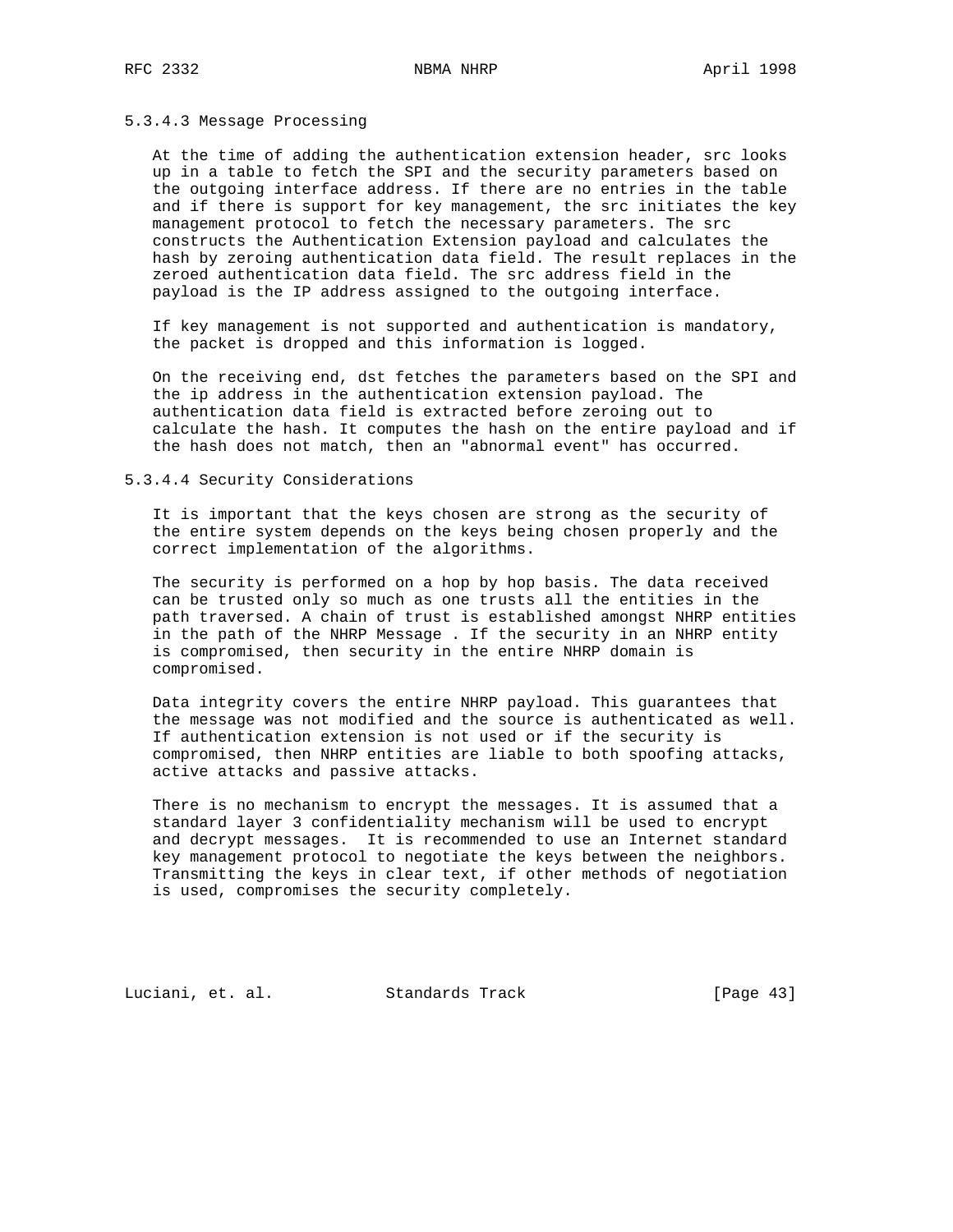#### 5.3.4.3 Message Processing

At the time of adding the authentication extension header, src looks up in a table to fetch the SPI and the security parameters based on the outgoing interface address. If there are no entries in the table and if there is support for key management, the src initiates the key management protocol to fetch the necessary parameters. The src constructs the Authentication Extension payload and calculates the hash by zeroing authentication data field. The result replaces in the zeroed authentication data field. The src address field in the payload is the IP address assigned to the outgoing interface.

If key management is not supported and authentication is mandatory, the packet is dropped and this information is logged.

On the receiving end, dst fetches the parameters based on the SPI and the ip address in the authentication extension payload. The authentication data field is extracted before zeroing out to calculate the hash. It computes the hash on the entire payload and if the hash does not match, then an "abnormal event" has occurred.

#### 5.3.4.4 Security Considerations

It is important that the keys chosen are strong as the security of the entire system depends on the keys being chosen properly and the correct implementation of the algorithms.

The security is performed on a hop by hop basis. The data received can be trusted only so much as one trusts all the entities in the path traversed. A chain of trust is established amongst NHRP entities in the path of the NHRP Message . If the security in an NHRP entity is compromised, then security in the entire NHRP domain is compromised.

Data integrity covers the entire NHRP payload. This guarantees that the message was not modified and the source is authenticated as well. If authentication extension is not used or if the security is compromised, then NHRP entities are liable to both spoofing attacks, active attacks and passive attacks.

There is no mechanism to encrypt the messages. It is assumed that a standard layer 3 confidentiality mechanism will be used to encrypt and decrypt messages. It is recommended to use an Internet standard key management protocol to negotiate the keys between the neighbors. Transmitting the keys in clear text, if other methods of negotiation is used, compromises the security completely.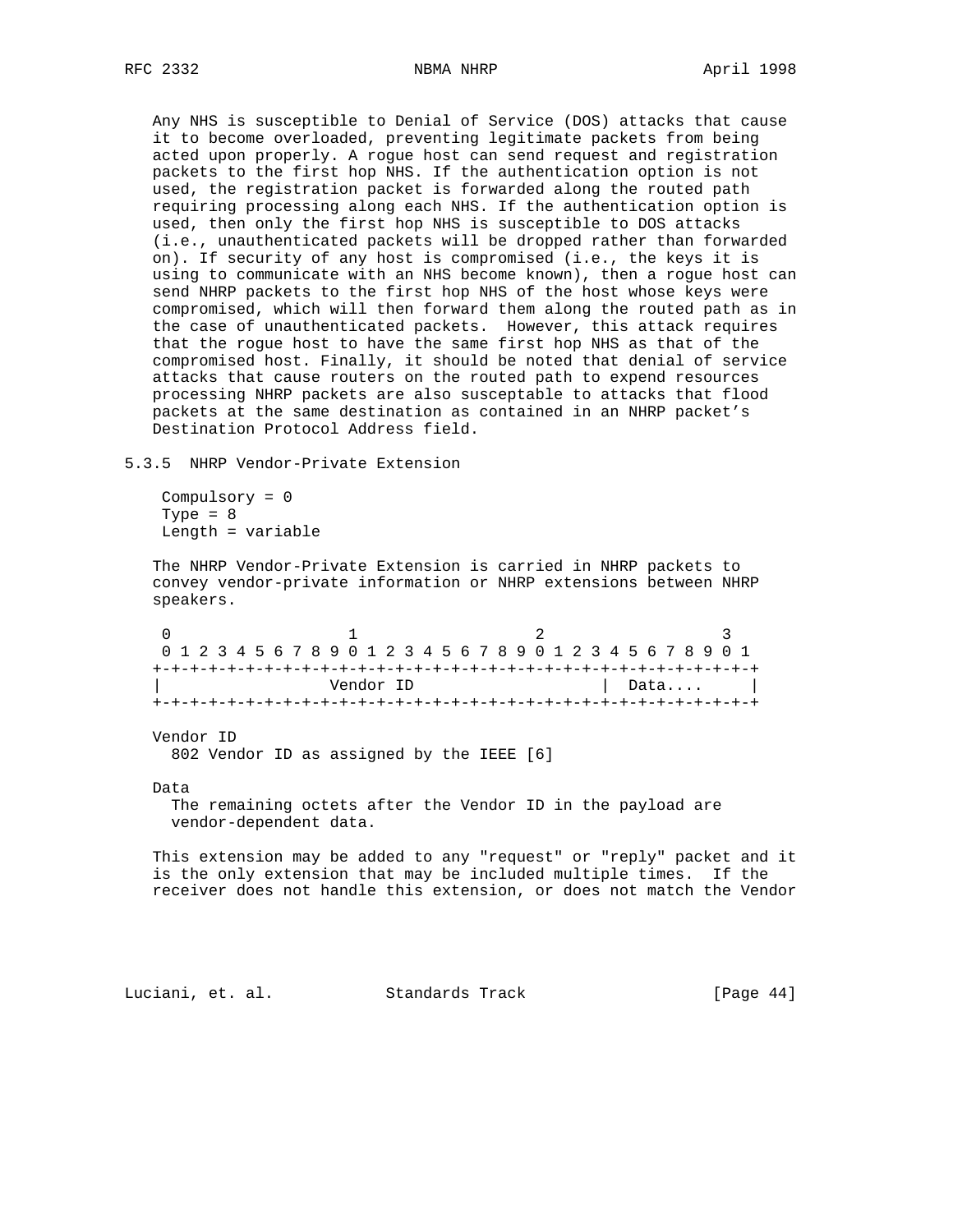Any NHS is susceptible to Denial of Service (DOS) attacks that cause it to become overloaded, preventing legitimate packets from being acted upon properly. A rogue host can send request and registration packets to the first hop NHS. If the authentication option is not used, the registration packet is forwarded along the routed path requiring processing along each NHS. If the authentication option is used, then only the first hop NHS is susceptible to DOS attacks (i.e., unauthenticated packets will be dropped rather than forwarded on). If security of any host is compromised (i.e., the keys it is using to communicate with an NHS become known), then a rogue host can send NHRP packets to the first hop NHS of the host whose keys were compromised, which will then forward them along the routed path as in the case of unauthenticated packets. However, this attack requires that the rogue host to have the same first hop NHS as that of the compromised host. Finally, it should be noted that denial of service attacks that cause routers on the routed path to expend resources processing NHRP packets are also susceptable to attacks that flood packets at the same destination as contained in an NHRP packet's Destination Protocol Address field.

### 5.3.5 NHRP Vendor-Private Extension

```
Compulsory = 0
Type = 8
Length = variable
```

The NHRP Vendor-Private Extension is carried in NHRP packets to convey vendor-private information or NHRP extensions between NHRP speakers.

```
 0                   1                   2                   3
 0 1 2 3 4 5 6 7 8 9 0 1 2 3 4 5 6 7 8 9 0 1 2 3 4 5 6 7 8 9 0 1
+-+-+-+-+-+-+-+-+-+-+-+-+-+-+-+-+-+-+-+-+-+-+-+-+-+-+-+-+-+-+-+-+
|                  Vendor ID                   |  Data....     |
+-+-+-+-+-+-+-+-+-+-+-+-+-+-+-+-+-+-+-+-+-+-+-+-+-+-+-+-+-+-+-+-+
```

Vendor ID
  802 Vendor ID as assigned by the IEEE [6]

Data
  The remaining octets after the Vendor ID in the payload are vendor-dependent data.

This extension may be added to any "request" or "reply" packet and it is the only extension that may be included multiple times. If the receiver does not handle this extension, or does not match the Vendor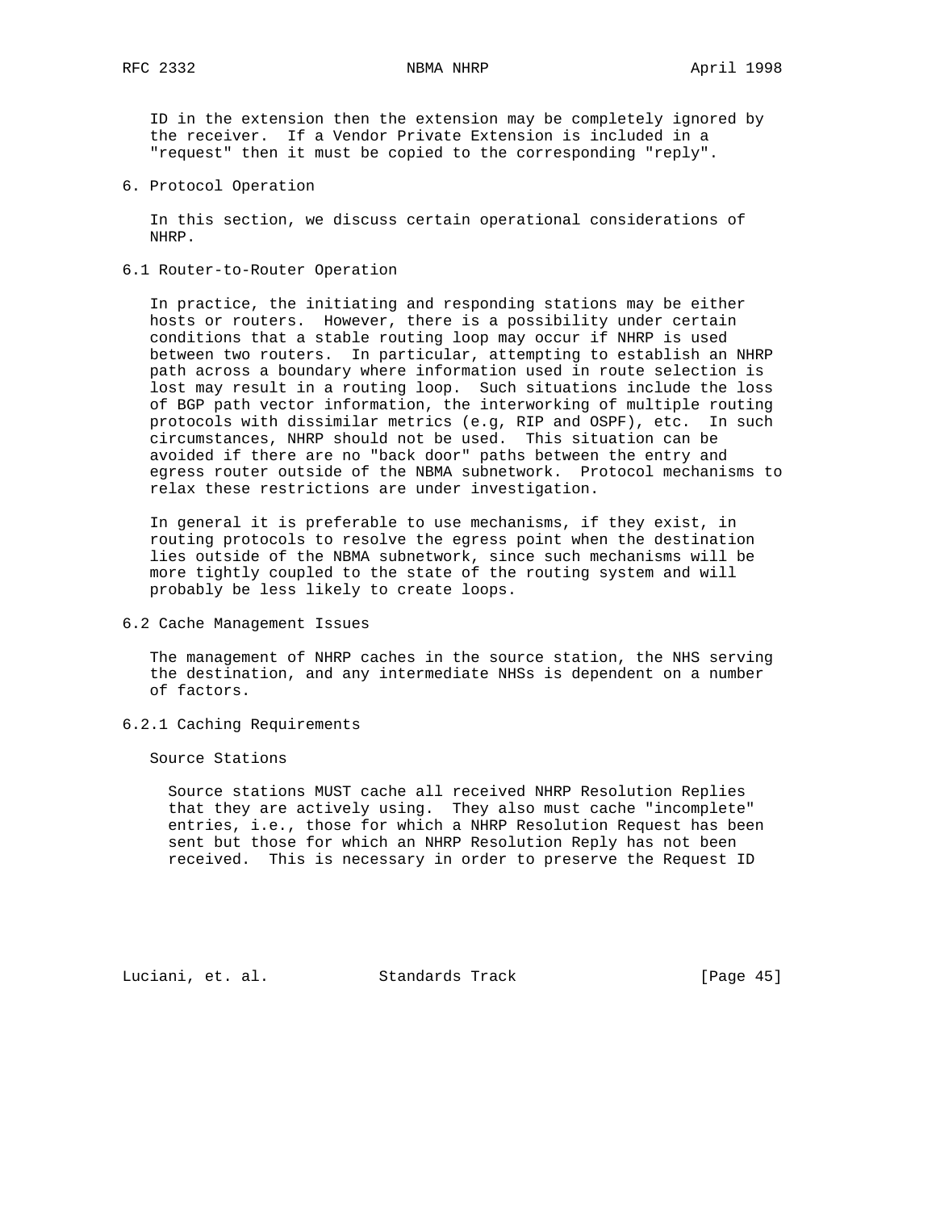ID in the extension then the extension may be completely ignored by the receiver. If a Vendor Private Extension is included in a "request" then it must be copied to the corresponding "reply".

## 6. Protocol Operation

In this section, we discuss certain operational considerations of NHRP.

### 6.1 Router-to-Router Operation

In practice, the initiating and responding stations may be either hosts or routers. However, there is a possibility under certain conditions that a stable routing loop may occur if NHRP is used between two routers. In particular, attempting to establish an NHRP path across a boundary where information used in route selection is lost may result in a routing loop. Such situations include the loss of BGP path vector information, the interworking of multiple routing protocols with dissimilar metrics (e.g, RIP and OSPF), etc. In such circumstances, NHRP should not be used. This situation can be avoided if there are no "back door" paths between the entry and egress router outside of the NBMA subnetwork. Protocol mechanisms to relax these restrictions are under investigation.

In general it is preferable to use mechanisms, if they exist, in routing protocols to resolve the egress point when the destination lies outside of the NBMA subnetwork, since such mechanisms will be more tightly coupled to the state of the routing system and will probably be less likely to create loops.

### 6.2 Cache Management Issues

The management of NHRP caches in the source station, the NHS serving the destination, and any intermediate NHSs is dependent on a number of factors.

#### 6.2.1 Caching Requirements

Source Stations

Source stations MUST cache all received NHRP Resolution Replies that they are actively using. They also must cache "incomplete" entries, i.e., those for which a NHRP Resolution Request has been sent but those for which an NHRP Resolution Reply has not been received. This is necessary in order to preserve the Request ID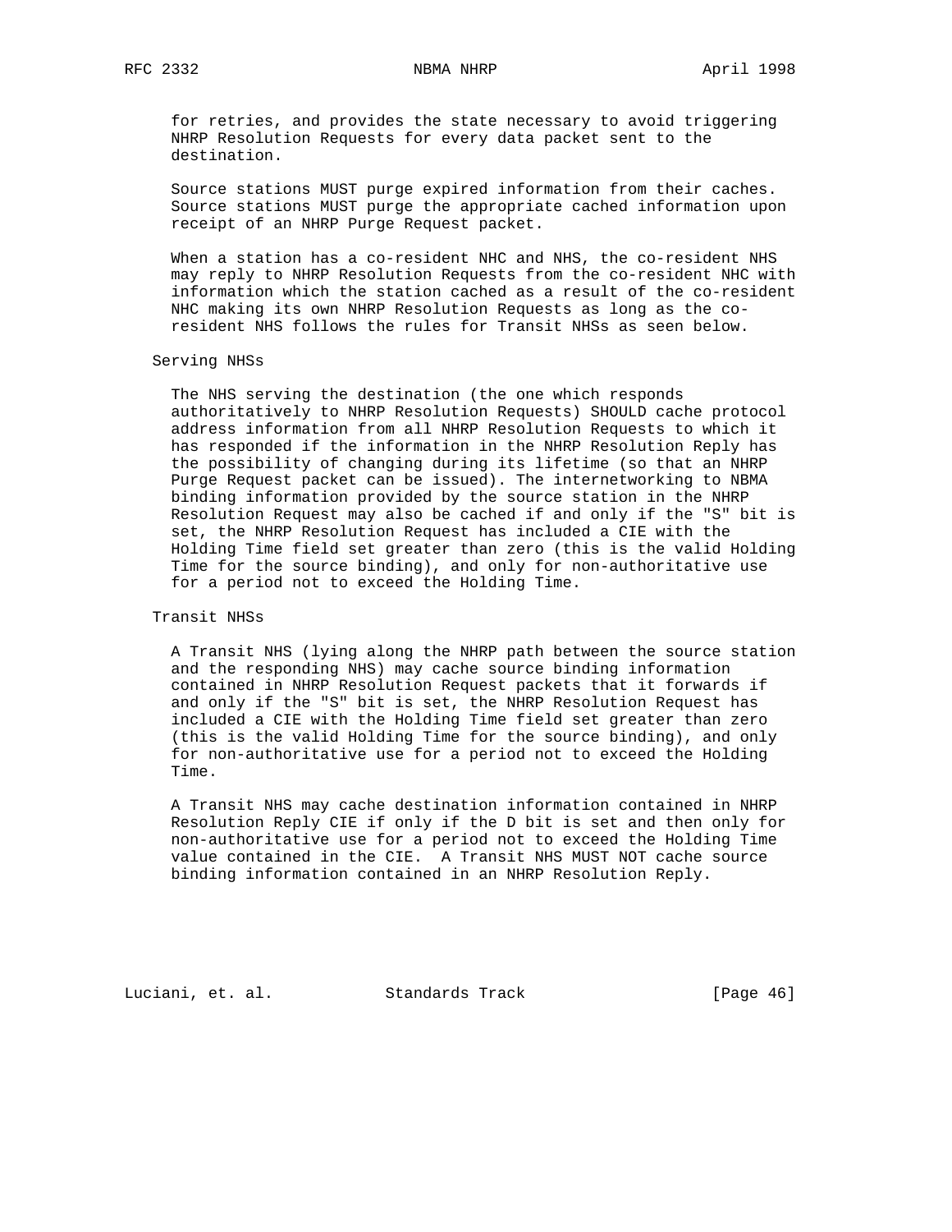for retries, and provides the state necessary to avoid triggering NHRP Resolution Requests for every data packet sent to the destination.

Source stations MUST purge expired information from their caches. Source stations MUST purge the appropriate cached information upon receipt of an NHRP Purge Request packet.

When a station has a co-resident NHC and NHS, the co-resident NHS may reply to NHRP Resolution Requests from the co-resident NHC with information which the station cached as a result of the co-resident NHC making its own NHRP Resolution Requests as long as the co-resident NHS follows the rules for Transit NHSs as seen below.

Serving NHSs

The NHS serving the destination (the one which responds authoritatively to NHRP Resolution Requests) SHOULD cache protocol address information from all NHRP Resolution Requests to which it has responded if the information in the NHRP Resolution Reply has the possibility of changing during its lifetime (so that an NHRP Purge Request packet can be issued). The internetworking to NBMA binding information provided by the source station in the NHRP Resolution Request may also be cached if and only if the "S" bit is set, the NHRP Resolution Request has included a CIE with the Holding Time field set greater than zero (this is the valid Holding Time for the source binding), and only for non-authoritative use for a period not to exceed the Holding Time.

Transit NHSs

A Transit NHS (lying along the NHRP path between the source station and the responding NHS) may cache source binding information contained in NHRP Resolution Request packets that it forwards if and only if the "S" bit is set, the NHRP Resolution Request has included a CIE with the Holding Time field set greater than zero (this is the valid Holding Time for the source binding), and only for non-authoritative use for a period not to exceed the Holding Time.

A Transit NHS may cache destination information contained in NHRP Resolution Reply CIE if only if the D bit is set and then only for non-authoritative use for a period not to exceed the Holding Time value contained in the CIE. A Transit NHS MUST NOT cache source binding information contained in an NHRP Resolution Reply.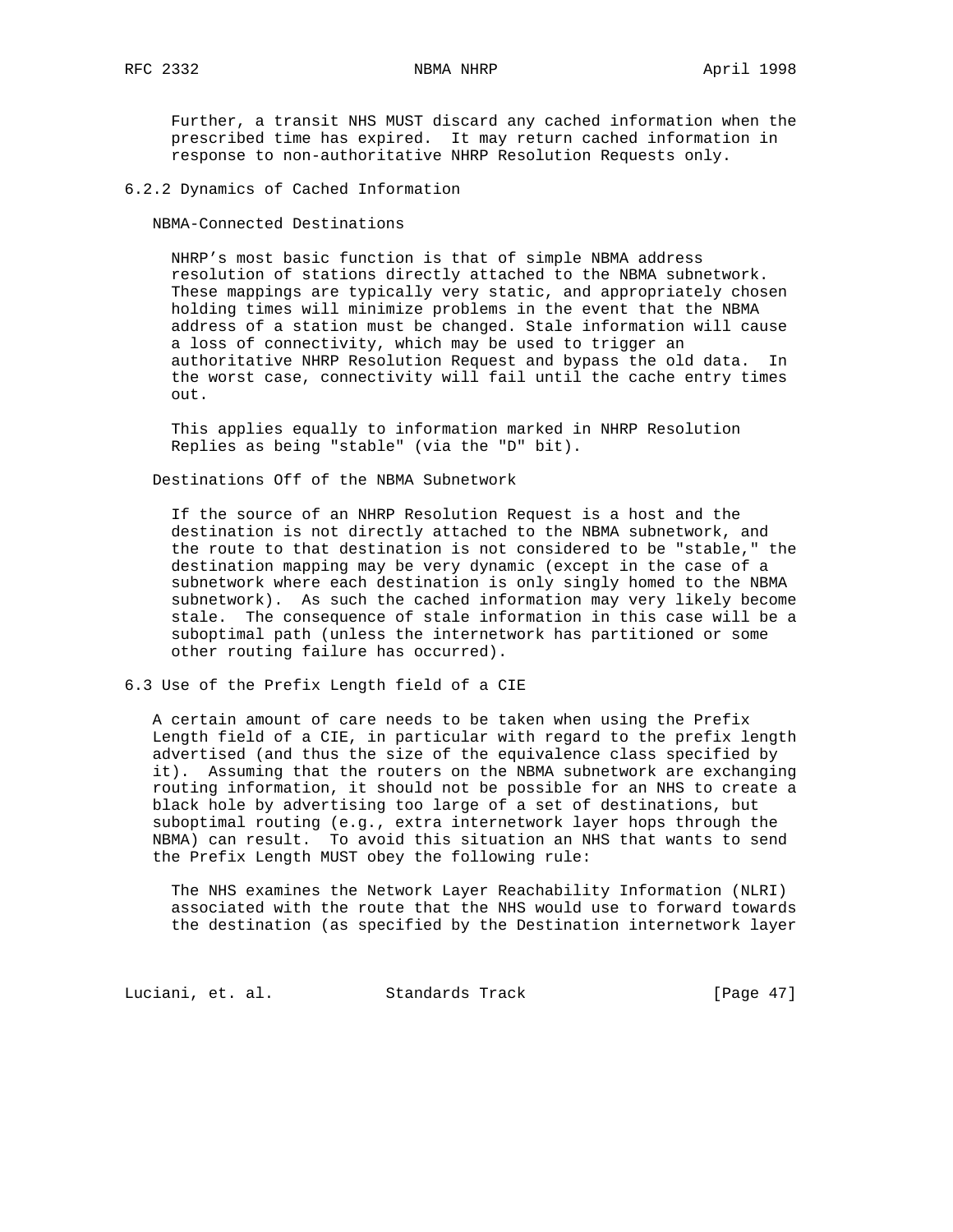Further, a transit NHS MUST discard any cached information when the prescribed time has expired. It may return cached information in response to non-authoritative NHRP Resolution Requests only.

### 6.2.2 Dynamics of Cached Information

NBMA-Connected Destinations

NHRP's most basic function is that of simple NBMA address resolution of stations directly attached to the NBMA subnetwork. These mappings are typically very static, and appropriately chosen holding times will minimize problems in the event that the NBMA address of a station must be changed. Stale information will cause a loss of connectivity, which may be used to trigger an authoritative NHRP Resolution Request and bypass the old data. In the worst case, connectivity will fail until the cache entry times out.

This applies equally to information marked in NHRP Resolution Replies as being "stable" (via the "D" bit).

Destinations Off of the NBMA Subnetwork

If the source of an NHRP Resolution Request is a host and the destination is not directly attached to the NBMA subnetwork, and the route to that destination is not considered to be "stable," the destination mapping may be very dynamic (except in the case of a subnetwork where each destination is only singly homed to the NBMA subnetwork). As such the cached information may very likely become stale. The consequence of stale information in this case will be a suboptimal path (unless the internetwork has partitioned or some other routing failure has occurred).

## 6.3 Use of the Prefix Length field of a CIE

A certain amount of care needs to be taken when using the Prefix Length field of a CIE, in particular with regard to the prefix length advertised (and thus the size of the equivalence class specified by it). Assuming that the routers on the NBMA subnetwork are exchanging routing information, it should not be possible for an NHS to create a black hole by advertising too large of a set of destinations, but suboptimal routing (e.g., extra internetwork layer hops through the NBMA) can result. To avoid this situation an NHS that wants to send the Prefix Length MUST obey the following rule:

The NHS examines the Network Layer Reachability Information (NLRI) associated with the route that the NHS would use to forward towards the destination (as specified by the Destination internetwork layer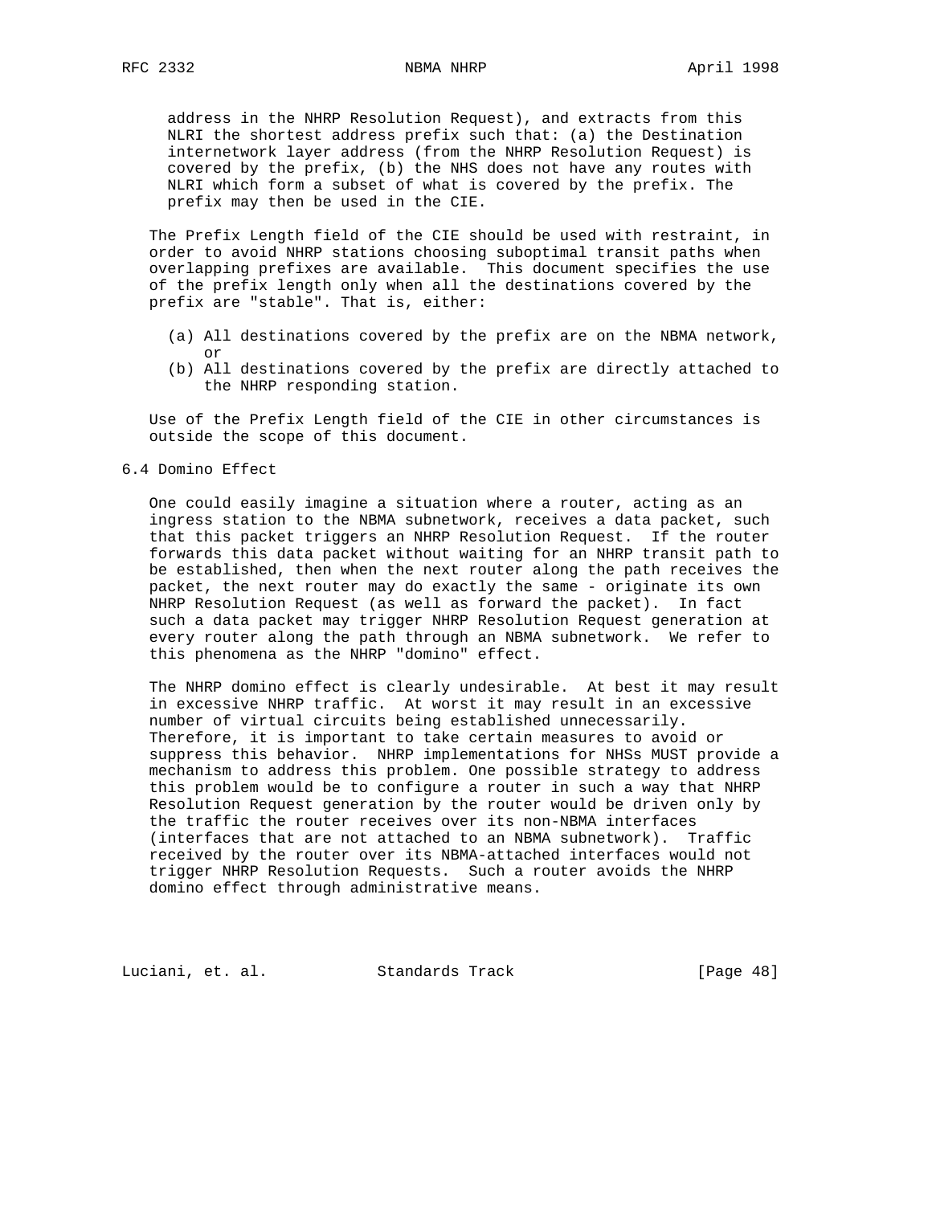address in the NHRP Resolution Request), and extracts from this NLRI the shortest address prefix such that: (a) the Destination internetwork layer address (from the NHRP Resolution Request) is covered by the prefix, (b) the NHS does not have any routes with NLRI which form a subset of what is covered by the prefix. The prefix may then be used in the CIE.

The Prefix Length field of the CIE should be used with restraint, in order to avoid NHRP stations choosing suboptimal transit paths when overlapping prefixes are available. This document specifies the use of the prefix length only when all the destinations covered by the prefix are "stable". That is, either:

(a) All destinations covered by the prefix are on the NBMA network, or
(b) All destinations covered by the prefix are directly attached to the NHRP responding station.

Use of the Prefix Length field of the CIE in other circumstances is outside the scope of this document.

## 6.4 Domino Effect

One could easily imagine a situation where a router, acting as an ingress station to the NBMA subnetwork, receives a data packet, such that this packet triggers an NHRP Resolution Request. If the router forwards this data packet without waiting for an NHRP transit path to be established, then when the next router along the path receives the packet, the next router may do exactly the same - originate its own NHRP Resolution Request (as well as forward the packet). In fact such a data packet may trigger NHRP Resolution Request generation at every router along the path through an NBMA subnetwork. We refer to this phenomena as the NHRP "domino" effect.

The NHRP domino effect is clearly undesirable. At best it may result in excessive NHRP traffic. At worst it may result in an excessive number of virtual circuits being established unnecessarily. Therefore, it is important to take certain measures to avoid or suppress this behavior. NHRP implementations for NHSs MUST provide a mechanism to address this problem. One possible strategy to address this problem would be to configure a router in such a way that NHRP Resolution Request generation by the router would be driven only by the traffic the router receives over its non-NBMA interfaces (interfaces that are not attached to an NBMA subnetwork). Traffic received by the router over its NBMA-attached interfaces would not trigger NHRP Resolution Requests. Such a router avoids the NHRP domino effect through administrative means.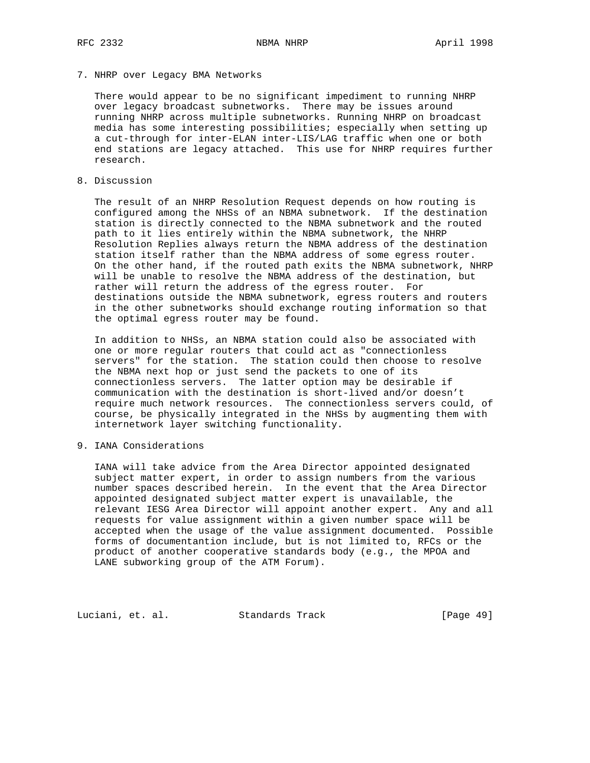## 7. NHRP over Legacy BMA Networks

There would appear to be no significant impediment to running NHRP over legacy broadcast subnetworks. There may be issues around running NHRP across multiple subnetworks. Running NHRP on broadcast media has some interesting possibilities; especially when setting up a cut-through for inter-ELAN inter-LIS/LAG traffic when one or both end stations are legacy attached. This use for NHRP requires further research.

## 8. Discussion

The result of an NHRP Resolution Request depends on how routing is configured among the NHSs of an NBMA subnetwork. If the destination station is directly connected to the NBMA subnetwork and the routed path to it lies entirely within the NBMA subnetwork, the NHRP Resolution Replies always return the NBMA address of the destination station itself rather than the NBMA address of some egress router. On the other hand, if the routed path exits the NBMA subnetwork, NHRP will be unable to resolve the NBMA address of the destination, but rather will return the address of the egress router. For destinations outside the NBMA subnetwork, egress routers and routers in the other subnetworks should exchange routing information so that the optimal egress router may be found.

In addition to NHSs, an NBMA station could also be associated with one or more regular routers that could act as "connectionless servers" for the station. The station could then choose to resolve the NBMA next hop or just send the packets to one of its connectionless servers. The latter option may be desirable if communication with the destination is short-lived and/or doesn't require much network resources. The connectionless servers could, of course, be physically integrated in the NHSs by augmenting them with internetwork layer switching functionality.

## 9. IANA Considerations

IANA will take advice from the Area Director appointed designated subject matter expert, in order to assign numbers from the various number spaces described herein. In the event that the Area Director appointed designated subject matter expert is unavailable, the relevant IESG Area Director will appoint another expert. Any and all requests for value assignment within a given number space will be accepted when the usage of the value assignment documented. Possible forms of documentantion include, but is not limited to, RFCs or the product of another cooperative standards body (e.g., the MPOA and LANE subworking group of the ATM Forum).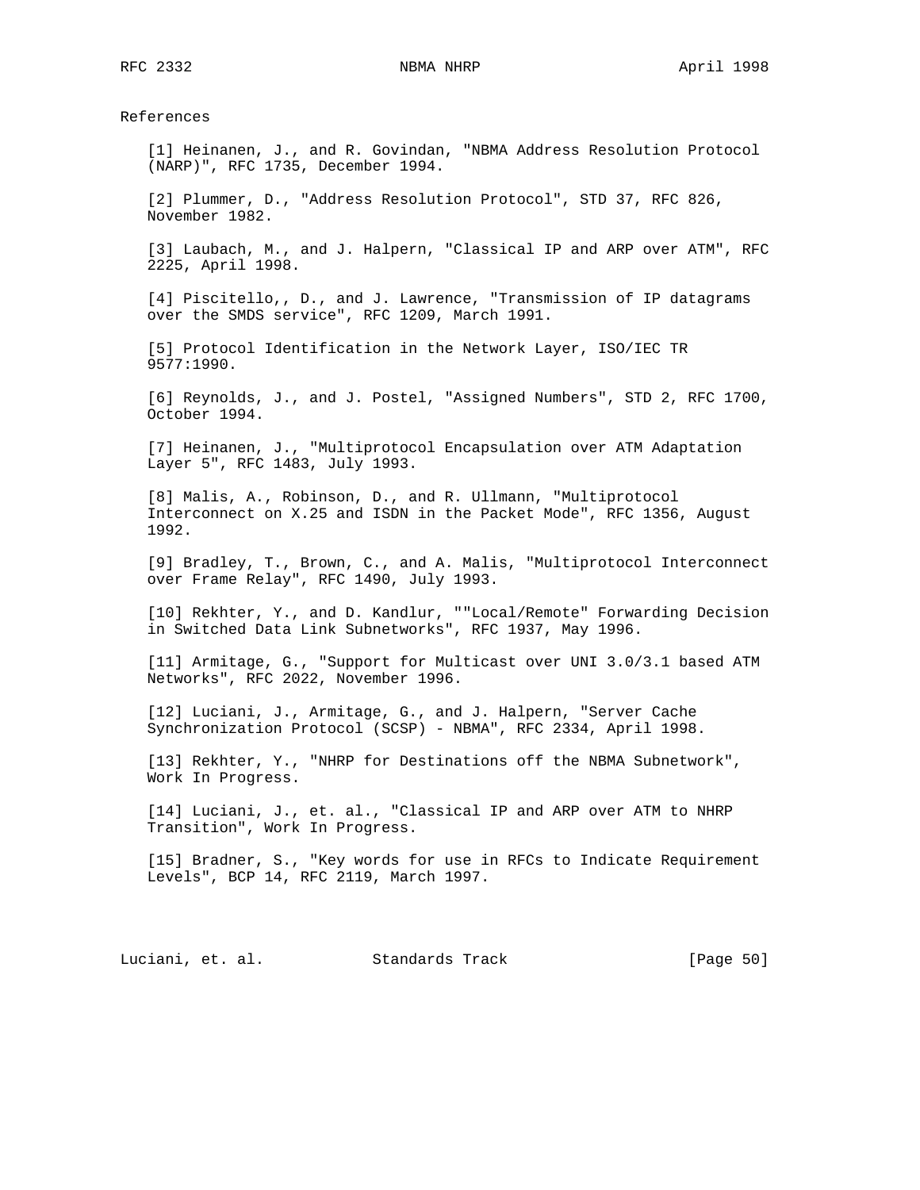## References

[1] Heinanen, J., and R. Govindan, "NBMA Address Resolution Protocol (NARP)", RFC 1735, December 1994.

[2] Plummer, D., "Address Resolution Protocol", STD 37, RFC 826, November 1982.

[3] Laubach, M., and J. Halpern, "Classical IP and ARP over ATM", RFC 2225, April 1998.

[4] Piscitello,, D., and J. Lawrence, "Transmission of IP datagrams over the SMDS service", RFC 1209, March 1991.

[5] Protocol Identification in the Network Layer, ISO/IEC TR 9577:1990.

[6] Reynolds, J., and J. Postel, "Assigned Numbers", STD 2, RFC 1700, October 1994.

[7] Heinanen, J., "Multiprotocol Encapsulation over ATM Adaptation Layer 5", RFC 1483, July 1993.

[8] Malis, A., Robinson, D., and R. Ullmann, "Multiprotocol Interconnect on X.25 and ISDN in the Packet Mode", RFC 1356, August 1992.

[9] Bradley, T., Brown, C., and A. Malis, "Multiprotocol Interconnect over Frame Relay", RFC 1490, July 1993.

[10] Rekhter, Y., and D. Kandlur, ""Local/Remote" Forwarding Decision in Switched Data Link Subnetworks", RFC 1937, May 1996.

[11] Armitage, G., "Support for Multicast over UNI 3.0/3.1 based ATM Networks", RFC 2022, November 1996.

[12] Luciani, J., Armitage, G., and J. Halpern, "Server Cache Synchronization Protocol (SCSP) - NBMA", RFC 2334, April 1998.

[13] Rekhter, Y., "NHRP for Destinations off the NBMA Subnetwork", Work In Progress.

[14] Luciani, J., et. al., "Classical IP and ARP over ATM to NHRP Transition", Work In Progress.

[15] Bradner, S., "Key words for use in RFCs to Indicate Requirement Levels", BCP 14, RFC 2119, March 1997.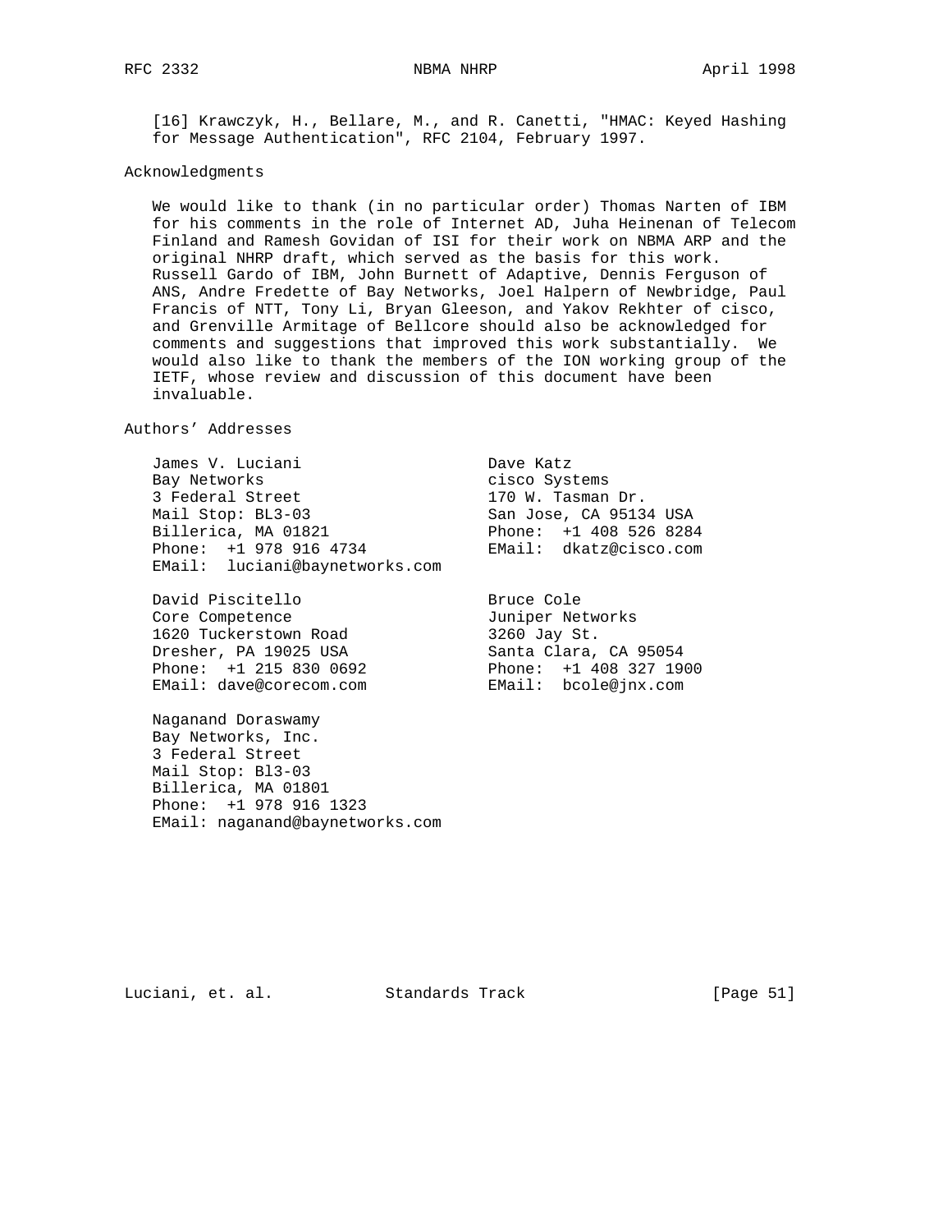[16] Krawczyk, H., Bellare, M., and R. Canetti, "HMAC: Keyed Hashing for Message Authentication", RFC 2104, February 1997.

## Acknowledgments

We would like to thank (in no particular order) Thomas Narten of IBM for his comments in the role of Internet AD, Juha Heinenan of Telecom Finland and Ramesh Govidan of ISI for their work on NBMA ARP and the original NHRP draft, which served as the basis for this work. Russell Gardo of IBM, John Burnett of Adaptive, Dennis Ferguson of ANS, Andre Fredette of Bay Networks, Joel Halpern of Newbridge, Paul Francis of NTT, Tony Li, Bryan Gleeson, and Yakov Rekhter of cisco, and Grenville Armitage of Bellcore should also be acknowledged for comments and suggestions that improved this work substantially. We would also like to thank the members of the ION working group of the IETF, whose review and discussion of this document have been invaluable.

## Authors' Addresses

James V. Luciani
Bay Networks
3 Federal Street
Mail Stop: BL3-03
Billerica, MA 01821
Phone: +1 978 916 4734
EMail: luciani@baynetworks.com

Dave Katz
cisco Systems
170 W. Tasman Dr.
San Jose, CA 95134 USA
Phone: +1 408 526 8284
EMail: dkatz@cisco.com

David Piscitello
Core Competence
1620 Tuckerstown Road
Dresher, PA 19025 USA
Phone: +1 215 830 0692
EMail: dave@corecom.com

Bruce Cole
Juniper Networks
3260 Jay St.
Santa Clara, CA 95054
Phone: +1 408 327 1900
EMail: bcole@jnx.com

Naganand Doraswamy
Bay Networks, Inc.
3 Federal Street
Mail Stop: Bl3-03
Billerica, MA 01801
Phone: +1 978 916 1323
EMail: naganand@baynetworks.com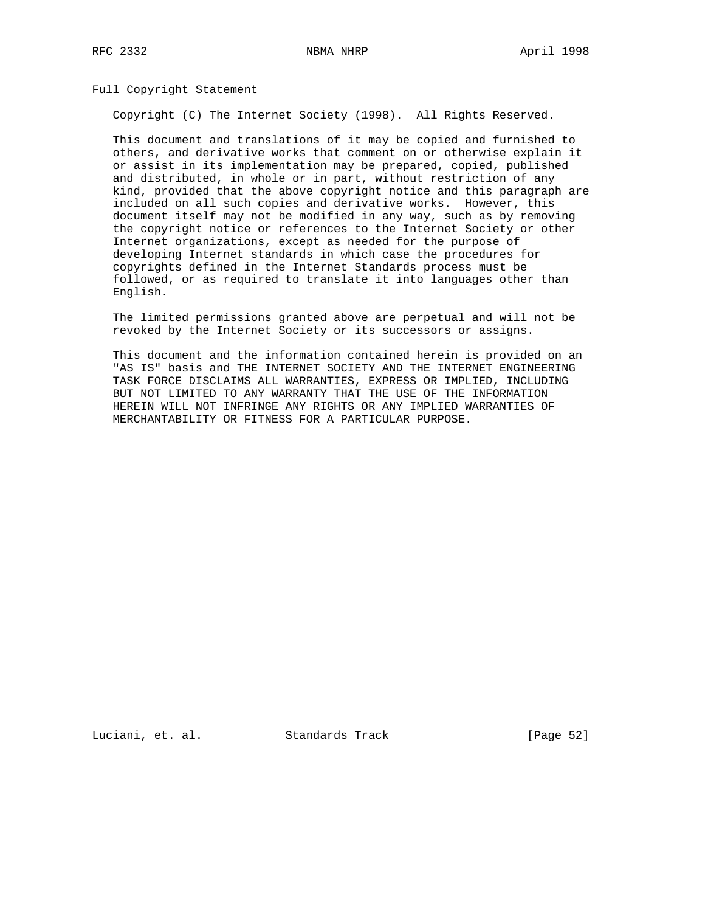## Full Copyright Statement

Copyright (C) The Internet Society (1998). All Rights Reserved.

This document and translations of it may be copied and furnished to others, and derivative works that comment on or otherwise explain it or assist in its implementation may be prepared, copied, published and distributed, in whole or in part, without restriction of any kind, provided that the above copyright notice and this paragraph are included on all such copies and derivative works. However, this document itself may not be modified in any way, such as by removing the copyright notice or references to the Internet Society or other Internet organizations, except as needed for the purpose of developing Internet standards in which case the procedures for copyrights defined in the Internet Standards process must be followed, or as required to translate it into languages other than English.

The limited permissions granted above are perpetual and will not be revoked by the Internet Society or its successors or assigns.

This document and the information contained herein is provided on an "AS IS" basis and THE INTERNET SOCIETY AND THE INTERNET ENGINEERING TASK FORCE DISCLAIMS ALL WARRANTIES, EXPRESS OR IMPLIED, INCLUDING BUT NOT LIMITED TO ANY WARRANTY THAT THE USE OF THE INFORMATION HEREIN WILL NOT INFRINGE ANY RIGHTS OR ANY IMPLIED WARRANTIES OF MERCHANTABILITY OR FITNESS FOR A PARTICULAR PURPOSE.